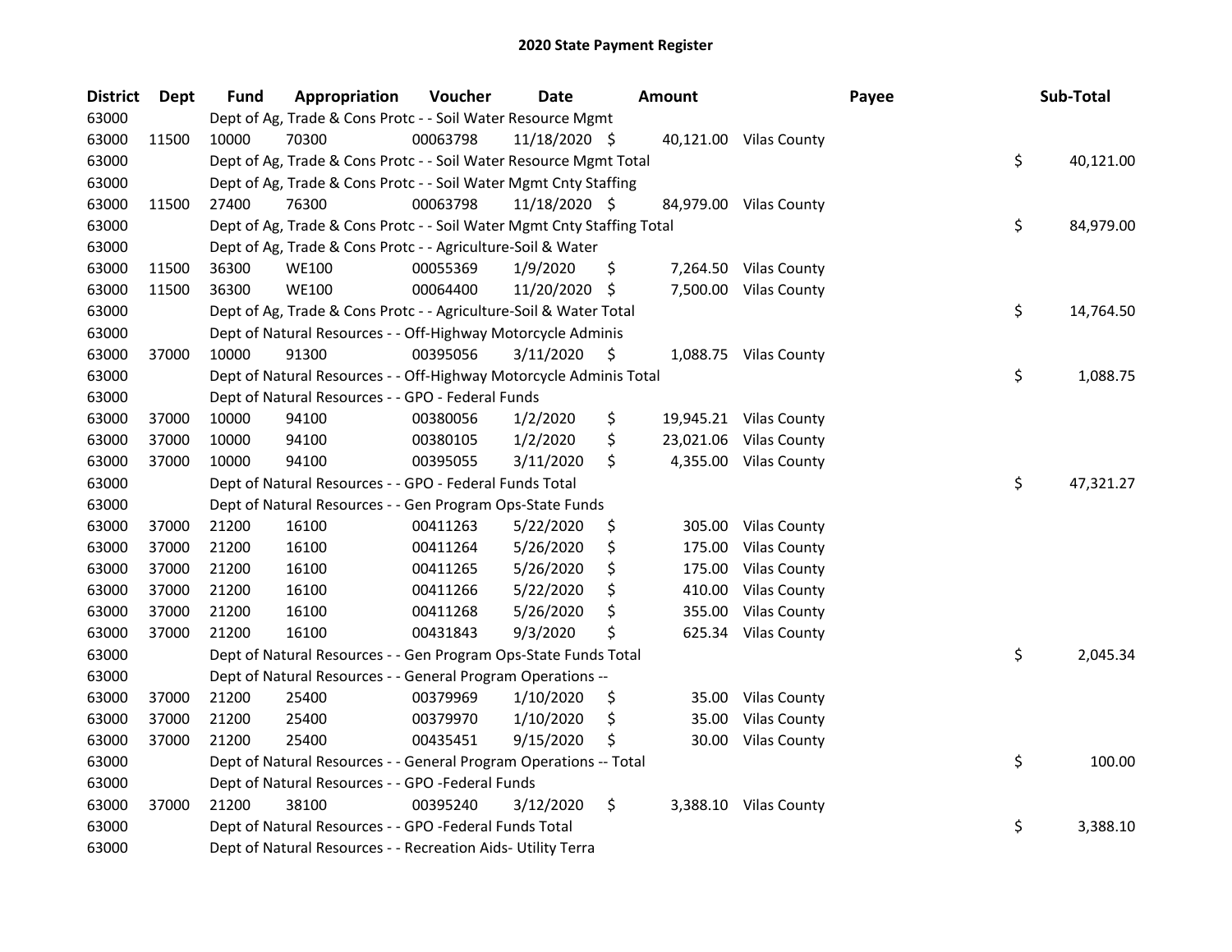# 2020 State Payment Register

| District | Dept | Fund | Appropriation | Voucher | Date | Amount | Payee | Sub-Total |
|---|---|---|---|---|---|---|---|---|
| 63000 | | Dept of Ag, Trade & Cons Protc - - Soil Water Resource Mgmt | | | | | | |
| 63000 | 11500 | 10000 | 70300 | 00063798 | 11/18/2020 | $ 40,121.00 | Vilas County | |
| 63000 | | Dept of Ag, Trade & Cons Protc - - Soil Water Resource Mgmt Total | | | | | | $ 40,121.00 |
| 63000 | | Dept of Ag, Trade & Cons Protc - - Soil Water Mgmt Cnty Staffing | | | | | | |
| 63000 | 11500 | 27400 | 76300 | 00063798 | 11/18/2020 | $ 84,979.00 | Vilas County | |
| 63000 | | Dept of Ag, Trade & Cons Protc - - Soil Water Mgmt Cnty Staffing Total | | | | | | $ 84,979.00 |
| 63000 | | Dept of Ag, Trade & Cons Protc - - Agriculture-Soil & Water | | | | | | |
| 63000 | 11500 | 36300 | WE100 | 00055369 | 1/9/2020 | $ 7,264.50 | Vilas County | |
| 63000 | 11500 | 36300 | WE100 | 00064400 | 11/20/2020 | $ 7,500.00 | Vilas County | |
| 63000 | | Dept of Ag, Trade & Cons Protc - - Agriculture-Soil & Water Total | | | | | | $ 14,764.50 |
| 63000 | | Dept of Natural Resources - - Off-Highway Motorcycle Adminis | | | | | | |
| 63000 | 37000 | 10000 | 91300 | 00395056 | 3/11/2020 | $ 1,088.75 | Vilas County | |
| 63000 | | Dept of Natural Resources - - Off-Highway Motorcycle Adminis Total | | | | | | $ 1,088.75 |
| 63000 | | Dept of Natural Resources - - GPO - Federal Funds | | | | | | |
| 63000 | 37000 | 10000 | 94100 | 00380056 | 1/2/2020 | $ 19,945.21 | Vilas County | |
| 63000 | 37000 | 10000 | 94100 | 00380105 | 1/2/2020 | $ 23,021.06 | Vilas County | |
| 63000 | 37000 | 10000 | 94100 | 00395055 | 3/11/2020 | $ 4,355.00 | Vilas County | |
| 63000 | | Dept of Natural Resources - - GPO - Federal Funds Total | | | | | | $ 47,321.27 |
| 63000 | | Dept of Natural Resources - - Gen Program Ops-State Funds | | | | | | |
| 63000 | 37000 | 21200 | 16100 | 00411263 | 5/22/2020 | $ 305.00 | Vilas County | |
| 63000 | 37000 | 21200 | 16100 | 00411264 | 5/26/2020 | $ 175.00 | Vilas County | |
| 63000 | 37000 | 21200 | 16100 | 00411265 | 5/26/2020 | $ 175.00 | Vilas County | |
| 63000 | 37000 | 21200 | 16100 | 00411266 | 5/22/2020 | $ 410.00 | Vilas County | |
| 63000 | 37000 | 21200 | 16100 | 00411268 | 5/26/2020 | $ 355.00 | Vilas County | |
| 63000 | 37000 | 21200 | 16100 | 00431843 | 9/3/2020 | $ 625.34 | Vilas County | |
| 63000 | | Dept of Natural Resources - - Gen Program Ops-State Funds Total | | | | | | $ 2,045.34 |
| 63000 | | Dept of Natural Resources - - General Program Operations -- | | | | | | |
| 63000 | 37000 | 21200 | 25400 | 00379969 | 1/10/2020 | $ 35.00 | Vilas County | |
| 63000 | 37000 | 21200 | 25400 | 00379970 | 1/10/2020 | $ 35.00 | Vilas County | |
| 63000 | 37000 | 21200 | 25400 | 00435451 | 9/15/2020 | $ 30.00 | Vilas County | |
| 63000 | | Dept of Natural Resources - - General Program Operations -- Total | | | | | | $ 100.00 |
| 63000 | | Dept of Natural Resources - - GPO -Federal Funds | | | | | | |
| 63000 | 37000 | 21200 | 38100 | 00395240 | 3/12/2020 | $ 3,388.10 | Vilas County | |
| 63000 | | Dept of Natural Resources - - GPO -Federal Funds Total | | | | | | $ 3,388.10 |
| 63000 | | Dept of Natural Resources - - Recreation Aids- Utility Terra | | | | | | |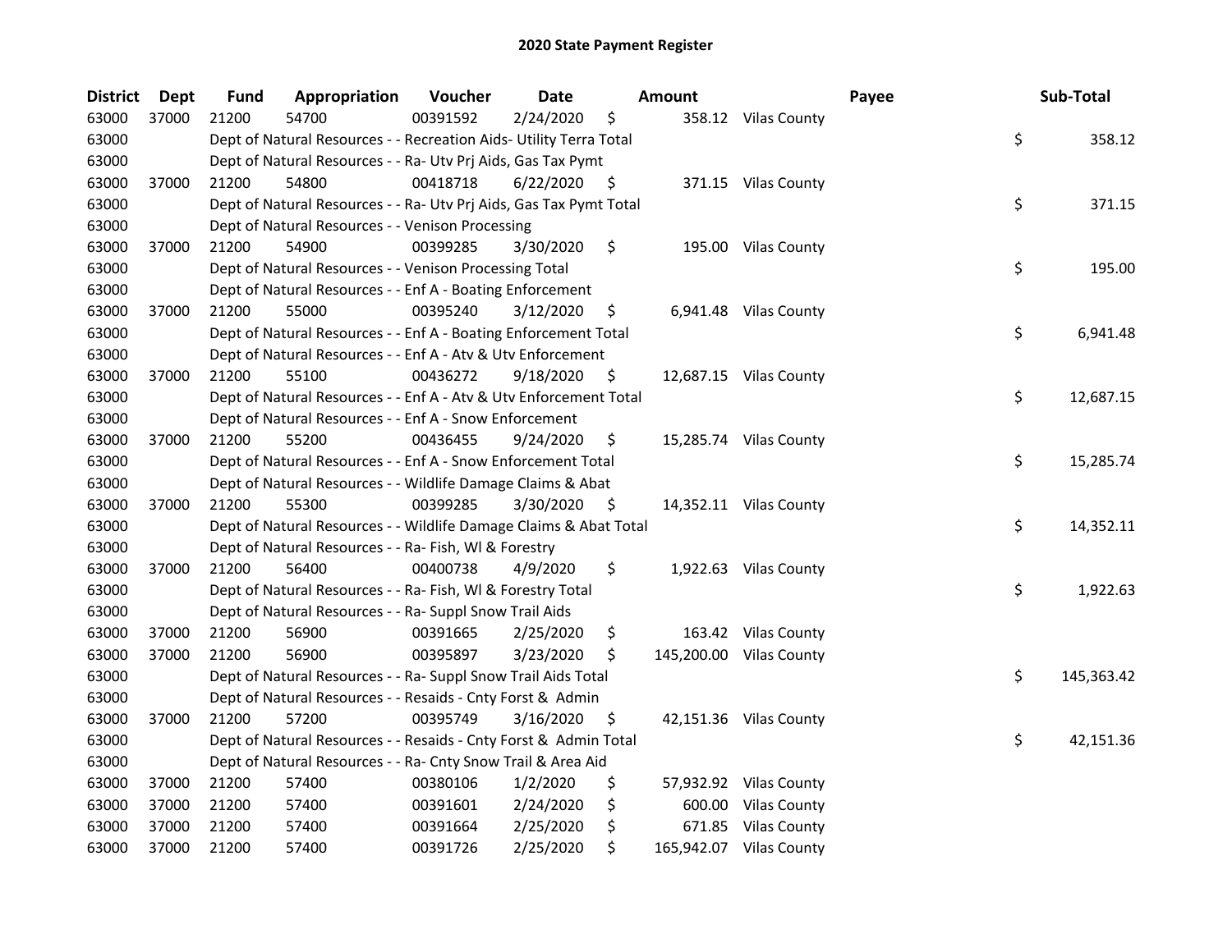# 2020 State Payment Register

| District | Dept | Fund | Appropriation | Voucher | Date | Amount | Payee | Sub-Total |
|---|---|---|---|---|---|---|---|---|
| 63000 | 37000 | 21200 | 54700 | 00391592 | 2/24/2020 | $ 358.12 | Vilas County | |
| 63000 | | Dept of Natural Resources - - Recreation Aids- Utility Terra Total | | | | | | $ 358.12 |
| 63000 | | Dept of Natural Resources - - Ra- Utv Prj Aids, Gas Tax Pymt | | | | | | |
| 63000 | 37000 | 21200 | 54800 | 00418718 | 6/22/2020 | $ 371.15 | Vilas County | |
| 63000 | | Dept of Natural Resources - - Ra- Utv Prj Aids, Gas Tax Pymt Total | | | | | | $ 371.15 |
| 63000 | | Dept of Natural Resources - - Venison Processing | | | | | | |
| 63000 | 37000 | 21200 | 54900 | 00399285 | 3/30/2020 | $ 195.00 | Vilas County | |
| 63000 | | Dept of Natural Resources - - Venison Processing Total | | | | | | $ 195.00 |
| 63000 | | Dept of Natural Resources - - Enf A - Boating Enforcement | | | | | | |
| 63000 | 37000 | 21200 | 55000 | 00395240 | 3/12/2020 | $ 6,941.48 | Vilas County | |
| 63000 | | Dept of Natural Resources - - Enf A - Boating Enforcement Total | | | | | | $ 6,941.48 |
| 63000 | | Dept of Natural Resources - - Enf A - Atv & Utv Enforcement | | | | | | |
| 63000 | 37000 | 21200 | 55100 | 00436272 | 9/18/2020 | $ 12,687.15 | Vilas County | |
| 63000 | | Dept of Natural Resources - - Enf A - Atv & Utv Enforcement Total | | | | | | $ 12,687.15 |
| 63000 | | Dept of Natural Resources - - Enf A - Snow Enforcement | | | | | | |
| 63000 | 37000 | 21200 | 55200 | 00436455 | 9/24/2020 | $ 15,285.74 | Vilas County | |
| 63000 | | Dept of Natural Resources - - Enf A - Snow Enforcement Total | | | | | | $ 15,285.74 |
| 63000 | | Dept of Natural Resources - - Wildlife Damage Claims & Abat | | | | | | |
| 63000 | 37000 | 21200 | 55300 | 00399285 | 3/30/2020 | $ 14,352.11 | Vilas County | |
| 63000 | | Dept of Natural Resources - - Wildlife Damage Claims & Abat Total | | | | | | $ 14,352.11 |
| 63000 | | Dept of Natural Resources - - Ra- Fish, Wl & Forestry | | | | | | |
| 63000 | 37000 | 21200 | 56400 | 00400738 | 4/9/2020 | $ 1,922.63 | Vilas County | |
| 63000 | | Dept of Natural Resources - - Ra- Fish, Wl & Forestry Total | | | | | | $ 1,922.63 |
| 63000 | | Dept of Natural Resources - - Ra- Suppl Snow Trail Aids | | | | | | |
| 63000 | 37000 | 21200 | 56900 | 00391665 | 2/25/2020 | $ 163.42 | Vilas County | |
| 63000 | 37000 | 21200 | 56900 | 00395897 | 3/23/2020 | $ 145,200.00 | Vilas County | |
| 63000 | | Dept of Natural Resources - - Ra- Suppl Snow Trail Aids Total | | | | | | $ 145,363.42 |
| 63000 | | Dept of Natural Resources - - Resaids - Cnty Forst & Admin | | | | | | |
| 63000 | 37000 | 21200 | 57200 | 00395749 | 3/16/2020 | $ 42,151.36 | Vilas County | |
| 63000 | | Dept of Natural Resources - - Resaids - Cnty Forst & Admin Total | | | | | | $ 42,151.36 |
| 63000 | | Dept of Natural Resources - - Ra- Cnty Snow Trail & Area Aid | | | | | | |
| 63000 | 37000 | 21200 | 57400 | 00380106 | 1/2/2020 | $ 57,932.92 | Vilas County | |
| 63000 | 37000 | 21200 | 57400 | 00391601 | 2/24/2020 | $ 600.00 | Vilas County | |
| 63000 | 37000 | 21200 | 57400 | 00391664 | 2/25/2020 | $ 671.85 | Vilas County | |
| 63000 | 37000 | 21200 | 57400 | 00391726 | 2/25/2020 | $ 165,942.07 | Vilas County | |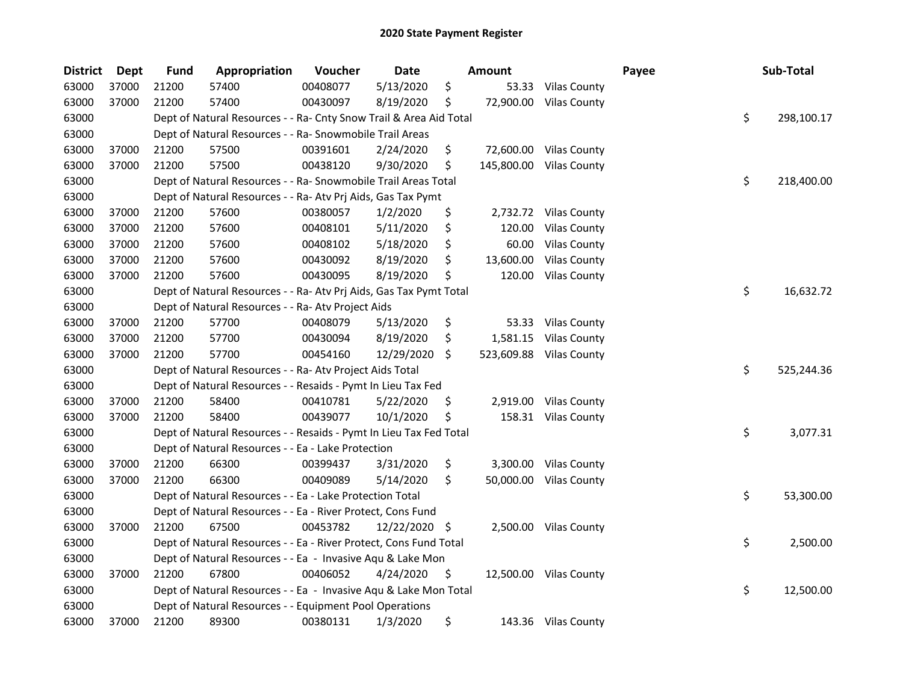# 2020 State Payment Register

| District | Dept | Fund | Appropriation | Voucher | Date | Amount | Payee | Sub-Total |
|---|---|---|---|---|---|---|---|---|
| 63000 | 37000 | 21200 | 57400 | 00408077 | 5/13/2020 | $ 53.33 | Vilas County | |
| 63000 | 37000 | 21200 | 57400 | 00430097 | 8/19/2020 | $ 72,900.00 | Vilas County | |
| 63000 | | Dept of Natural Resources - - Ra- Cnty Snow Trail & Area Aid Total | | | | | | $ 298,100.17 |
| 63000 | | Dept of Natural Resources - - Ra- Snowmobile Trail Areas | | | | | | |
| 63000 | 37000 | 21200 | 57500 | 00391601 | 2/24/2020 | $ 72,600.00 | Vilas County | |
| 63000 | 37000 | 21200 | 57500 | 00438120 | 9/30/2020 | $ 145,800.00 | Vilas County | |
| 63000 | | Dept of Natural Resources - - Ra- Snowmobile Trail Areas Total | | | | | | $ 218,400.00 |
| 63000 | | Dept of Natural Resources - - Ra- Atv Prj Aids, Gas Tax Pymt | | | | | | |
| 63000 | 37000 | 21200 | 57600 | 00380057 | 1/2/2020 | $ 2,732.72 | Vilas County | |
| 63000 | 37000 | 21200 | 57600 | 00408101 | 5/11/2020 | $ 120.00 | Vilas County | |
| 63000 | 37000 | 21200 | 57600 | 00408102 | 5/18/2020 | $ 60.00 | Vilas County | |
| 63000 | 37000 | 21200 | 57600 | 00430092 | 8/19/2020 | $ 13,600.00 | Vilas County | |
| 63000 | 37000 | 21200 | 57600 | 00430095 | 8/19/2020 | $ 120.00 | Vilas County | |
| 63000 | | Dept of Natural Resources - - Ra- Atv Prj Aids, Gas Tax Pymt Total | | | | | | $ 16,632.72 |
| 63000 | | Dept of Natural Resources - - Ra- Atv Project Aids | | | | | | |
| 63000 | 37000 | 21200 | 57700 | 00408079 | 5/13/2020 | $ 53.33 | Vilas County | |
| 63000 | 37000 | 21200 | 57700 | 00430094 | 8/19/2020 | $ 1,581.15 | Vilas County | |
| 63000 | 37000 | 21200 | 57700 | 00454160 | 12/29/2020 | $ 523,609.88 | Vilas County | |
| 63000 | | Dept of Natural Resources - - Ra- Atv Project Aids Total | | | | | | $ 525,244.36 |
| 63000 | | Dept of Natural Resources - - Resaids - Pymt In Lieu Tax Fed | | | | | | |
| 63000 | 37000 | 21200 | 58400 | 00410781 | 5/22/2020 | $ 2,919.00 | Vilas County | |
| 63000 | 37000 | 21200 | 58400 | 00439077 | 10/1/2020 | $ 158.31 | Vilas County | |
| 63000 | | Dept of Natural Resources - - Resaids - Pymt In Lieu Tax Fed Total | | | | | | $ 3,077.31 |
| 63000 | | Dept of Natural Resources - - Ea - Lake Protection | | | | | | |
| 63000 | 37000 | 21200 | 66300 | 00399437 | 3/31/2020 | $ 3,300.00 | Vilas County | |
| 63000 | 37000 | 21200 | 66300 | 00409089 | 5/14/2020 | $ 50,000.00 | Vilas County | |
| 63000 | | Dept of Natural Resources - - Ea - Lake Protection Total | | | | | | $ 53,300.00 |
| 63000 | | Dept of Natural Resources - - Ea - River Protect, Cons Fund | | | | | | |
| 63000 | 37000 | 21200 | 67500 | 00453782 | 12/22/2020 | $ 2,500.00 | Vilas County | |
| 63000 | | Dept of Natural Resources - - Ea - River Protect, Cons Fund Total | | | | | | $ 2,500.00 |
| 63000 | | Dept of Natural Resources - - Ea - Invasive Aqu & Lake Mon | | | | | | |
| 63000 | 37000 | 21200 | 67800 | 00406052 | 4/24/2020 | $ 12,500.00 | Vilas County | |
| 63000 | | Dept of Natural Resources - - Ea - Invasive Aqu & Lake Mon Total | | | | | | $ 12,500.00 |
| 63000 | | Dept of Natural Resources - - Equipment Pool Operations | | | | | | |
| 63000 | 37000 | 21200 | 89300 | 00380131 | 1/3/2020 | $ 143.36 | Vilas County | |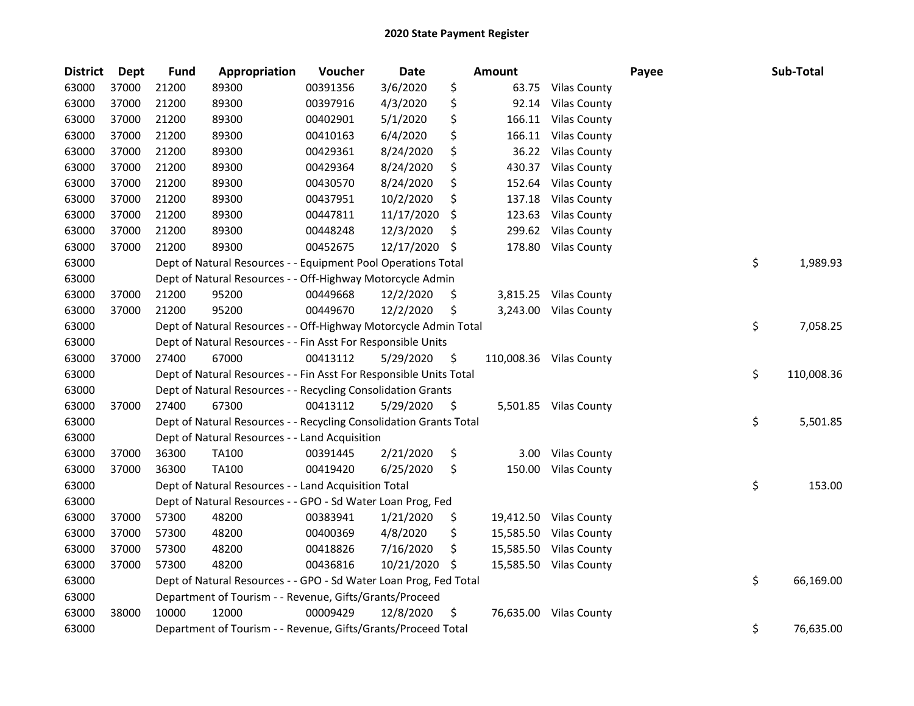# 2020 State Payment Register

| District | Dept | Fund | Appropriation | Voucher | Date | Amount | | Payee | Sub-Total |
|---|---|---|---|---|---|---|---|---|---|
| 63000 | 37000 | 21200 | 89300 | 00391356 | 3/6/2020 | $ | 63.75 | Vilas County | |
| 63000 | 37000 | 21200 | 89300 | 00397916 | 4/3/2020 | $ | 92.14 | Vilas County | |
| 63000 | 37000 | 21200 | 89300 | 00402901 | 5/1/2020 | $ | 166.11 | Vilas County | |
| 63000 | 37000 | 21200 | 89300 | 00410163 | 6/4/2020 | $ | 166.11 | Vilas County | |
| 63000 | 37000 | 21200 | 89300 | 00429361 | 8/24/2020 | $ | 36.22 | Vilas County | |
| 63000 | 37000 | 21200 | 89300 | 00429364 | 8/24/2020 | $ | 430.37 | Vilas County | |
| 63000 | 37000 | 21200 | 89300 | 00430570 | 8/24/2020 | $ | 152.64 | Vilas County | |
| 63000 | 37000 | 21200 | 89300 | 00437951 | 10/2/2020 | $ | 137.18 | Vilas County | |
| 63000 | 37000 | 21200 | 89300 | 00447811 | 11/17/2020 | $ | 123.63 | Vilas County | |
| 63000 | 37000 | 21200 | 89300 | 00448248 | 12/3/2020 | $ | 299.62 | Vilas County | |
| 63000 | 37000 | 21200 | 89300 | 00452675 | 12/17/2020 | $ | 178.80 | Vilas County | |
| 63000 | | Dept of Natural Resources - - Equipment Pool Operations Total | | | | | | | $ 1,989.93 |
| 63000 | | Dept of Natural Resources - - Off-Highway Motorcycle Admin | | | | | | | |
| 63000 | 37000 | 21200 | 95200 | 00449668 | 12/2/2020 | $ | 3,815.25 | Vilas County | |
| 63000 | 37000 | 21200 | 95200 | 00449670 | 12/2/2020 | $ | 3,243.00 | Vilas County | |
| 63000 | | Dept of Natural Resources - - Off-Highway Motorcycle Admin Total | | | | | | | $ 7,058.25 |
| 63000 | | Dept of Natural Resources - - Fin Asst For Responsible Units | | | | | | | |
| 63000 | 37000 | 27400 | 67000 | 00413112 | 5/29/2020 | $ | 110,008.36 | Vilas County | |
| 63000 | | Dept of Natural Resources - - Fin Asst For Responsible Units Total | | | | | | | $ 110,008.36 |
| 63000 | | Dept of Natural Resources - - Recycling Consolidation Grants | | | | | | | |
| 63000 | 37000 | 27400 | 67300 | 00413112 | 5/29/2020 | $ | 5,501.85 | Vilas County | |
| 63000 | | Dept of Natural Resources - - Recycling Consolidation Grants Total | | | | | | | $ 5,501.85 |
| 63000 | | Dept of Natural Resources - - Land Acquisition | | | | | | | |
| 63000 | 37000 | 36300 | TA100 | 00391445 | 2/21/2020 | $ | 3.00 | Vilas County | |
| 63000 | 37000 | 36300 | TA100 | 00419420 | 6/25/2020 | $ | 150.00 | Vilas County | |
| 63000 | | Dept of Natural Resources - - Land Acquisition Total | | | | | | | $ 153.00 |
| 63000 | | Dept of Natural Resources - - GPO - Sd Water Loan Prog, Fed | | | | | | | |
| 63000 | 37000 | 57300 | 48200 | 00383941 | 1/21/2020 | $ | 19,412.50 | Vilas County | |
| 63000 | 37000 | 57300 | 48200 | 00400369 | 4/8/2020 | $ | 15,585.50 | Vilas County | |
| 63000 | 37000 | 57300 | 48200 | 00418826 | 7/16/2020 | $ | 15,585.50 | Vilas County | |
| 63000 | 37000 | 57300 | 48200 | 00436816 | 10/21/2020 | $ | 15,585.50 | Vilas County | |
| 63000 | | Dept of Natural Resources - - GPO - Sd Water Loan Prog, Fed Total | | | | | | | $ 66,169.00 |
| 63000 | | Department of Tourism - - Revenue, Gifts/Grants/Proceed | | | | | | | |
| 63000 | 38000 | 10000 | 12000 | 00009429 | 12/8/2020 | $ | 76,635.00 | Vilas County | |
| 63000 | | Department of Tourism - - Revenue, Gifts/Grants/Proceed Total | | | | | | | $ 76,635.00 |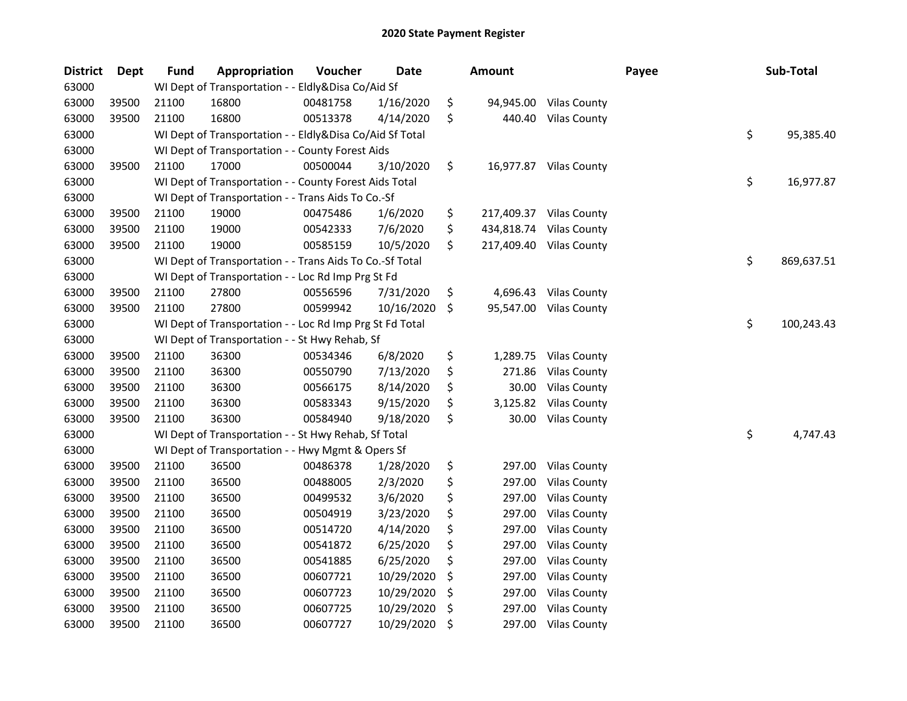# 2020 State Payment Register

| District | Dept | Fund | Appropriation | Voucher | Date | Amount | Payee | Sub-Total |
|---|---|---|---|---|---|---|---|---|
| 63000 | | WI Dept of Transportation - - Eldly&Disa Co/Aid Sf | | | | | | |
| 63000 | 39500 | 21100 | 16800 | 00481758 | 1/16/2020 | $ 94,945.00 | Vilas County | |
| 63000 | 39500 | 21100 | 16800 | 00513378 | 4/14/2020 | $ 440.40 | Vilas County | |
| 63000 | | WI Dept of Transportation - - Eldly&Disa Co/Aid Sf Total | | | | | | $ 95,385.40 |
| 63000 | | WI Dept of Transportation - - County Forest Aids | | | | | | |
| 63000 | 39500 | 21100 | 17000 | 00500044 | 3/10/2020 | $ 16,977.87 | Vilas County | |
| 63000 | | WI Dept of Transportation - - County Forest Aids Total | | | | | | $ 16,977.87 |
| 63000 | | WI Dept of Transportation - - Trans Aids To Co.-Sf | | | | | | |
| 63000 | 39500 | 21100 | 19000 | 00475486 | 1/6/2020 | $ 217,409.37 | Vilas County | |
| 63000 | 39500 | 21100 | 19000 | 00542333 | 7/6/2020 | $ 434,818.74 | Vilas County | |
| 63000 | 39500 | 21100 | 19000 | 00585159 | 10/5/2020 | $ 217,409.40 | Vilas County | |
| 63000 | | WI Dept of Transportation - - Trans Aids To Co.-Sf Total | | | | | | $ 869,637.51 |
| 63000 | | WI Dept of Transportation - - Loc Rd Imp Prg St Fd | | | | | | |
| 63000 | 39500 | 21100 | 27800 | 00556596 | 7/31/2020 | $ 4,696.43 | Vilas County | |
| 63000 | 39500 | 21100 | 27800 | 00599942 | 10/16/2020 | $ 95,547.00 | Vilas County | |
| 63000 | | WI Dept of Transportation - - Loc Rd Imp Prg St Fd Total | | | | | | $ 100,243.43 |
| 63000 | | WI Dept of Transportation - - St Hwy Rehab, Sf | | | | | | |
| 63000 | 39500 | 21100 | 36300 | 00534346 | 6/8/2020 | $ 1,289.75 | Vilas County | |
| 63000 | 39500 | 21100 | 36300 | 00550790 | 7/13/2020 | $ 271.86 | Vilas County | |
| 63000 | 39500 | 21100 | 36300 | 00566175 | 8/14/2020 | $ 30.00 | Vilas County | |
| 63000 | 39500 | 21100 | 36300 | 00583343 | 9/15/2020 | $ 3,125.82 | Vilas County | |
| 63000 | 39500 | 21100 | 36300 | 00584940 | 9/18/2020 | $ 30.00 | Vilas County | |
| 63000 | | WI Dept of Transportation - - St Hwy Rehab, Sf Total | | | | | | $ 4,747.43 |
| 63000 | | WI Dept of Transportation - - Hwy Mgmt & Opers Sf | | | | | | |
| 63000 | 39500 | 21100 | 36500 | 00486378 | 1/28/2020 | $ 297.00 | Vilas County | |
| 63000 | 39500 | 21100 | 36500 | 00488005 | 2/3/2020 | $ 297.00 | Vilas County | |
| 63000 | 39500 | 21100 | 36500 | 00499532 | 3/6/2020 | $ 297.00 | Vilas County | |
| 63000 | 39500 | 21100 | 36500 | 00504919 | 3/23/2020 | $ 297.00 | Vilas County | |
| 63000 | 39500 | 21100 | 36500 | 00514720 | 4/14/2020 | $ 297.00 | Vilas County | |
| 63000 | 39500 | 21100 | 36500 | 00541872 | 6/25/2020 | $ 297.00 | Vilas County | |
| 63000 | 39500 | 21100 | 36500 | 00541885 | 6/25/2020 | $ 297.00 | Vilas County | |
| 63000 | 39500 | 21100 | 36500 | 00607721 | 10/29/2020 | $ 297.00 | Vilas County | |
| 63000 | 39500 | 21100 | 36500 | 00607723 | 10/29/2020 | $ 297.00 | Vilas County | |
| 63000 | 39500 | 21100 | 36500 | 00607725 | 10/29/2020 | $ 297.00 | Vilas County | |
| 63000 | 39500 | 21100 | 36500 | 00607727 | 10/29/2020 | $ 297.00 | Vilas County | |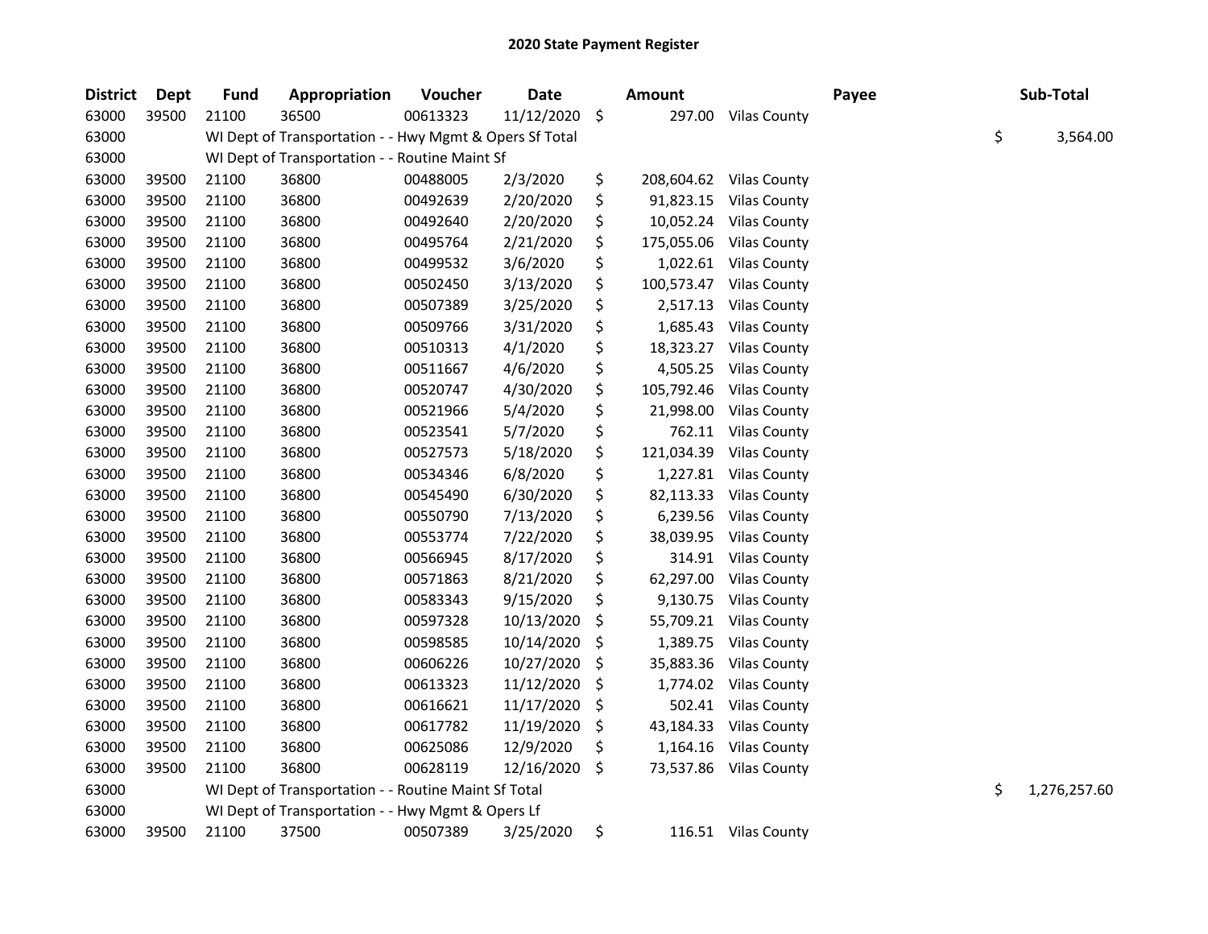# 2020 State Payment Register

| District | Dept | Fund | Appropriation | Voucher | Date | Amount | Payee | Sub-Total |
|---|---|---|---|---|---|---|---|---|
| 63000 | 39500 | 21100 | 36500 | 00613323 | 11/12/2020 | $ 297.00 | Vilas County | |
| 63000 | | WI Dept of Transportation - - Hwy Mgmt & Opers Sf Total | | | | | | $ 3,564.00 |
| 63000 | | WI Dept of Transportation - - Routine Maint Sf | | | | | | |
| 63000 | 39500 | 21100 | 36800 | 00488005 | 2/3/2020 | $ 208,604.62 | Vilas County | |
| 63000 | 39500 | 21100 | 36800 | 00492639 | 2/20/2020 | $ 91,823.15 | Vilas County | |
| 63000 | 39500 | 21100 | 36800 | 00492640 | 2/20/2020 | $ 10,052.24 | Vilas County | |
| 63000 | 39500 | 21100 | 36800 | 00495764 | 2/21/2020 | $ 175,055.06 | Vilas County | |
| 63000 | 39500 | 21100 | 36800 | 00499532 | 3/6/2020 | $ 1,022.61 | Vilas County | |
| 63000 | 39500 | 21100 | 36800 | 00502450 | 3/13/2020 | $ 100,573.47 | Vilas County | |
| 63000 | 39500 | 21100 | 36800 | 00507389 | 3/25/2020 | $ 2,517.13 | Vilas County | |
| 63000 | 39500 | 21100 | 36800 | 00509766 | 3/31/2020 | $ 1,685.43 | Vilas County | |
| 63000 | 39500 | 21100 | 36800 | 00510313 | 4/1/2020 | $ 18,323.27 | Vilas County | |
| 63000 | 39500 | 21100 | 36800 | 00511667 | 4/6/2020 | $ 4,505.25 | Vilas County | |
| 63000 | 39500 | 21100 | 36800 | 00520747 | 4/30/2020 | $ 105,792.46 | Vilas County | |
| 63000 | 39500 | 21100 | 36800 | 00521966 | 5/4/2020 | $ 21,998.00 | Vilas County | |
| 63000 | 39500 | 21100 | 36800 | 00523541 | 5/7/2020 | $ 762.11 | Vilas County | |
| 63000 | 39500 | 21100 | 36800 | 00527573 | 5/18/2020 | $ 121,034.39 | Vilas County | |
| 63000 | 39500 | 21100 | 36800 | 00534346 | 6/8/2020 | $ 1,227.81 | Vilas County | |
| 63000 | 39500 | 21100 | 36800 | 00545490 | 6/30/2020 | $ 82,113.33 | Vilas County | |
| 63000 | 39500 | 21100 | 36800 | 00550790 | 7/13/2020 | $ 6,239.56 | Vilas County | |
| 63000 | 39500 | 21100 | 36800 | 00553774 | 7/22/2020 | $ 38,039.95 | Vilas County | |
| 63000 | 39500 | 21100 | 36800 | 00566945 | 8/17/2020 | $ 314.91 | Vilas County | |
| 63000 | 39500 | 21100 | 36800 | 00571863 | 8/21/2020 | $ 62,297.00 | Vilas County | |
| 63000 | 39500 | 21100 | 36800 | 00583343 | 9/15/2020 | $ 9,130.75 | Vilas County | |
| 63000 | 39500 | 21100 | 36800 | 00597328 | 10/13/2020 | $ 55,709.21 | Vilas County | |
| 63000 | 39500 | 21100 | 36800 | 00598585 | 10/14/2020 | $ 1,389.75 | Vilas County | |
| 63000 | 39500 | 21100 | 36800 | 00606226 | 10/27/2020 | $ 35,883.36 | Vilas County | |
| 63000 | 39500 | 21100 | 36800 | 00613323 | 11/12/2020 | $ 1,774.02 | Vilas County | |
| 63000 | 39500 | 21100 | 36800 | 00616621 | 11/17/2020 | $ 502.41 | Vilas County | |
| 63000 | 39500 | 21100 | 36800 | 00617782 | 11/19/2020 | $ 43,184.33 | Vilas County | |
| 63000 | 39500 | 21100 | 36800 | 00625086 | 12/9/2020 | $ 1,164.16 | Vilas County | |
| 63000 | 39500 | 21100 | 36800 | 00628119 | 12/16/2020 | $ 73,537.86 | Vilas County | |
| 63000 | | WI Dept of Transportation - - Routine Maint Sf Total | | | | | | $ 1,276,257.60 |
| 63000 | | WI Dept of Transportation - - Hwy Mgmt & Opers Lf | | | | | | |
| 63000 | 39500 | 21100 | 37500 | 00507389 | 3/25/2020 | $ 116.51 | Vilas County | |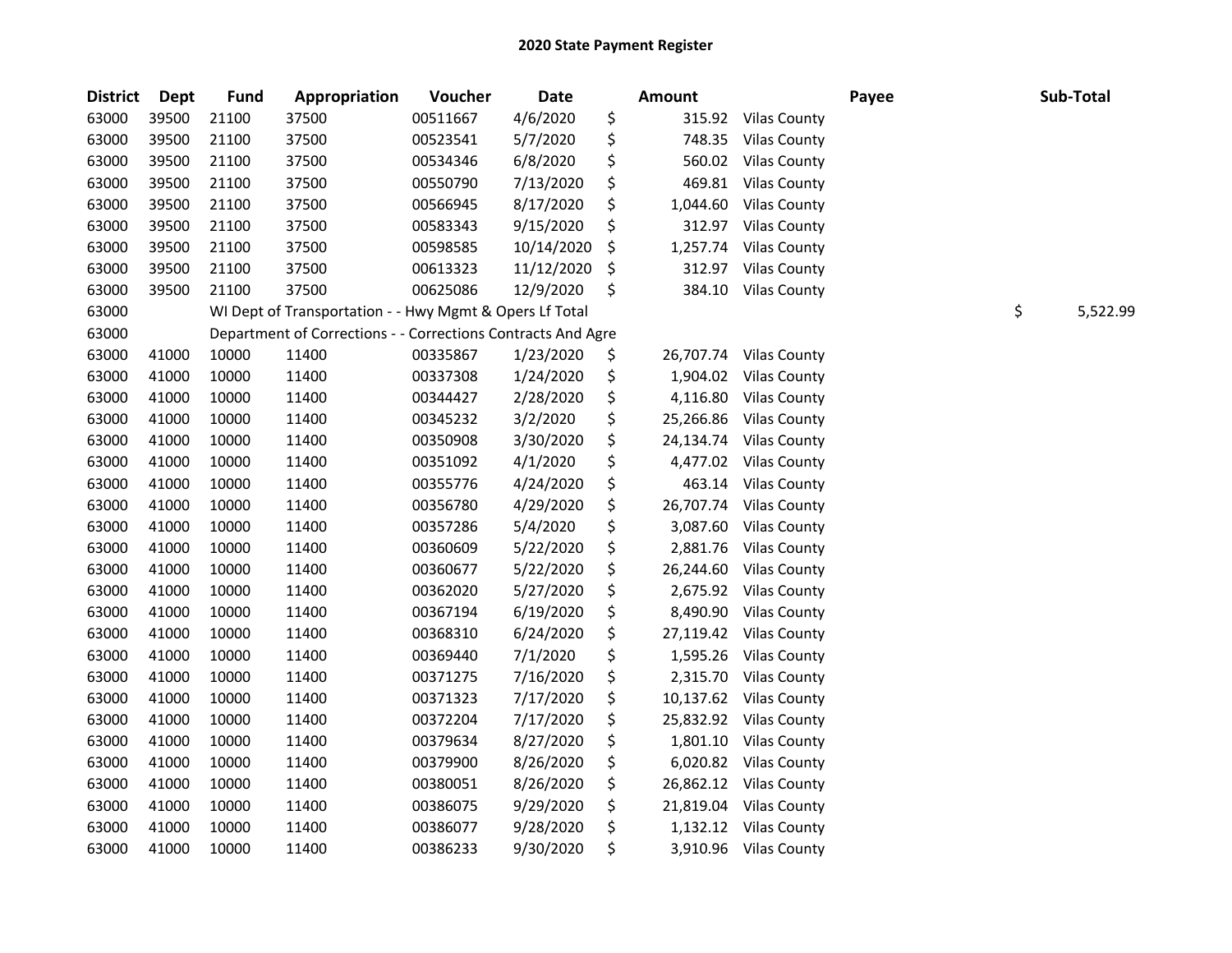# 2020 State Payment Register

| District | Dept | Fund | Appropriation | Voucher | Date | Amount | Payee | Sub-Total |
|---|---|---|---|---|---|---|---|---|
| 63000 | 39500 | 21100 | 37500 | 00511667 | 4/6/2020 | $ 315.92 | Vilas County | |
| 63000 | 39500 | 21100 | 37500 | 00523541 | 5/7/2020 | $ 748.35 | Vilas County | |
| 63000 | 39500 | 21100 | 37500 | 00534346 | 6/8/2020 | $ 560.02 | Vilas County | |
| 63000 | 39500 | 21100 | 37500 | 00550790 | 7/13/2020 | $ 469.81 | Vilas County | |
| 63000 | 39500 | 21100 | 37500 | 00566945 | 8/17/2020 | $ 1,044.60 | Vilas County | |
| 63000 | 39500 | 21100 | 37500 | 00583343 | 9/15/2020 | $ 312.97 | Vilas County | |
| 63000 | 39500 | 21100 | 37500 | 00598585 | 10/14/2020 | $ 1,257.74 | Vilas County | |
| 63000 | 39500 | 21100 | 37500 | 00613323 | 11/12/2020 | $ 312.97 | Vilas County | |
| 63000 | 39500 | 21100 | 37500 | 00625086 | 12/9/2020 | $ 384.10 | Vilas County | |
| 63000 | | WI Dept of Transportation - - Hwy Mgmt & Opers Lf Total | | | | | | $ 5,522.99 |
| 63000 | | Department of Corrections - - Corrections Contracts And Agre | | | | | | |
| 63000 | 41000 | 10000 | 11400 | 00335867 | 1/23/2020 | $ 26,707.74 | Vilas County | |
| 63000 | 41000 | 10000 | 11400 | 00337308 | 1/24/2020 | $ 1,904.02 | Vilas County | |
| 63000 | 41000 | 10000 | 11400 | 00344427 | 2/28/2020 | $ 4,116.80 | Vilas County | |
| 63000 | 41000 | 10000 | 11400 | 00345232 | 3/2/2020 | $ 25,266.86 | Vilas County | |
| 63000 | 41000 | 10000 | 11400 | 00350908 | 3/30/2020 | $ 24,134.74 | Vilas County | |
| 63000 | 41000 | 10000 | 11400 | 00351092 | 4/1/2020 | $ 4,477.02 | Vilas County | |
| 63000 | 41000 | 10000 | 11400 | 00355776 | 4/24/2020 | $ 463.14 | Vilas County | |
| 63000 | 41000 | 10000 | 11400 | 00356780 | 4/29/2020 | $ 26,707.74 | Vilas County | |
| 63000 | 41000 | 10000 | 11400 | 00357286 | 5/4/2020 | $ 3,087.60 | Vilas County | |
| 63000 | 41000 | 10000 | 11400 | 00360609 | 5/22/2020 | $ 2,881.76 | Vilas County | |
| 63000 | 41000 | 10000 | 11400 | 00360677 | 5/22/2020 | $ 26,244.60 | Vilas County | |
| 63000 | 41000 | 10000 | 11400 | 00362020 | 5/27/2020 | $ 2,675.92 | Vilas County | |
| 63000 | 41000 | 10000 | 11400 | 00367194 | 6/19/2020 | $ 8,490.90 | Vilas County | |
| 63000 | 41000 | 10000 | 11400 | 00368310 | 6/24/2020 | $ 27,119.42 | Vilas County | |
| 63000 | 41000 | 10000 | 11400 | 00369440 | 7/1/2020 | $ 1,595.26 | Vilas County | |
| 63000 | 41000 | 10000 | 11400 | 00371275 | 7/16/2020 | $ 2,315.70 | Vilas County | |
| 63000 | 41000 | 10000 | 11400 | 00371323 | 7/17/2020 | $ 10,137.62 | Vilas County | |
| 63000 | 41000 | 10000 | 11400 | 00372204 | 7/17/2020 | $ 25,832.92 | Vilas County | |
| 63000 | 41000 | 10000 | 11400 | 00379634 | 8/27/2020 | $ 1,801.10 | Vilas County | |
| 63000 | 41000 | 10000 | 11400 | 00379900 | 8/26/2020 | $ 6,020.82 | Vilas County | |
| 63000 | 41000 | 10000 | 11400 | 00380051 | 8/26/2020 | $ 26,862.12 | Vilas County | |
| 63000 | 41000 | 10000 | 11400 | 00386075 | 9/29/2020 | $ 21,819.04 | Vilas County | |
| 63000 | 41000 | 10000 | 11400 | 00386077 | 9/28/2020 | $ 1,132.12 | Vilas County | |
| 63000 | 41000 | 10000 | 11400 | 00386233 | 9/30/2020 | $ 3,910.96 | Vilas County | |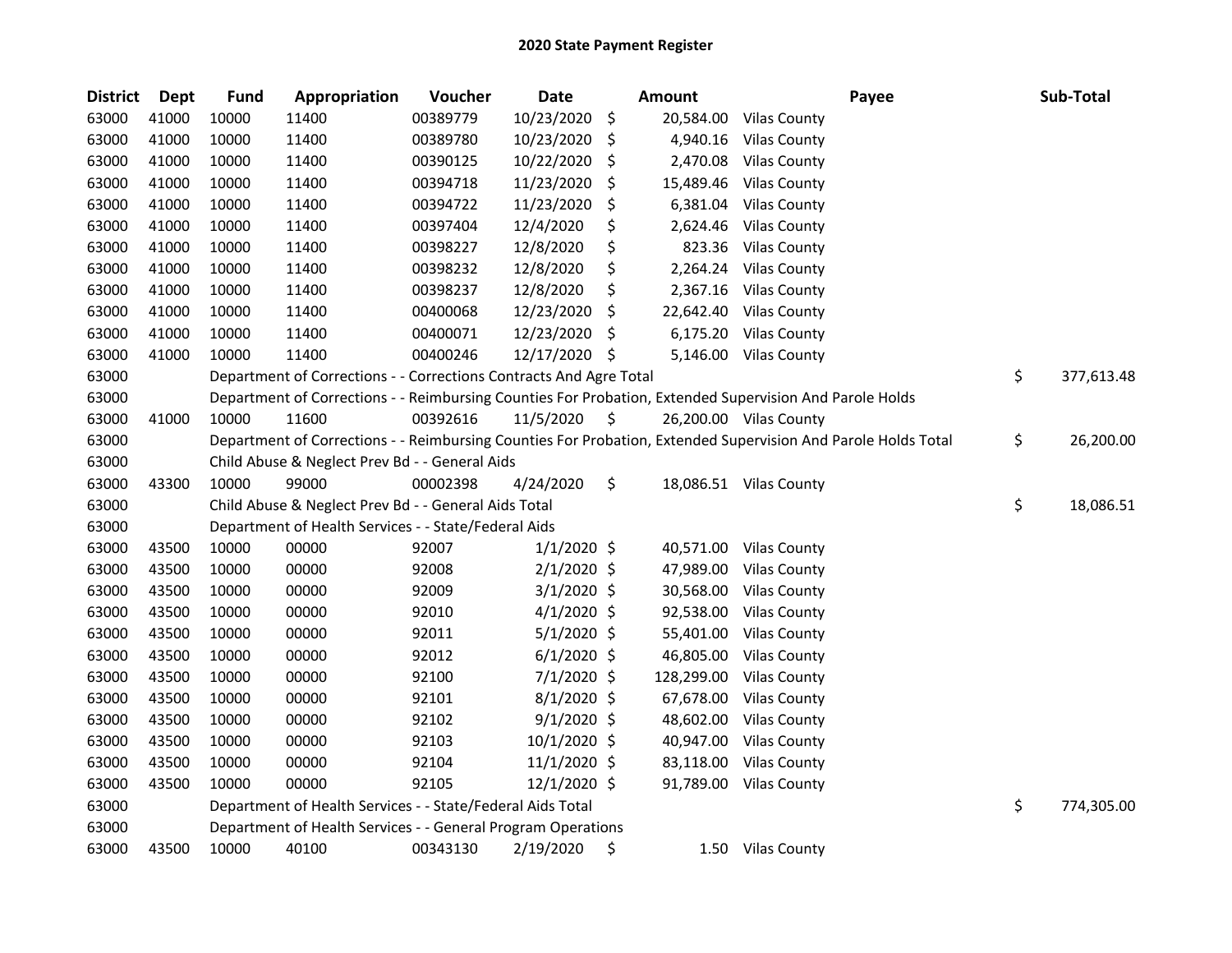# 2020 State Payment Register

| District | Dept | Fund | Appropriation | Voucher | Date | Amount | Payee | Sub-Total |
|---|---|---|---|---|---|---|---|---|
| 63000 | 41000 | 10000 | 11400 | 00389779 | 10/23/2020 | $ 20,584.00 | Vilas County | |
| 63000 | 41000 | 10000 | 11400 | 00389780 | 10/23/2020 | $ 4,940.16 | Vilas County | |
| 63000 | 41000 | 10000 | 11400 | 00390125 | 10/22/2020 | $ 2,470.08 | Vilas County | |
| 63000 | 41000 | 10000 | 11400 | 00394718 | 11/23/2020 | $ 15,489.46 | Vilas County | |
| 63000 | 41000 | 10000 | 11400 | 00394722 | 11/23/2020 | $ 6,381.04 | Vilas County | |
| 63000 | 41000 | 10000 | 11400 | 00397404 | 12/4/2020 | $ 2,624.46 | Vilas County | |
| 63000 | 41000 | 10000 | 11400 | 00398227 | 12/8/2020 | $ 823.36 | Vilas County | |
| 63000 | 41000 | 10000 | 11400 | 00398232 | 12/8/2020 | $ 2,264.24 | Vilas County | |
| 63000 | 41000 | 10000 | 11400 | 00398237 | 12/8/2020 | $ 2,367.16 | Vilas County | |
| 63000 | 41000 | 10000 | 11400 | 00400068 | 12/23/2020 | $ 22,642.40 | Vilas County | |
| 63000 | 41000 | 10000 | 11400 | 00400071 | 12/23/2020 | $ 6,175.20 | Vilas County | |
| 63000 | 41000 | 10000 | 11400 | 00400246 | 12/17/2020 | $ 5,146.00 | Vilas County | |
| 63000 | | Department of Corrections - - Corrections Contracts And Agre Total | | | | | | $ 377,613.48 |
| 63000 | | Department of Corrections - - Reimbursing Counties For Probation, Extended Supervision And Parole Holds | | | | | | |
| 63000 | 41000 | 10000 | 11600 | 00392616 | 11/5/2020 | $ 26,200.00 | Vilas County | |
| 63000 | | Department of Corrections - - Reimbursing Counties For Probation, Extended Supervision And Parole Holds Total | | | | | | $ 26,200.00 |
| 63000 | | Child Abuse & Neglect Prev Bd - - General Aids | | | | | | |
| 63000 | 43300 | 10000 | 99000 | 00002398 | 4/24/2020 | $ 18,086.51 | Vilas County | |
| 63000 | | Child Abuse & Neglect Prev Bd - - General Aids Total | | | | | | $ 18,086.51 |
| 63000 | | Department of Health Services - - State/Federal Aids | | | | | | |
| 63000 | 43500 | 10000 | 00000 | 92007 | 1/1/2020 | $ 40,571.00 | Vilas County | |
| 63000 | 43500 | 10000 | 00000 | 92008 | 2/1/2020 | $ 47,989.00 | Vilas County | |
| 63000 | 43500 | 10000 | 00000 | 92009 | 3/1/2020 | $ 30,568.00 | Vilas County | |
| 63000 | 43500 | 10000 | 00000 | 92010 | 4/1/2020 | $ 92,538.00 | Vilas County | |
| 63000 | 43500 | 10000 | 00000 | 92011 | 5/1/2020 | $ 55,401.00 | Vilas County | |
| 63000 | 43500 | 10000 | 00000 | 92012 | 6/1/2020 | $ 46,805.00 | Vilas County | |
| 63000 | 43500 | 10000 | 00000 | 92100 | 7/1/2020 | $ 128,299.00 | Vilas County | |
| 63000 | 43500 | 10000 | 00000 | 92101 | 8/1/2020 | $ 67,678.00 | Vilas County | |
| 63000 | 43500 | 10000 | 00000 | 92102 | 9/1/2020 | $ 48,602.00 | Vilas County | |
| 63000 | 43500 | 10000 | 00000 | 92103 | 10/1/2020 | $ 40,947.00 | Vilas County | |
| 63000 | 43500 | 10000 | 00000 | 92104 | 11/1/2020 | $ 83,118.00 | Vilas County | |
| 63000 | 43500 | 10000 | 00000 | 92105 | 12/1/2020 | $ 91,789.00 | Vilas County | |
| 63000 | | Department of Health Services - - State/Federal Aids Total | | | | | | $ 774,305.00 |
| 63000 | | Department of Health Services - - General Program Operations | | | | | | |
| 63000 | 43500 | 10000 | 40100 | 00343130 | 2/19/2020 | $ 1.50 | Vilas County | |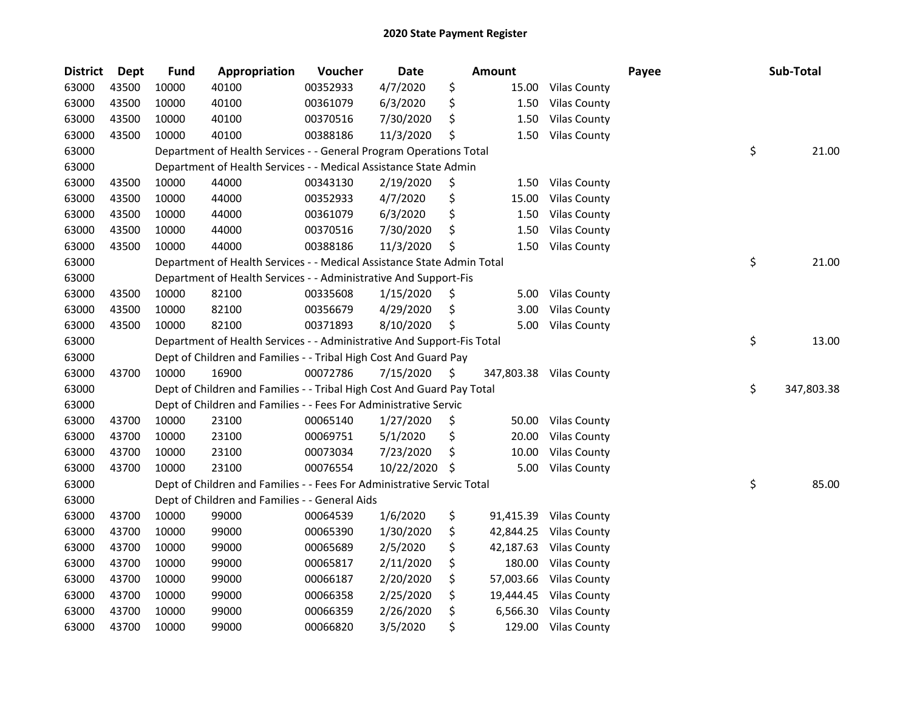# 2020 State Payment Register

| District | Dept | Fund | Appropriation | Voucher | Date | Amount | Payee | Sub-Total |
|---|---|---|---|---|---|---|---|---|
| 63000 | 43500 | 10000 | 40100 | 00352933 | 4/7/2020 | $ 15.00 | Vilas County | |
| 63000 | 43500 | 10000 | 40100 | 00361079 | 6/3/2020 | $ 1.50 | Vilas County | |
| 63000 | 43500 | 10000 | 40100 | 00370516 | 7/30/2020 | $ 1.50 | Vilas County | |
| 63000 | 43500 | 10000 | 40100 | 00388186 | 11/3/2020 | $ 1.50 | Vilas County | |
| 63000 | | Department of Health Services - - General Program Operations Total | | | | | | $ 21.00 |
| 63000 | | Department of Health Services - - Medical Assistance State Admin | | | | | | |
| 63000 | 43500 | 10000 | 44000 | 00343130 | 2/19/2020 | $ 1.50 | Vilas County | |
| 63000 | 43500 | 10000 | 44000 | 00352933 | 4/7/2020 | $ 15.00 | Vilas County | |
| 63000 | 43500 | 10000 | 44000 | 00361079 | 6/3/2020 | $ 1.50 | Vilas County | |
| 63000 | 43500 | 10000 | 44000 | 00370516 | 7/30/2020 | $ 1.50 | Vilas County | |
| 63000 | 43500 | 10000 | 44000 | 00388186 | 11/3/2020 | $ 1.50 | Vilas County | |
| 63000 | | Department of Health Services - - Medical Assistance State Admin Total | | | | | | $ 21.00 |
| 63000 | | Department of Health Services - - Administrative And Support-Fis | | | | | | |
| 63000 | 43500 | 10000 | 82100 | 00335608 | 1/15/2020 | $ 5.00 | Vilas County | |
| 63000 | 43500 | 10000 | 82100 | 00356679 | 4/29/2020 | $ 3.00 | Vilas County | |
| 63000 | 43500 | 10000 | 82100 | 00371893 | 8/10/2020 | $ 5.00 | Vilas County | |
| 63000 | | Department of Health Services - - Administrative And Support-Fis Total | | | | | | $ 13.00 |
| 63000 | | Dept of Children and Families - - Tribal High Cost And Guard Pay | | | | | | |
| 63000 | 43700 | 10000 | 16900 | 00072786 | 7/15/2020 | $ 347,803.38 | Vilas County | |
| 63000 | | Dept of Children and Families - - Tribal High Cost And Guard Pay Total | | | | | | $ 347,803.38 |
| 63000 | | Dept of Children and Families - - Fees For Administrative Servic | | | | | | |
| 63000 | 43700 | 10000 | 23100 | 00065140 | 1/27/2020 | $ 50.00 | Vilas County | |
| 63000 | 43700 | 10000 | 23100 | 00069751 | 5/1/2020 | $ 20.00 | Vilas County | |
| 63000 | 43700 | 10000 | 23100 | 00073034 | 7/23/2020 | $ 10.00 | Vilas County | |
| 63000 | 43700 | 10000 | 23100 | 00076554 | 10/22/2020 | $ 5.00 | Vilas County | |
| 63000 | | Dept of Children and Families - - Fees For Administrative Servic Total | | | | | | $ 85.00 |
| 63000 | | Dept of Children and Families - - General Aids | | | | | | |
| 63000 | 43700 | 10000 | 99000 | 00064539 | 1/6/2020 | $ 91,415.39 | Vilas County | |
| 63000 | 43700 | 10000 | 99000 | 00065390 | 1/30/2020 | $ 42,844.25 | Vilas County | |
| 63000 | 43700 | 10000 | 99000 | 00065689 | 2/5/2020 | $ 42,187.63 | Vilas County | |
| 63000 | 43700 | 10000 | 99000 | 00065817 | 2/11/2020 | $ 180.00 | Vilas County | |
| 63000 | 43700 | 10000 | 99000 | 00066187 | 2/20/2020 | $ 57,003.66 | Vilas County | |
| 63000 | 43700 | 10000 | 99000 | 00066358 | 2/25/2020 | $ 19,444.45 | Vilas County | |
| 63000 | 43700 | 10000 | 99000 | 00066359 | 2/26/2020 | $ 6,566.30 | Vilas County | |
| 63000 | 43700 | 10000 | 99000 | 00066820 | 3/5/2020 | $ 129.00 | Vilas County | |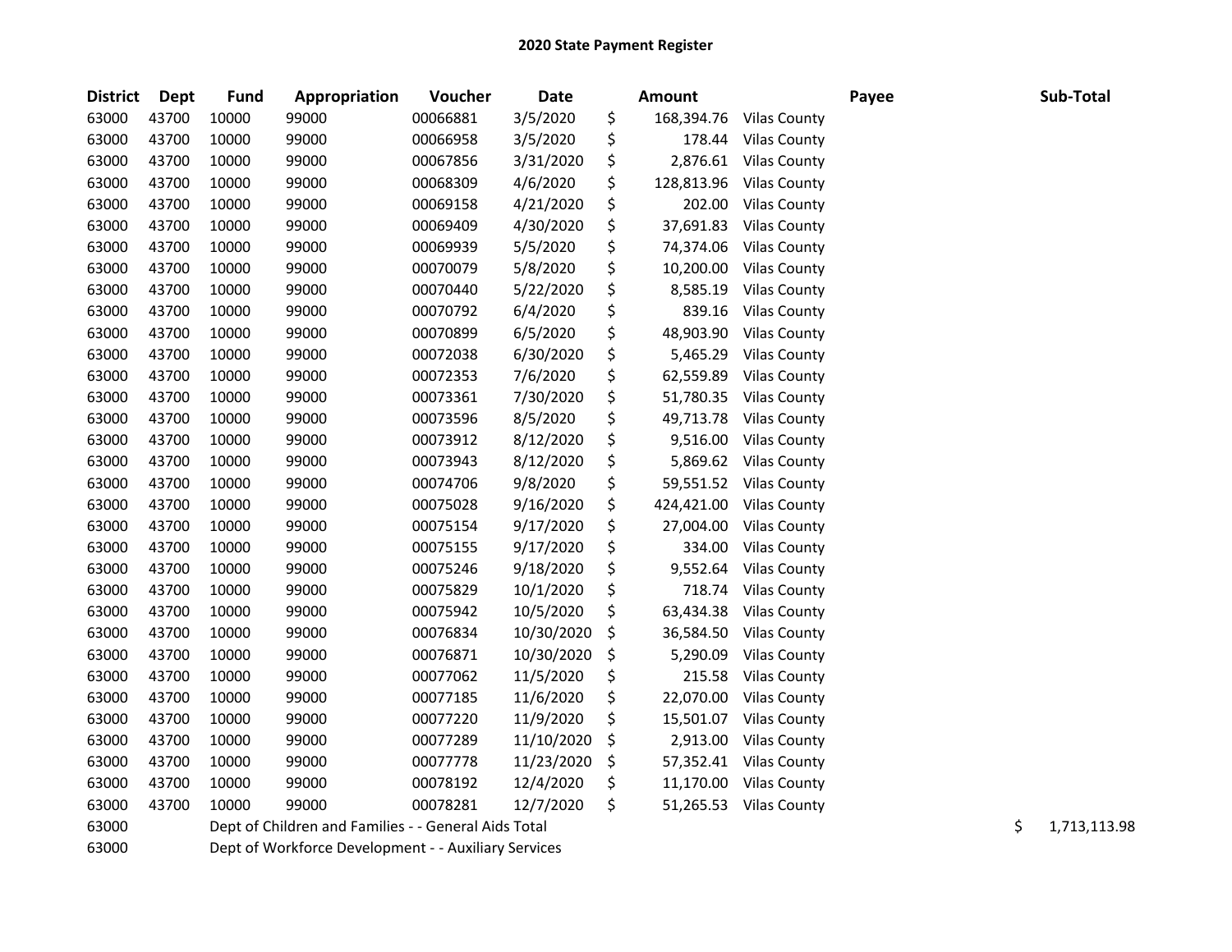# 2020 State Payment Register

| District | Dept | Fund | Appropriation | Voucher | Date | Amount | Payee | Sub-Total |
|---|---|---|---|---|---|---|---|---|
| 63000 | 43700 | 10000 | 99000 | 00066881 | 3/5/2020 | $ 168,394.76 | Vilas County | |
| 63000 | 43700 | 10000 | 99000 | 00066958 | 3/5/2020 | $ 178.44 | Vilas County | |
| 63000 | 43700 | 10000 | 99000 | 00067856 | 3/31/2020 | $ 2,876.61 | Vilas County | |
| 63000 | 43700 | 10000 | 99000 | 00068309 | 4/6/2020 | $ 128,813.96 | Vilas County | |
| 63000 | 43700 | 10000 | 99000 | 00069158 | 4/21/2020 | $ 202.00 | Vilas County | |
| 63000 | 43700 | 10000 | 99000 | 00069409 | 4/30/2020 | $ 37,691.83 | Vilas County | |
| 63000 | 43700 | 10000 | 99000 | 00069939 | 5/5/2020 | $ 74,374.06 | Vilas County | |
| 63000 | 43700 | 10000 | 99000 | 00070079 | 5/8/2020 | $ 10,200.00 | Vilas County | |
| 63000 | 43700 | 10000 | 99000 | 00070440 | 5/22/2020 | $ 8,585.19 | Vilas County | |
| 63000 | 43700 | 10000 | 99000 | 00070792 | 6/4/2020 | $ 839.16 | Vilas County | |
| 63000 | 43700 | 10000 | 99000 | 00070899 | 6/5/2020 | $ 48,903.90 | Vilas County | |
| 63000 | 43700 | 10000 | 99000 | 00072038 | 6/30/2020 | $ 5,465.29 | Vilas County | |
| 63000 | 43700 | 10000 | 99000 | 00072353 | 7/6/2020 | $ 62,559.89 | Vilas County | |
| 63000 | 43700 | 10000 | 99000 | 00073361 | 7/30/2020 | $ 51,780.35 | Vilas County | |
| 63000 | 43700 | 10000 | 99000 | 00073596 | 8/5/2020 | $ 49,713.78 | Vilas County | |
| 63000 | 43700 | 10000 | 99000 | 00073912 | 8/12/2020 | $ 9,516.00 | Vilas County | |
| 63000 | 43700 | 10000 | 99000 | 00073943 | 8/12/2020 | $ 5,869.62 | Vilas County | |
| 63000 | 43700 | 10000 | 99000 | 00074706 | 9/8/2020 | $ 59,551.52 | Vilas County | |
| 63000 | 43700 | 10000 | 99000 | 00075028 | 9/16/2020 | $ 424,421.00 | Vilas County | |
| 63000 | 43700 | 10000 | 99000 | 00075154 | 9/17/2020 | $ 27,004.00 | Vilas County | |
| 63000 | 43700 | 10000 | 99000 | 00075155 | 9/17/2020 | $ 334.00 | Vilas County | |
| 63000 | 43700 | 10000 | 99000 | 00075246 | 9/18/2020 | $ 9,552.64 | Vilas County | |
| 63000 | 43700 | 10000 | 99000 | 00075829 | 10/1/2020 | $ 718.74 | Vilas County | |
| 63000 | 43700 | 10000 | 99000 | 00075942 | 10/5/2020 | $ 63,434.38 | Vilas County | |
| 63000 | 43700 | 10000 | 99000 | 00076834 | 10/30/2020 | $ 36,584.50 | Vilas County | |
| 63000 | 43700 | 10000 | 99000 | 00076871 | 10/30/2020 | $ 5,290.09 | Vilas County | |
| 63000 | 43700 | 10000 | 99000 | 00077062 | 11/5/2020 | $ 215.58 | Vilas County | |
| 63000 | 43700 | 10000 | 99000 | 00077185 | 11/6/2020 | $ 22,070.00 | Vilas County | |
| 63000 | 43700 | 10000 | 99000 | 00077220 | 11/9/2020 | $ 15,501.07 | Vilas County | |
| 63000 | 43700 | 10000 | 99000 | 00077289 | 11/10/2020 | $ 2,913.00 | Vilas County | |
| 63000 | 43700 | 10000 | 99000 | 00077778 | 11/23/2020 | $ 57,352.41 | Vilas County | |
| 63000 | 43700 | 10000 | 99000 | 00078192 | 12/4/2020 | $ 11,170.00 | Vilas County | |
| 63000 | 43700 | 10000 | 99000 | 00078281 | 12/7/2020 | $ 51,265.53 | Vilas County | |
| 63000 | | Dept of Children and Families - - General Aids Total | | | | | | $ 1,713,113.98 |
| 63000 | | Dept of Workforce Development - - Auxiliary Services | | | | | | |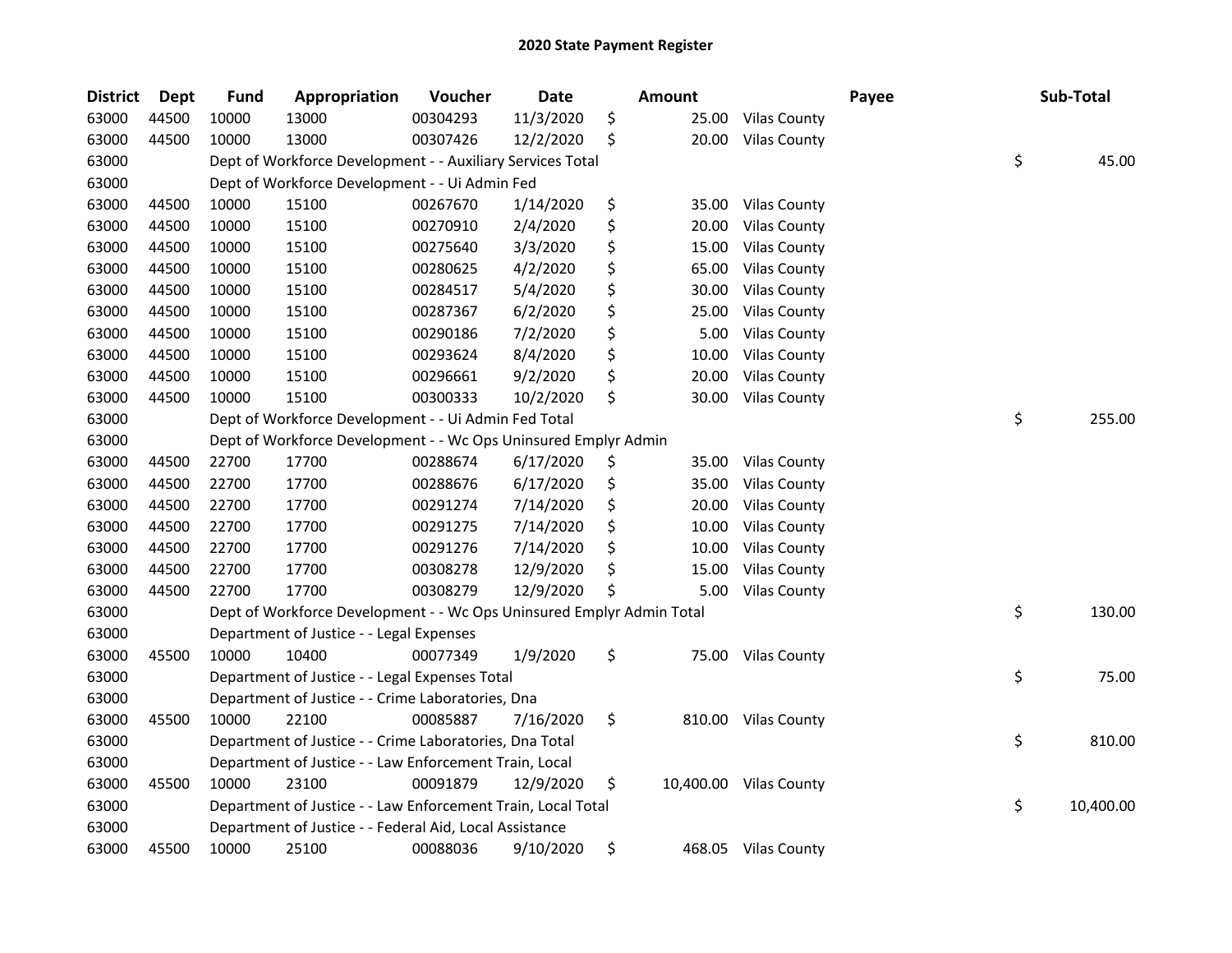# 2020 State Payment Register

| District | Dept | Fund | Appropriation | Voucher | Date | Amount | Payee | Sub-Total |
|---|---|---|---|---|---|---|---|---|
| 63000 | 44500 | 10000 | 13000 | 00304293 | 11/3/2020 | $ 25.00 | Vilas County | |
| 63000 | 44500 | 10000 | 13000 | 00307426 | 12/2/2020 | $ 20.00 | Vilas County | |
| 63000 | | Dept of Workforce Development - - Auxiliary Services Total | | | | | | $ 45.00 |
| 63000 | | Dept of Workforce Development - - Ui Admin Fed | | | | | | |
| 63000 | 44500 | 10000 | 15100 | 00267670 | 1/14/2020 | $ 35.00 | Vilas County | |
| 63000 | 44500 | 10000 | 15100 | 00270910 | 2/4/2020 | $ 20.00 | Vilas County | |
| 63000 | 44500 | 10000 | 15100 | 00275640 | 3/3/2020 | $ 15.00 | Vilas County | |
| 63000 | 44500 | 10000 | 15100 | 00280625 | 4/2/2020 | $ 65.00 | Vilas County | |
| 63000 | 44500 | 10000 | 15100 | 00284517 | 5/4/2020 | $ 30.00 | Vilas County | |
| 63000 | 44500 | 10000 | 15100 | 00287367 | 6/2/2020 | $ 25.00 | Vilas County | |
| 63000 | 44500 | 10000 | 15100 | 00290186 | 7/2/2020 | $ 5.00 | Vilas County | |
| 63000 | 44500 | 10000 | 15100 | 00293624 | 8/4/2020 | $ 10.00 | Vilas County | |
| 63000 | 44500 | 10000 | 15100 | 00296661 | 9/2/2020 | $ 20.00 | Vilas County | |
| 63000 | 44500 | 10000 | 15100 | 00300333 | 10/2/2020 | $ 30.00 | Vilas County | |
| 63000 | | Dept of Workforce Development - - Ui Admin Fed Total | | | | | | $ 255.00 |
| 63000 | | Dept of Workforce Development - - Wc Ops Uninsured Emplyr Admin | | | | | | |
| 63000 | 44500 | 22700 | 17700 | 00288674 | 6/17/2020 | $ 35.00 | Vilas County | |
| 63000 | 44500 | 22700 | 17700 | 00288676 | 6/17/2020 | $ 35.00 | Vilas County | |
| 63000 | 44500 | 22700 | 17700 | 00291274 | 7/14/2020 | $ 20.00 | Vilas County | |
| 63000 | 44500 | 22700 | 17700 | 00291275 | 7/14/2020 | $ 10.00 | Vilas County | |
| 63000 | 44500 | 22700 | 17700 | 00291276 | 7/14/2020 | $ 10.00 | Vilas County | |
| 63000 | 44500 | 22700 | 17700 | 00308278 | 12/9/2020 | $ 15.00 | Vilas County | |
| 63000 | 44500 | 22700 | 17700 | 00308279 | 12/9/2020 | $ 5.00 | Vilas County | |
| 63000 | | Dept of Workforce Development - - Wc Ops Uninsured Emplyr Admin Total | | | | | | $ 130.00 |
| 63000 | | Department of Justice - - Legal Expenses | | | | | | |
| 63000 | 45500 | 10000 | 10400 | 00077349 | 1/9/2020 | $ 75.00 | Vilas County | |
| 63000 | | Department of Justice - - Legal Expenses Total | | | | | | $ 75.00 |
| 63000 | | Department of Justice - - Crime Laboratories, Dna | | | | | | |
| 63000 | 45500 | 10000 | 22100 | 00085887 | 7/16/2020 | $ 810.00 | Vilas County | |
| 63000 | | Department of Justice - - Crime Laboratories, Dna Total | | | | | | $ 810.00 |
| 63000 | | Department of Justice - - Law Enforcement Train, Local | | | | | | |
| 63000 | 45500 | 10000 | 23100 | 00091879 | 12/9/2020 | $ 10,400.00 | Vilas County | |
| 63000 | | Department of Justice - - Law Enforcement Train, Local Total | | | | | | $ 10,400.00 |
| 63000 | | Department of Justice - - Federal Aid, Local Assistance | | | | | | |
| 63000 | 45500 | 10000 | 25100 | 00088036 | 9/10/2020 | $ 468.05 | Vilas County | |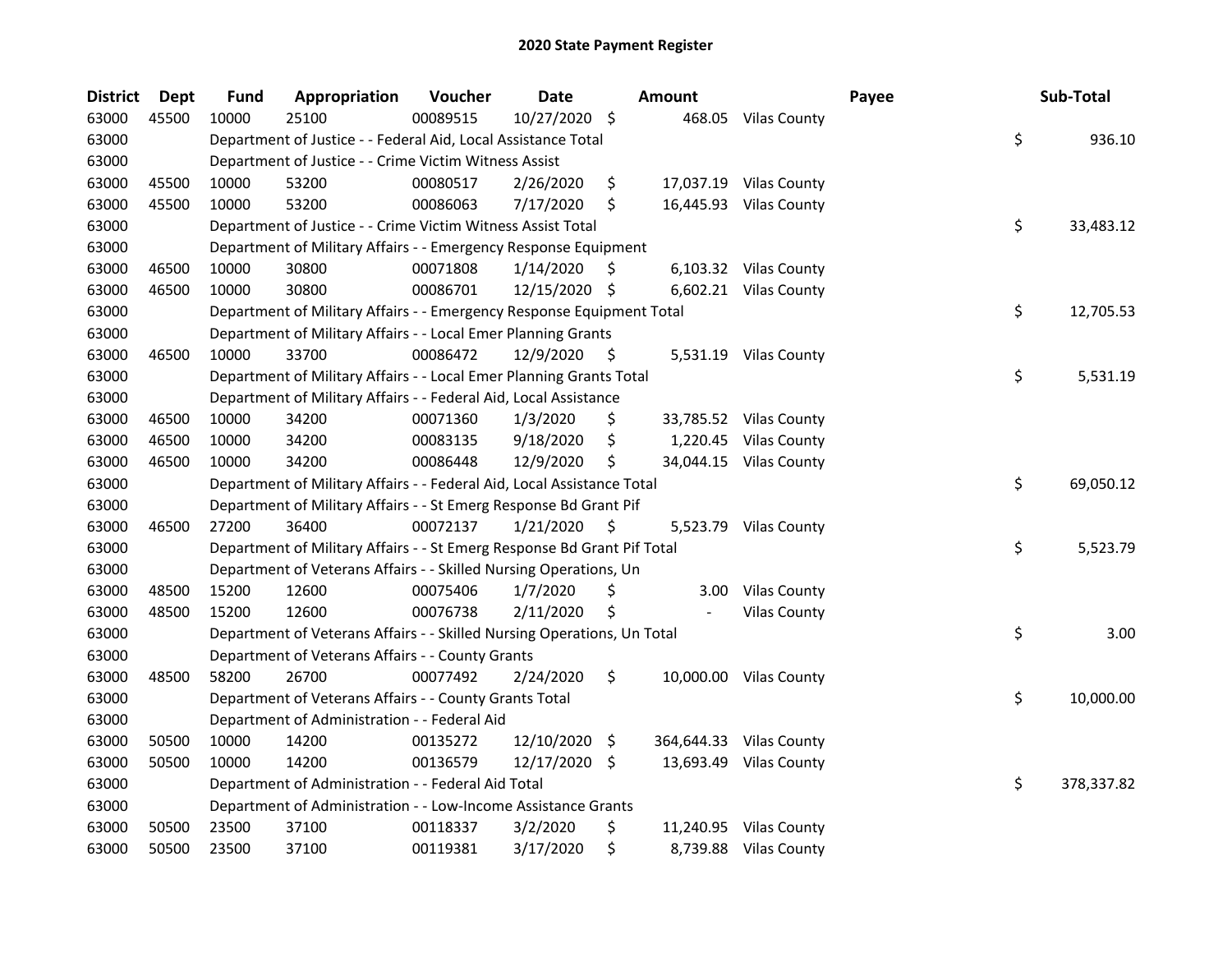## 2020 State Payment Register

| District | Dept | Fund | Appropriation | Voucher | Date | Amount | Payee | Sub-Total |
|---|---|---|---|---|---|---|---|---|
| 63000 | 45500 | 10000 | 25100 | 00089515 | 10/27/2020 | $ 468.05 | Vilas County | |
| 63000 | | Department of Justice - - Federal Aid, Local Assistance Total | | | | | | $ 936.10 |
| 63000 | | Department of Justice - - Crime Victim Witness Assist | | | | | | |
| 63000 | 45500 | 10000 | 53200 | 00080517 | 2/26/2020 | $ 17,037.19 | Vilas County | |
| 63000 | 45500 | 10000 | 53200 | 00086063 | 7/17/2020 | $ 16,445.93 | Vilas County | |
| 63000 | | Department of Justice - - Crime Victim Witness Assist Total | | | | | | $ 33,483.12 |
| 63000 | | Department of Military Affairs - - Emergency Response Equipment | | | | | | |
| 63000 | 46500 | 10000 | 30800 | 00071808 | 1/14/2020 | $ 6,103.32 | Vilas County | |
| 63000 | 46500 | 10000 | 30800 | 00086701 | 12/15/2020 | $ 6,602.21 | Vilas County | |
| 63000 | | Department of Military Affairs - - Emergency Response Equipment Total | | | | | | $ 12,705.53 |
| 63000 | | Department of Military Affairs - - Local Emer Planning Grants | | | | | | |
| 63000 | 46500 | 10000 | 33700 | 00086472 | 12/9/2020 | $ 5,531.19 | Vilas County | |
| 63000 | | Department of Military Affairs - - Local Emer Planning Grants Total | | | | | | $ 5,531.19 |
| 63000 | | Department of Military Affairs - - Federal Aid, Local Assistance | | | | | | |
| 63000 | 46500 | 10000 | 34200 | 00071360 | 1/3/2020 | $ 33,785.52 | Vilas County | |
| 63000 | 46500 | 10000 | 34200 | 00083135 | 9/18/2020 | $ 1,220.45 | Vilas County | |
| 63000 | 46500 | 10000 | 34200 | 00086448 | 12/9/2020 | $ 34,044.15 | Vilas County | |
| 63000 | | Department of Military Affairs - - Federal Aid, Local Assistance Total | | | | | | $ 69,050.12 |
| 63000 | | Department of Military Affairs - - St Emerg Response Bd Grant Pif | | | | | | |
| 63000 | 46500 | 27200 | 36400 | 00072137 | 1/21/2020 | $ 5,523.79 | Vilas County | |
| 63000 | | Department of Military Affairs - - St Emerg Response Bd Grant Pif Total | | | | | | $ 5,523.79 |
| 63000 | | Department of Veterans Affairs - - Skilled Nursing Operations, Un | | | | | | |
| 63000 | 48500 | 15200 | 12600 | 00075406 | 1/7/2020 | $ 3.00 | Vilas County | |
| 63000 | 48500 | 15200 | 12600 | 00076738 | 2/11/2020 | $ - | Vilas County | |
| 63000 | | Department of Veterans Affairs - - Skilled Nursing Operations, Un Total | | | | | | $ 3.00 |
| 63000 | | Department of Veterans Affairs - - County Grants | | | | | | |
| 63000 | 48500 | 58200 | 26700 | 00077492 | 2/24/2020 | $ 10,000.00 | Vilas County | |
| 63000 | | Department of Veterans Affairs - - County Grants Total | | | | | | $ 10,000.00 |
| 63000 | | Department of Administration - - Federal Aid | | | | | | |
| 63000 | 50500 | 10000 | 14200 | 00135272 | 12/10/2020 | $ 364,644.33 | Vilas County | |
| 63000 | 50500 | 10000 | 14200 | 00136579 | 12/17/2020 | $ 13,693.49 | Vilas County | |
| 63000 | | Department of Administration - - Federal Aid Total | | | | | | $ 378,337.82 |
| 63000 | | Department of Administration - - Low-Income Assistance Grants | | | | | | |
| 63000 | 50500 | 23500 | 37100 | 00118337 | 3/2/2020 | $ 11,240.95 | Vilas County | |
| 63000 | 50500 | 23500 | 37100 | 00119381 | 3/17/2020 | $ 8,739.88 | Vilas County | |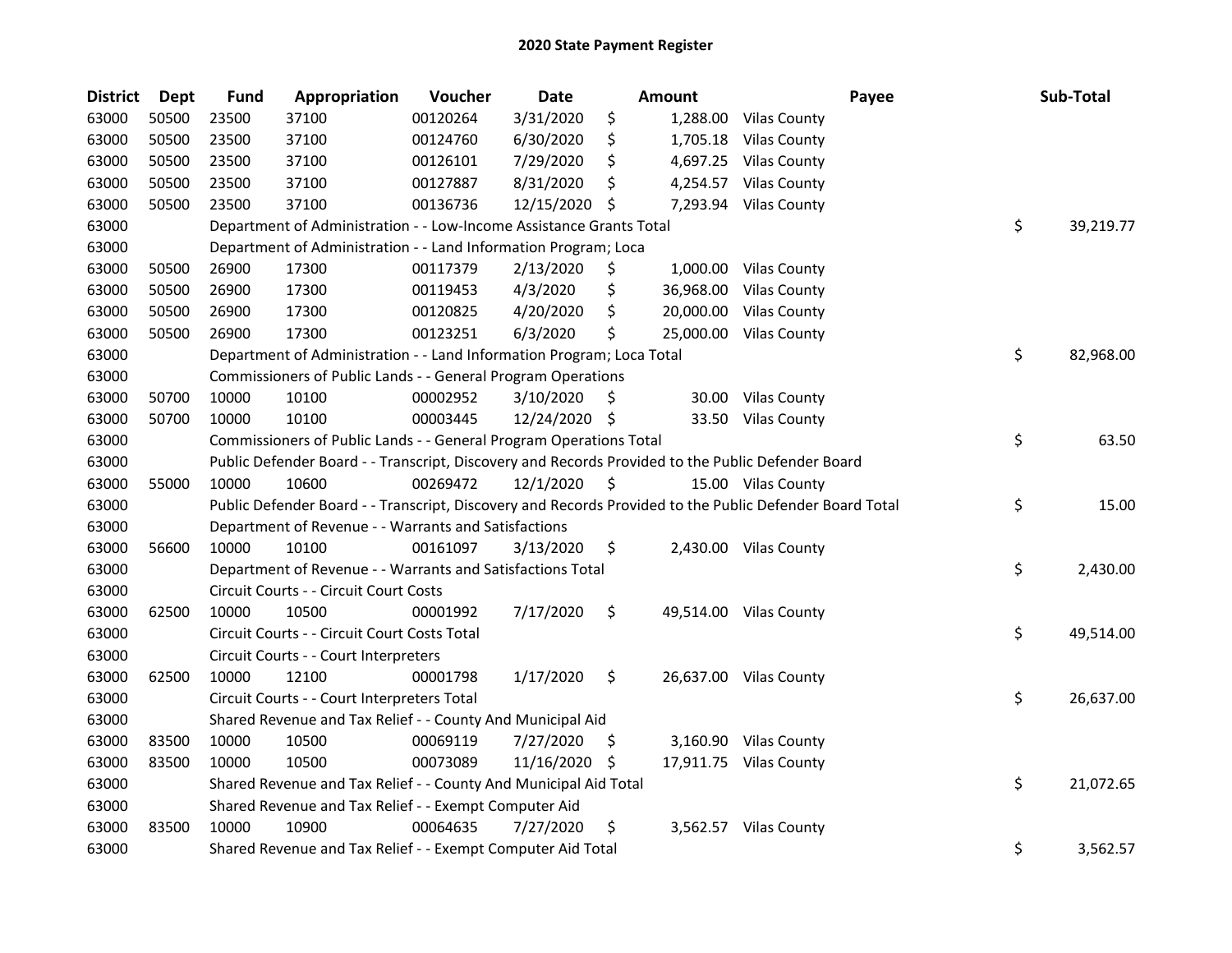# 2020 State Payment Register

| District | Dept | Fund | Appropriation | Voucher | Date | Amount | Payee | Sub-Total |
|---|---|---|---|---|---|---|---|---|
| 63000 | 50500 | 23500 | 37100 | 00120264 | 3/31/2020 | $ 1,288.00 | Vilas County | |
| 63000 | 50500 | 23500 | 37100 | 00124760 | 6/30/2020 | $ 1,705.18 | Vilas County | |
| 63000 | 50500 | 23500 | 37100 | 00126101 | 7/29/2020 | $ 4,697.25 | Vilas County | |
| 63000 | 50500 | 23500 | 37100 | 00127887 | 8/31/2020 | $ 4,254.57 | Vilas County | |
| 63000 | 50500 | 23500 | 37100 | 00136736 | 12/15/2020 | $ 7,293.94 | Vilas County | |
| 63000 | | Department of Administration - - Low-Income Assistance Grants Total | | | | | | $ 39,219.77 |
| 63000 | | Department of Administration - - Land Information Program; Loca | | | | | | |
| 63000 | 50500 | 26900 | 17300 | 00117379 | 2/13/2020 | $ 1,000.00 | Vilas County | |
| 63000 | 50500 | 26900 | 17300 | 00119453 | 4/3/2020 | $ 36,968.00 | Vilas County | |
| 63000 | 50500 | 26900 | 17300 | 00120825 | 4/20/2020 | $ 20,000.00 | Vilas County | |
| 63000 | 50500 | 26900 | 17300 | 00123251 | 6/3/2020 | $ 25,000.00 | Vilas County | |
| 63000 | | Department of Administration - - Land Information Program; Loca Total | | | | | | $ 82,968.00 |
| 63000 | | Commissioners of Public Lands - - General Program Operations | | | | | | |
| 63000 | 50700 | 10000 | 10100 | 00002952 | 3/10/2020 | $ 30.00 | Vilas County | |
| 63000 | 50700 | 10000 | 10100 | 00003445 | 12/24/2020 | $ 33.50 | Vilas County | |
| 63000 | | Commissioners of Public Lands - - General Program Operations Total | | | | | | $ 63.50 |
| 63000 | | Public Defender Board - - Transcript, Discovery and Records Provided to the Public Defender Board | | | | | | |
| 63000 | 55000 | 10000 | 10600 | 00269472 | 12/1/2020 | $ 15.00 | Vilas County | |
| 63000 | | Public Defender Board - - Transcript, Discovery and Records Provided to the Public Defender Board Total | | | | | | $ 15.00 |
| 63000 | | Department of Revenue - - Warrants and Satisfactions | | | | | | |
| 63000 | 56600 | 10000 | 10100 | 00161097 | 3/13/2020 | $ 2,430.00 | Vilas County | |
| 63000 | | Department of Revenue - - Warrants and Satisfactions Total | | | | | | $ 2,430.00 |
| 63000 | | Circuit Courts - - Circuit Court Costs | | | | | | |
| 63000 | 62500 | 10000 | 10500 | 00001992 | 7/17/2020 | $ 49,514.00 | Vilas County | |
| 63000 | | Circuit Courts - - Circuit Court Costs Total | | | | | | $ 49,514.00 |
| 63000 | | Circuit Courts - - Court Interpreters | | | | | | |
| 63000 | 62500 | 10000 | 12100 | 00001798 | 1/17/2020 | $ 26,637.00 | Vilas County | |
| 63000 | | Circuit Courts - - Court Interpreters Total | | | | | | $ 26,637.00 |
| 63000 | | Shared Revenue and Tax Relief - - County And Municipal Aid | | | | | | |
| 63000 | 83500 | 10000 | 10500 | 00069119 | 7/27/2020 | $ 3,160.90 | Vilas County | |
| 63000 | 83500 | 10000 | 10500 | 00073089 | 11/16/2020 | $ 17,911.75 | Vilas County | |
| 63000 | | Shared Revenue and Tax Relief - - County And Municipal Aid Total | | | | | | $ 21,072.65 |
| 63000 | | Shared Revenue and Tax Relief - - Exempt Computer Aid | | | | | | |
| 63000 | 83500 | 10000 | 10900 | 00064635 | 7/27/2020 | $ 3,562.57 | Vilas County | |
| 63000 | | Shared Revenue and Tax Relief - - Exempt Computer Aid Total | | | | | | $ 3,562.57 |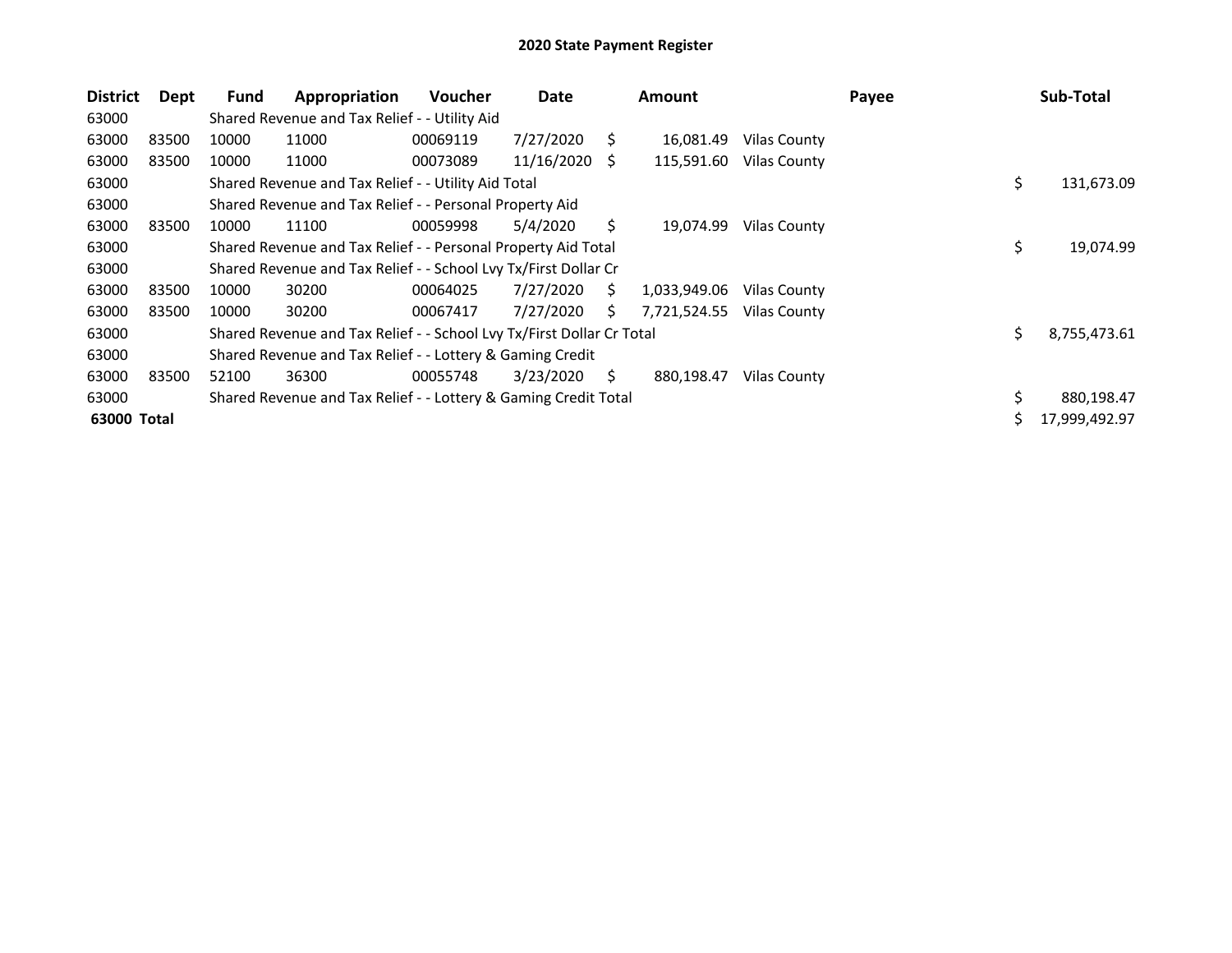# 2020 State Payment Register

| District | Dept | Fund | Appropriation | Voucher | Date | Amount | Payee | Sub-Total |
|---|---|---|---|---|---|---|---|---|
| 63000 | | Shared Revenue and Tax Relief - - Utility Aid | | | | | | |
| 63000 | 83500 | 10000 | 11000 | 00069119 | 7/27/2020 | $ 16,081.49 | Vilas County | |
| 63000 | 83500 | 10000 | 11000 | 00073089 | 11/16/2020 | $ 115,591.60 | Vilas County | |
| 63000 | | Shared Revenue and Tax Relief - - Utility Aid Total | | | | | | $ 131,673.09 |
| 63000 | | Shared Revenue and Tax Relief - - Personal Property Aid | | | | | | |
| 63000 | 83500 | 10000 | 11100 | 00059998 | 5/4/2020 | $ 19,074.99 | Vilas County | |
| 63000 | | Shared Revenue and Tax Relief - - Personal Property Aid Total | | | | | | $ 19,074.99 |
| 63000 | | Shared Revenue and Tax Relief - - School Lvy Tx/First Dollar Cr | | | | | | |
| 63000 | 83500 | 10000 | 30200 | 00064025 | 7/27/2020 | $ 1,033,949.06 | Vilas County | |
| 63000 | 83500 | 10000 | 30200 | 00067417 | 7/27/2020 | $ 7,721,524.55 | Vilas County | |
| 63000 | | Shared Revenue and Tax Relief - - School Lvy Tx/First Dollar Cr Total | | | | | | $ 8,755,473.61 |
| 63000 | | Shared Revenue and Tax Relief - - Lottery & Gaming Credit | | | | | | |
| 63000 | 83500 | 52100 | 36300 | 00055748 | 3/23/2020 | $ 880,198.47 | Vilas County | |
| 63000 | | Shared Revenue and Tax Relief - - Lottery & Gaming Credit Total | | | | | | $ 880,198.47 |
| **63000 Total** | | | | | | | | $ 17,999,492.97 |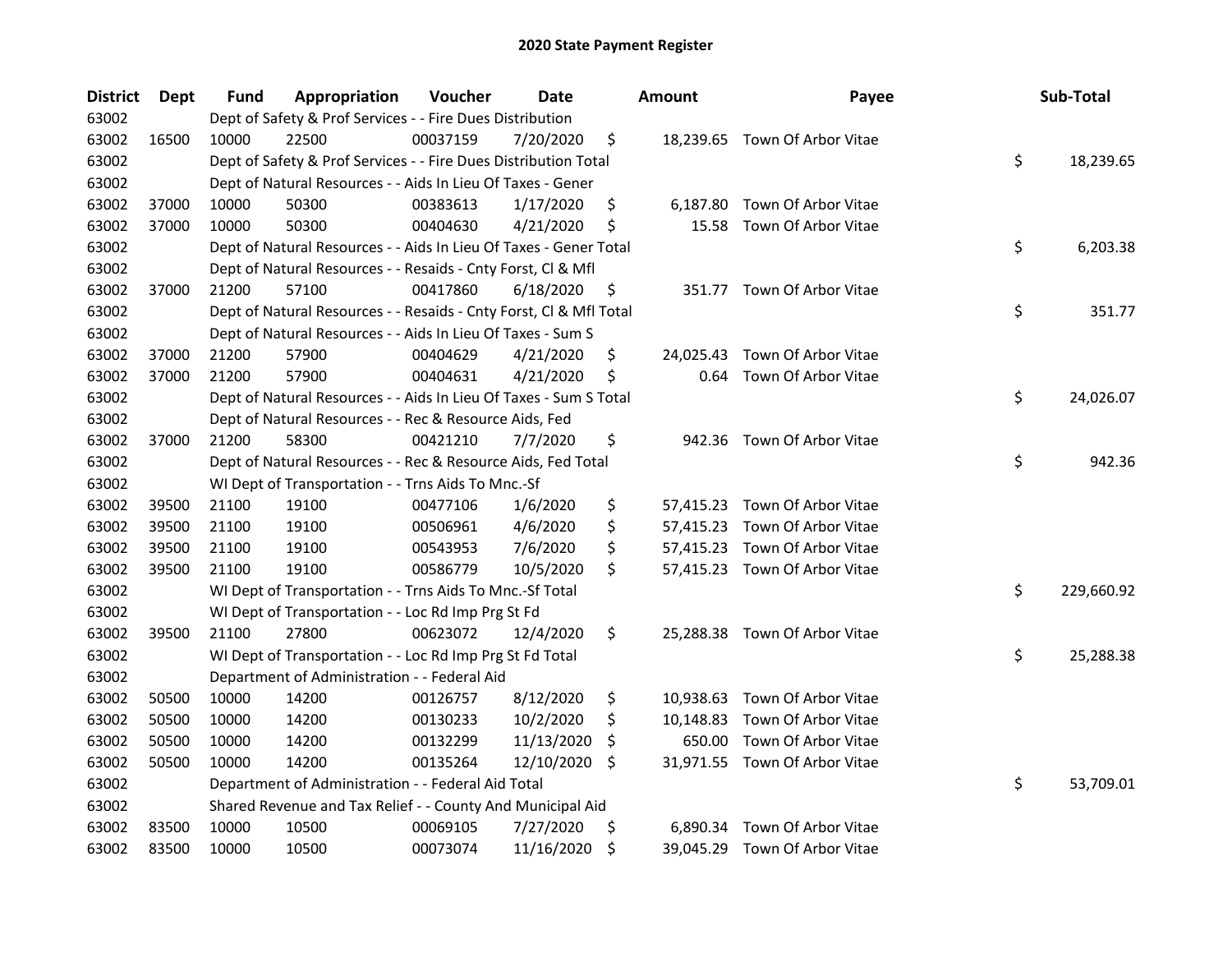# 2020 State Payment Register

| District | Dept | Fund | Appropriation | Voucher | Date | Amount | Payee | Sub-Total |
|---|---|---|---|---|---|---|---|---|
| 63002 | | Dept of Safety & Prof Services - - Fire Dues Distribution | | | | | | |
| 63002 | 16500 | 10000 | 22500 | 00037159 | 7/20/2020 | $ 18,239.65 | Town Of Arbor Vitae | |
| 63002 | | Dept of Safety & Prof Services - - Fire Dues Distribution Total | | | | | | $ 18,239.65 |
| 63002 | | Dept of Natural Resources - - Aids In Lieu Of Taxes - Gener | | | | | | |
| 63002 | 37000 | 10000 | 50300 | 00383613 | 1/17/2020 | $ 6,187.80 | Town Of Arbor Vitae | |
| 63002 | 37000 | 10000 | 50300 | 00404630 | 4/21/2020 | $ 15.58 | Town Of Arbor Vitae | |
| 63002 | | Dept of Natural Resources - - Aids In Lieu Of Taxes - Gener Total | | | | | | $ 6,203.38 |
| 63002 | | Dept of Natural Resources - - Resaids - Cnty Forst, Cl & Mfl | | | | | | |
| 63002 | 37000 | 21200 | 57100 | 00417860 | 6/18/2020 | $ 351.77 | Town Of Arbor Vitae | |
| 63002 | | Dept of Natural Resources - - Resaids - Cnty Forst, Cl & Mfl Total | | | | | | $ 351.77 |
| 63002 | | Dept of Natural Resources - - Aids In Lieu Of Taxes - Sum S | | | | | | |
| 63002 | 37000 | 21200 | 57900 | 00404629 | 4/21/2020 | $ 24,025.43 | Town Of Arbor Vitae | |
| 63002 | 37000 | 21200 | 57900 | 00404631 | 4/21/2020 | $ 0.64 | Town Of Arbor Vitae | |
| 63002 | | Dept of Natural Resources - - Aids In Lieu Of Taxes - Sum S Total | | | | | | $ 24,026.07 |
| 63002 | | Dept of Natural Resources - - Rec & Resource Aids, Fed | | | | | | |
| 63002 | 37000 | 21200 | 58300 | 00421210 | 7/7/2020 | $ 942.36 | Town Of Arbor Vitae | |
| 63002 | | Dept of Natural Resources - - Rec & Resource Aids, Fed Total | | | | | | $ 942.36 |
| 63002 | | WI Dept of Transportation - - Trns Aids To Mnc.-Sf | | | | | | |
| 63002 | 39500 | 21100 | 19100 | 00477106 | 1/6/2020 | $ 57,415.23 | Town Of Arbor Vitae | |
| 63002 | 39500 | 21100 | 19100 | 00506961 | 4/6/2020 | $ 57,415.23 | Town Of Arbor Vitae | |
| 63002 | 39500 | 21100 | 19100 | 00543953 | 7/6/2020 | $ 57,415.23 | Town Of Arbor Vitae | |
| 63002 | 39500 | 21100 | 19100 | 00586779 | 10/5/2020 | $ 57,415.23 | Town Of Arbor Vitae | |
| 63002 | | WI Dept of Transportation - - Trns Aids To Mnc.-Sf Total | | | | | | $ 229,660.92 |
| 63002 | | WI Dept of Transportation - - Loc Rd Imp Prg St Fd | | | | | | |
| 63002 | 39500 | 21100 | 27800 | 00623072 | 12/4/2020 | $ 25,288.38 | Town Of Arbor Vitae | |
| 63002 | | WI Dept of Transportation - - Loc Rd Imp Prg St Fd Total | | | | | | $ 25,288.38 |
| 63002 | | Department of Administration - - Federal Aid | | | | | | |
| 63002 | 50500 | 10000 | 14200 | 00126757 | 8/12/2020 | $ 10,938.63 | Town Of Arbor Vitae | |
| 63002 | 50500 | 10000 | 14200 | 00130233 | 10/2/2020 | $ 10,148.83 | Town Of Arbor Vitae | |
| 63002 | 50500 | 10000 | 14200 | 00132299 | 11/13/2020 | $ 650.00 | Town Of Arbor Vitae | |
| 63002 | 50500 | 10000 | 14200 | 00135264 | 12/10/2020 | $ 31,971.55 | Town Of Arbor Vitae | |
| 63002 | | Department of Administration - - Federal Aid Total | | | | | | $ 53,709.01 |
| 63002 | | Shared Revenue and Tax Relief - - County And Municipal Aid | | | | | | |
| 63002 | 83500 | 10000 | 10500 | 00069105 | 7/27/2020 | $ 6,890.34 | Town Of Arbor Vitae | |
| 63002 | 83500 | 10000 | 10500 | 00073074 | 11/16/2020 | $ 39,045.29 | Town Of Arbor Vitae | |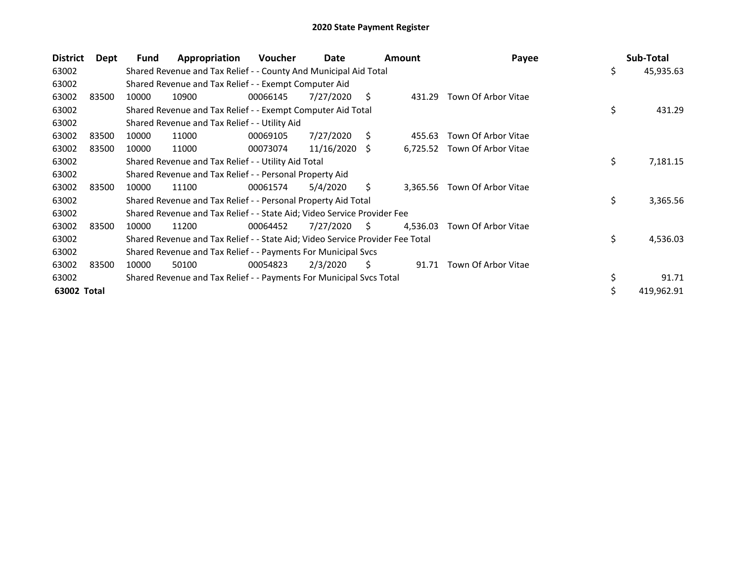# 2020 State Payment Register

| District | Dept | Fund | Appropriation | Voucher | Date | Amount | Payee | Sub-Total |
|---|---|---|---|---|---|---|---|---|
| 63002 | | Shared Revenue and Tax Relief - - County And Municipal Aid Total | | | | | | $ 45,935.63 |
| 63002 | | Shared Revenue and Tax Relief - - Exempt Computer Aid | | | | | | |
| 63002 | 83500 | 10000 | 10900 | 00066145 | 7/27/2020 | $ 431.29 | Town Of Arbor Vitae | |
| 63002 | | Shared Revenue and Tax Relief - - Exempt Computer Aid Total | | | | | | $ 431.29 |
| 63002 | | Shared Revenue and Tax Relief - - Utility Aid | | | | | | |
| 63002 | 83500 | 10000 | 11000 | 00069105 | 7/27/2020 | $ 455.63 | Town Of Arbor Vitae | |
| 63002 | 83500 | 10000 | 11000 | 00073074 | 11/16/2020 | $ 6,725.52 | Town Of Arbor Vitae | |
| 63002 | | Shared Revenue and Tax Relief - - Utility Aid Total | | | | | | $ 7,181.15 |
| 63002 | | Shared Revenue and Tax Relief - - Personal Property Aid | | | | | | |
| 63002 | 83500 | 10000 | 11100 | 00061574 | 5/4/2020 | $ 3,365.56 | Town Of Arbor Vitae | |
| 63002 | | Shared Revenue and Tax Relief - - Personal Property Aid Total | | | | | | $ 3,365.56 |
| 63002 | | Shared Revenue and Tax Relief - - State Aid; Video Service Provider Fee | | | | | | |
| 63002 | 83500 | 10000 | 11200 | 00064452 | 7/27/2020 | $ 4,536.03 | Town Of Arbor Vitae | |
| 63002 | | Shared Revenue and Tax Relief - - State Aid; Video Service Provider Fee Total | | | | | | $ 4,536.03 |
| 63002 | | Shared Revenue and Tax Relief - - Payments For Municipal Svcs | | | | | | |
| 63002 | 83500 | 10000 | 50100 | 00054823 | 2/3/2020 | $ 91.71 | Town Of Arbor Vitae | |
| 63002 | | Shared Revenue and Tax Relief - - Payments For Municipal Svcs Total | | | | | | $ 91.71 |
| **63002 Total** | | | | | | | | $ 419,962.91 |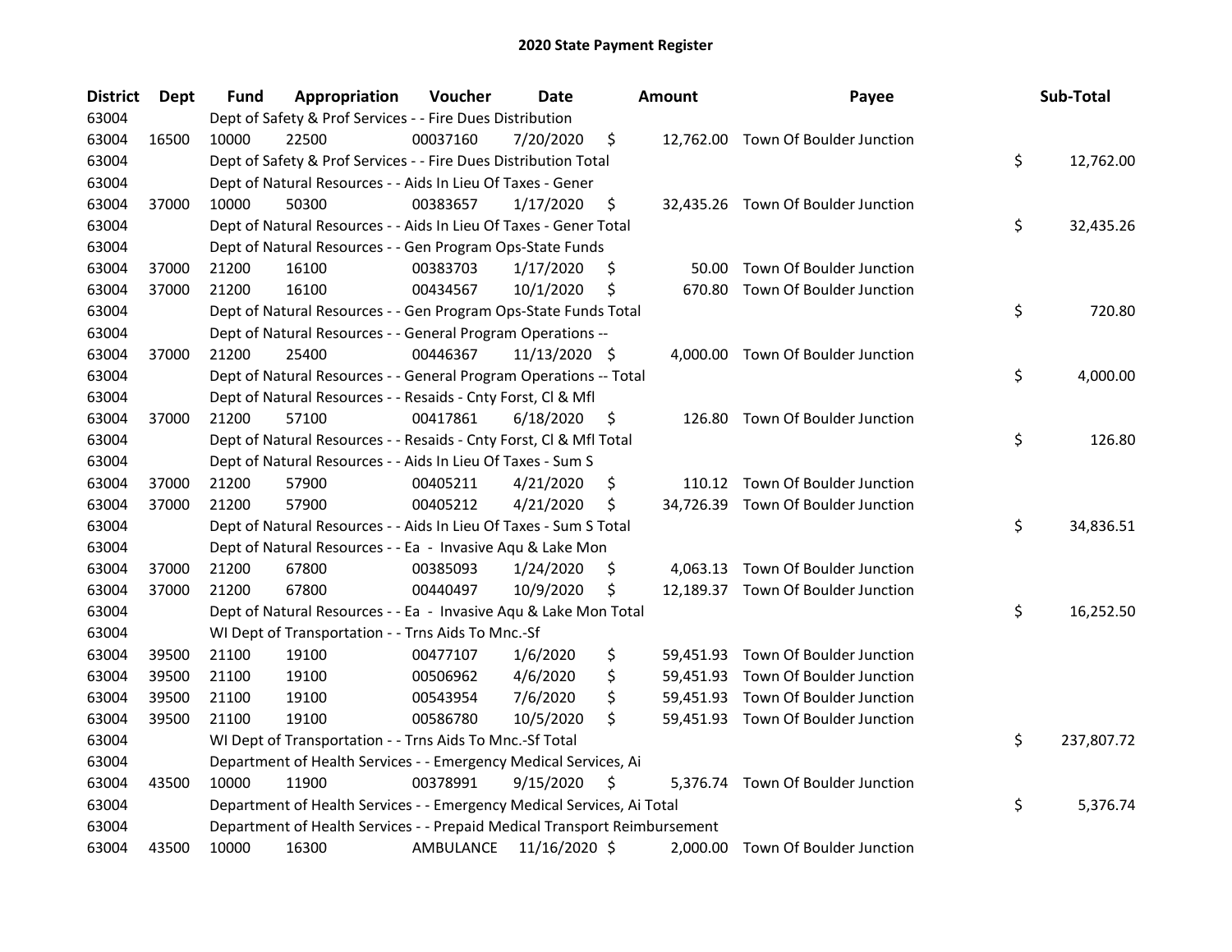# 2020 State Payment Register

| District | Dept | Fund | Appropriation | Voucher | Date | Amount | Payee | Sub-Total |
|---|---|---|---|---|---|---|---|---|
| 63004 | | Dept of Safety & Prof Services - - Fire Dues Distribution | | | | | | |
| 63004 | 16500 | 10000 | 22500 | 00037160 | 7/20/2020 | $ 12,762.00 | Town Of Boulder Junction | |
| 63004 | | Dept of Safety & Prof Services - - Fire Dues Distribution Total | | | | | | $ 12,762.00 |
| 63004 | | Dept of Natural Resources - - Aids In Lieu Of Taxes - Gener | | | | | | |
| 63004 | 37000 | 10000 | 50300 | 00383657 | 1/17/2020 | $ 32,435.26 | Town Of Boulder Junction | |
| 63004 | | Dept of Natural Resources - - Aids In Lieu Of Taxes - Gener Total | | | | | | $ 32,435.26 |
| 63004 | | Dept of Natural Resources - - Gen Program Ops-State Funds | | | | | | |
| 63004 | 37000 | 21200 | 16100 | 00383703 | 1/17/2020 | $ 50.00 | Town Of Boulder Junction | |
| 63004 | 37000 | 21200 | 16100 | 00434567 | 10/1/2020 | $ 670.80 | Town Of Boulder Junction | |
| 63004 | | Dept of Natural Resources - - Gen Program Ops-State Funds Total | | | | | | $ 720.80 |
| 63004 | | Dept of Natural Resources - - General Program Operations -- | | | | | | |
| 63004 | 37000 | 21200 | 25400 | 00446367 | 11/13/2020 | $ 4,000.00 | Town Of Boulder Junction | |
| 63004 | | Dept of Natural Resources - - General Program Operations -- Total | | | | | | $ 4,000.00 |
| 63004 | | Dept of Natural Resources - - Resaids - Cnty Forst, Cl & Mfl | | | | | | |
| 63004 | 37000 | 21200 | 57100 | 00417861 | 6/18/2020 | $ 126.80 | Town Of Boulder Junction | |
| 63004 | | Dept of Natural Resources - - Resaids - Cnty Forst, Cl & Mfl Total | | | | | | $ 126.80 |
| 63004 | | Dept of Natural Resources - - Aids In Lieu Of Taxes - Sum S | | | | | | |
| 63004 | 37000 | 21200 | 57900 | 00405211 | 4/21/2020 | $ 110.12 | Town Of Boulder Junction | |
| 63004 | 37000 | 21200 | 57900 | 00405212 | 4/21/2020 | $ 34,726.39 | Town Of Boulder Junction | |
| 63004 | | Dept of Natural Resources - - Aids In Lieu Of Taxes - Sum S Total | | | | | | $ 34,836.51 |
| 63004 | | Dept of Natural Resources - - Ea - Invasive Aqu & Lake Mon | | | | | | |
| 63004 | 37000 | 21200 | 67800 | 00385093 | 1/24/2020 | $ 4,063.13 | Town Of Boulder Junction | |
| 63004 | 37000 | 21200 | 67800 | 00440497 | 10/9/2020 | $ 12,189.37 | Town Of Boulder Junction | |
| 63004 | | Dept of Natural Resources - - Ea - Invasive Aqu & Lake Mon Total | | | | | | $ 16,252.50 |
| 63004 | | WI Dept of Transportation - - Trns Aids To Mnc.-Sf | | | | | | |
| 63004 | 39500 | 21100 | 19100 | 00477107 | 1/6/2020 | $ 59,451.93 | Town Of Boulder Junction | |
| 63004 | 39500 | 21100 | 19100 | 00506962 | 4/6/2020 | $ 59,451.93 | Town Of Boulder Junction | |
| 63004 | 39500 | 21100 | 19100 | 00543954 | 7/6/2020 | $ 59,451.93 | Town Of Boulder Junction | |
| 63004 | 39500 | 21100 | 19100 | 00586780 | 10/5/2020 | $ 59,451.93 | Town Of Boulder Junction | |
| 63004 | | WI Dept of Transportation - - Trns Aids To Mnc.-Sf Total | | | | | | $ 237,807.72 |
| 63004 | | Department of Health Services - - Emergency Medical Services, Ai | | | | | | |
| 63004 | 43500 | 10000 | 11900 | 00378991 | 9/15/2020 | $ 5,376.74 | Town Of Boulder Junction | |
| 63004 | | Department of Health Services - - Emergency Medical Services, Ai Total | | | | | | $ 5,376.74 |
| 63004 | | Department of Health Services - - Prepaid Medical Transport Reimbursement | | | | | | |
| 63004 | 43500 | 10000 | 16300 | AMBULANCE | 11/16/2020 | $ 2,000.00 | Town Of Boulder Junction | |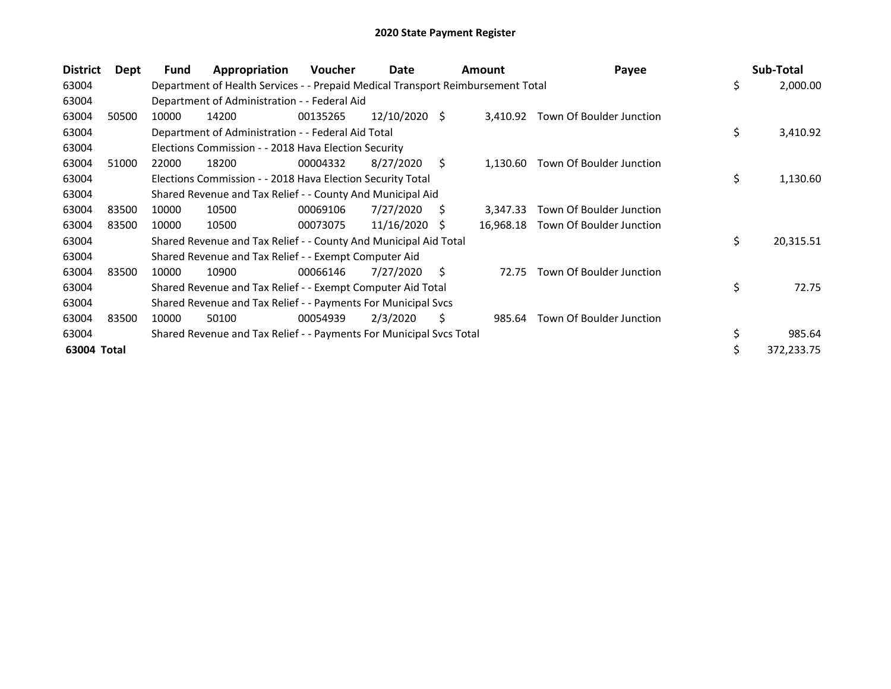# 2020 State Payment Register

| District | Dept | Fund | Appropriation | Voucher | Date | Amount | Payee | Sub-Total |
|---|---|---|---|---|---|---|---|---|
| 63004 | | Department of Health Services - - Prepaid Medical Transport Reimbursement Total | | | | | | $ 2,000.00 |
| 63004 | | Department of Administration - - Federal Aid | | | | | | |
| 63004 | 50500 | 10000 | 14200 | 00135265 | 12/10/2020 | $ 3,410.92 | Town Of Boulder Junction | |
| 63004 | | Department of Administration - - Federal Aid Total | | | | | | $ 3,410.92 |
| 63004 | | Elections Commission - - 2018 Hava Election Security | | | | | | |
| 63004 | 51000 | 22000 | 18200 | 00004332 | 8/27/2020 | $ 1,130.60 | Town Of Boulder Junction | |
| 63004 | | Elections Commission - - 2018 Hava Election Security Total | | | | | | $ 1,130.60 |
| 63004 | | Shared Revenue and Tax Relief - - County And Municipal Aid | | | | | | |
| 63004 | 83500 | 10000 | 10500 | 00069106 | 7/27/2020 | $ 3,347.33 | Town Of Boulder Junction | |
| 63004 | 83500 | 10000 | 10500 | 00073075 | 11/16/2020 | $ 16,968.18 | Town Of Boulder Junction | |
| 63004 | | Shared Revenue and Tax Relief - - County And Municipal Aid Total | | | | | | $ 20,315.51 |
| 63004 | | Shared Revenue and Tax Relief - - Exempt Computer Aid | | | | | | |
| 63004 | 83500 | 10000 | 10900 | 00066146 | 7/27/2020 | $ 72.75 | Town Of Boulder Junction | |
| 63004 | | Shared Revenue and Tax Relief - - Exempt Computer Aid Total | | | | | | $ 72.75 |
| 63004 | | Shared Revenue and Tax Relief - - Payments For Municipal Svcs | | | | | | |
| 63004 | 83500 | 10000 | 50100 | 00054939 | 2/3/2020 | $ 985.64 | Town Of Boulder Junction | |
| 63004 | | Shared Revenue and Tax Relief - - Payments For Municipal Svcs Total | | | | | | $ 985.64 |
| **63004 Total** | | | | | | | | $ 372,233.75 |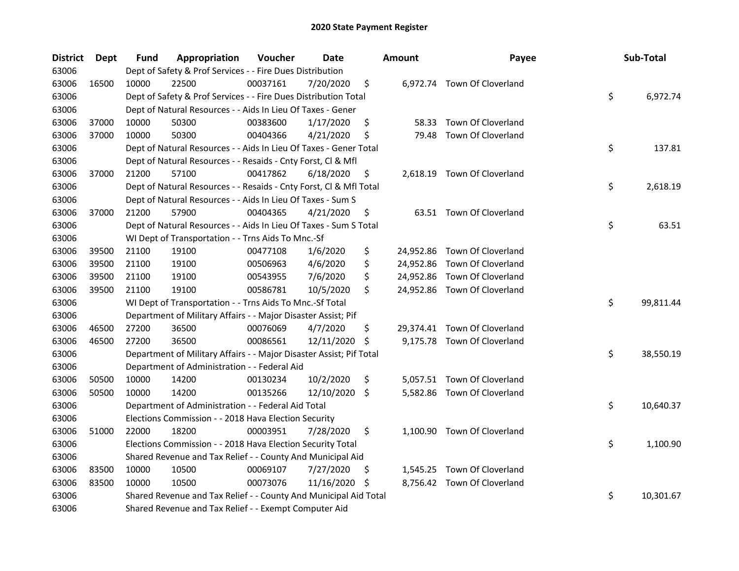# 2020 State Payment Register

| District | Dept | Fund | Appropriation | Voucher | Date | Amount | Payee | Sub-Total |
|---|---|---|---|---|---|---|---|---|
| 63006 | | Dept of Safety & Prof Services - - Fire Dues Distribution | | | | | | |
| 63006 | 16500 | 10000 | 22500 | 00037161 | 7/20/2020 | $ 6,972.74 | Town Of Cloverland | |
| 63006 | | Dept of Safety & Prof Services - - Fire Dues Distribution Total | | | | | | $ 6,972.74 |
| 63006 | | Dept of Natural Resources - - Aids In Lieu Of Taxes - Gener | | | | | | |
| 63006 | 37000 | 10000 | 50300 | 00383600 | 1/17/2020 | $ 58.33 | Town Of Cloverland | |
| 63006 | 37000 | 10000 | 50300 | 00404366 | 4/21/2020 | $ 79.48 | Town Of Cloverland | |
| 63006 | | Dept of Natural Resources - - Aids In Lieu Of Taxes - Gener Total | | | | | | $ 137.81 |
| 63006 | | Dept of Natural Resources - - Resaids - Cnty Forst, Cl & Mfl | | | | | | |
| 63006 | 37000 | 21200 | 57100 | 00417862 | 6/18/2020 | $ 2,618.19 | Town Of Cloverland | |
| 63006 | | Dept of Natural Resources - - Resaids - Cnty Forst, Cl & Mfl Total | | | | | | $ 2,618.19 |
| 63006 | | Dept of Natural Resources - - Aids In Lieu Of Taxes - Sum S | | | | | | |
| 63006 | 37000 | 21200 | 57900 | 00404365 | 4/21/2020 | $ 63.51 | Town Of Cloverland | |
| 63006 | | Dept of Natural Resources - - Aids In Lieu Of Taxes - Sum S Total | | | | | | $ 63.51 |
| 63006 | | WI Dept of Transportation - - Trns Aids To Mnc.-Sf | | | | | | |
| 63006 | 39500 | 21100 | 19100 | 00477108 | 1/6/2020 | $ 24,952.86 | Town Of Cloverland | |
| 63006 | 39500 | 21100 | 19100 | 00506963 | 4/6/2020 | $ 24,952.86 | Town Of Cloverland | |
| 63006 | 39500 | 21100 | 19100 | 00543955 | 7/6/2020 | $ 24,952.86 | Town Of Cloverland | |
| 63006 | 39500 | 21100 | 19100 | 00586781 | 10/5/2020 | $ 24,952.86 | Town Of Cloverland | |
| 63006 | | WI Dept of Transportation - - Trns Aids To Mnc.-Sf Total | | | | | | $ 99,811.44 |
| 63006 | | Department of Military Affairs - - Major Disaster Assist; Pif | | | | | | |
| 63006 | 46500 | 27200 | 36500 | 00076069 | 4/7/2020 | $ 29,374.41 | Town Of Cloverland | |
| 63006 | 46500 | 27200 | 36500 | 00086561 | 12/11/2020 | $ 9,175.78 | Town Of Cloverland | |
| 63006 | | Department of Military Affairs - - Major Disaster Assist; Pif Total | | | | | | $ 38,550.19 |
| 63006 | | Department of Administration - - Federal Aid | | | | | | |
| 63006 | 50500 | 10000 | 14200 | 00130234 | 10/2/2020 | $ 5,057.51 | Town Of Cloverland | |
| 63006 | 50500 | 10000 | 14200 | 00135266 | 12/10/2020 | $ 5,582.86 | Town Of Cloverland | |
| 63006 | | Department of Administration - - Federal Aid Total | | | | | | $ 10,640.37 |
| 63006 | | Elections Commission - - 2018 Hava Election Security | | | | | | |
| 63006 | 51000 | 22000 | 18200 | 00003951 | 7/28/2020 | $ 1,100.90 | Town Of Cloverland | |
| 63006 | | Elections Commission - - 2018 Hava Election Security Total | | | | | | $ 1,100.90 |
| 63006 | | Shared Revenue and Tax Relief - - County And Municipal Aid | | | | | | |
| 63006 | 83500 | 10000 | 10500 | 00069107 | 7/27/2020 | $ 1,545.25 | Town Of Cloverland | |
| 63006 | 83500 | 10000 | 10500 | 00073076 | 11/16/2020 | $ 8,756.42 | Town Of Cloverland | |
| 63006 | | Shared Revenue and Tax Relief - - County And Municipal Aid Total | | | | | | $ 10,301.67 |
| 63006 | | Shared Revenue and Tax Relief - - Exempt Computer Aid | | | | | | |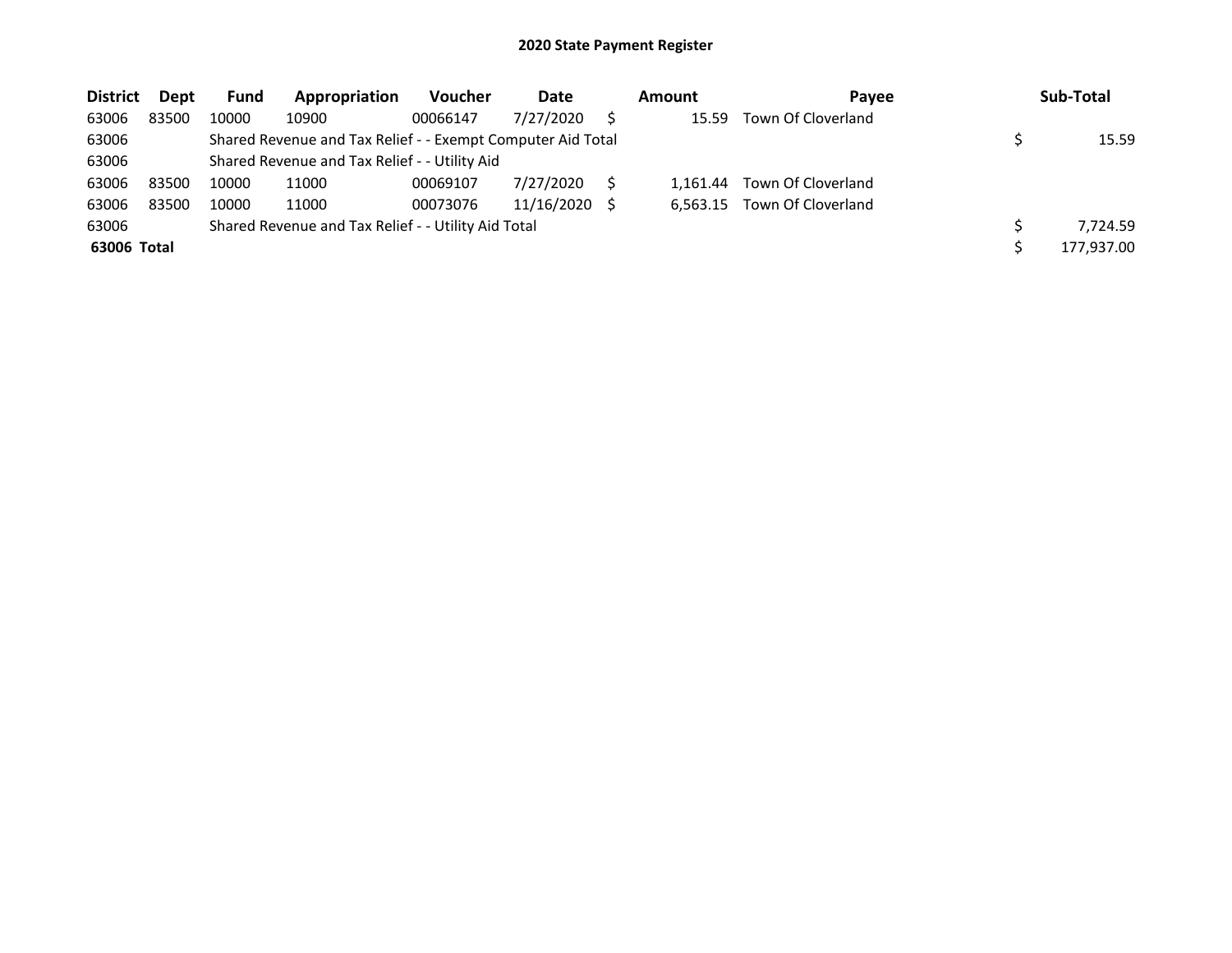## 2020 State Payment Register

| District | Dept | Fund | Appropriation | Voucher | Date | Amount | Payee | Sub-Total |
|---|---|---|---|---|---|---|---|---|
| 63006 | 83500 | 10000 | 10900 | 00066147 | 7/27/2020 | $ 15.59 | Town Of Cloverland | |
| 63006 | | Shared Revenue and Tax Relief - - Exempt Computer Aid Total | | | | | | $ 15.59 |
| 63006 | | Shared Revenue and Tax Relief - - Utility Aid | | | | | | |
| 63006 | 83500 | 10000 | 11000 | 00069107 | 7/27/2020 | $ 1,161.44 | Town Of Cloverland | |
| 63006 | 83500 | 10000 | 11000 | 00073076 | 11/16/2020 | $ 6,563.15 | Town Of Cloverland | |
| 63006 | | Shared Revenue and Tax Relief - - Utility Aid Total | | | | | | $ 7,724.59 |
| **63006 Total** | | | | | | | | $ 177,937.00 |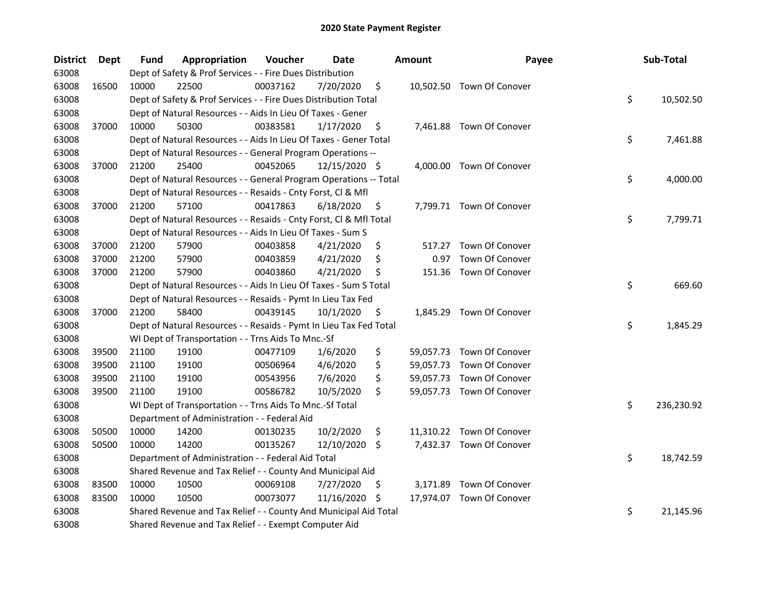# 2020 State Payment Register

| District | Dept | Fund | Appropriation | Voucher | Date | Amount | Payee | Sub-Total |
|---|---|---|---|---|---|---|---|---|
| 63008 | | Dept of Safety & Prof Services - - Fire Dues Distribution | | | | | | |
| 63008 | 16500 | 10000 | 22500 | 00037162 | 7/20/2020 | $ 10,502.50 | Town Of Conover | |
| 63008 | | Dept of Safety & Prof Services - - Fire Dues Distribution Total | | | | | | $ 10,502.50 |
| 63008 | | Dept of Natural Resources - - Aids In Lieu Of Taxes - Gener | | | | | | |
| 63008 | 37000 | 10000 | 50300 | 00383581 | 1/17/2020 | $ 7,461.88 | Town Of Conover | |
| 63008 | | Dept of Natural Resources - - Aids In Lieu Of Taxes - Gener Total | | | | | | $ 7,461.88 |
| 63008 | | Dept of Natural Resources - - General Program Operations -- | | | | | | |
| 63008 | 37000 | 21200 | 25400 | 00452065 | 12/15/2020 | $ 4,000.00 | Town Of Conover | |
| 63008 | | Dept of Natural Resources - - General Program Operations -- Total | | | | | | $ 4,000.00 |
| 63008 | | Dept of Natural Resources - - Resaids - Cnty Forst, Cl & Mfl | | | | | | |
| 63008 | 37000 | 21200 | 57100 | 00417863 | 6/18/2020 | $ 7,799.71 | Town Of Conover | |
| 63008 | | Dept of Natural Resources - - Resaids - Cnty Forst, Cl & Mfl Total | | | | | | $ 7,799.71 |
| 63008 | | Dept of Natural Resources - - Aids In Lieu Of Taxes - Sum S | | | | | | |
| 63008 | 37000 | 21200 | 57900 | 00403858 | 4/21/2020 | $ 517.27 | Town Of Conover | |
| 63008 | 37000 | 21200 | 57900 | 00403859 | 4/21/2020 | $ 0.97 | Town Of Conover | |
| 63008 | 37000 | 21200 | 57900 | 00403860 | 4/21/2020 | $ 151.36 | Town Of Conover | |
| 63008 | | Dept of Natural Resources - - Aids In Lieu Of Taxes - Sum S Total | | | | | | $ 669.60 |
| 63008 | | Dept of Natural Resources - - Resaids - Pymt In Lieu Tax Fed | | | | | | |
| 63008 | 37000 | 21200 | 58400 | 00439145 | 10/1/2020 | $ 1,845.29 | Town Of Conover | |
| 63008 | | Dept of Natural Resources - - Resaids - Pymt In Lieu Tax Fed Total | | | | | | $ 1,845.29 |
| 63008 | | WI Dept of Transportation - - Trns Aids To Mnc.-Sf | | | | | | |
| 63008 | 39500 | 21100 | 19100 | 00477109 | 1/6/2020 | $ 59,057.73 | Town Of Conover | |
| 63008 | 39500 | 21100 | 19100 | 00506964 | 4/6/2020 | $ 59,057.73 | Town Of Conover | |
| 63008 | 39500 | 21100 | 19100 | 00543956 | 7/6/2020 | $ 59,057.73 | Town Of Conover | |
| 63008 | 39500 | 21100 | 19100 | 00586782 | 10/5/2020 | $ 59,057.73 | Town Of Conover | |
| 63008 | | WI Dept of Transportation - - Trns Aids To Mnc.-Sf Total | | | | | | $ 236,230.92 |
| 63008 | | Department of Administration - - Federal Aid | | | | | | |
| 63008 | 50500 | 10000 | 14200 | 00130235 | 10/2/2020 | $ 11,310.22 | Town Of Conover | |
| 63008 | 50500 | 10000 | 14200 | 00135267 | 12/10/2020 | $ 7,432.37 | Town Of Conover | |
| 63008 | | Department of Administration - - Federal Aid Total | | | | | | $ 18,742.59 |
| 63008 | | Shared Revenue and Tax Relief - - County And Municipal Aid | | | | | | |
| 63008 | 83500 | 10000 | 10500 | 00069108 | 7/27/2020 | $ 3,171.89 | Town Of Conover | |
| 63008 | 83500 | 10000 | 10500 | 00073077 | 11/16/2020 | $ 17,974.07 | Town Of Conover | |
| 63008 | | Shared Revenue and Tax Relief - - County And Municipal Aid Total | | | | | | $ 21,145.96 |
| 63008 | | Shared Revenue and Tax Relief - - Exempt Computer Aid | | | | | | |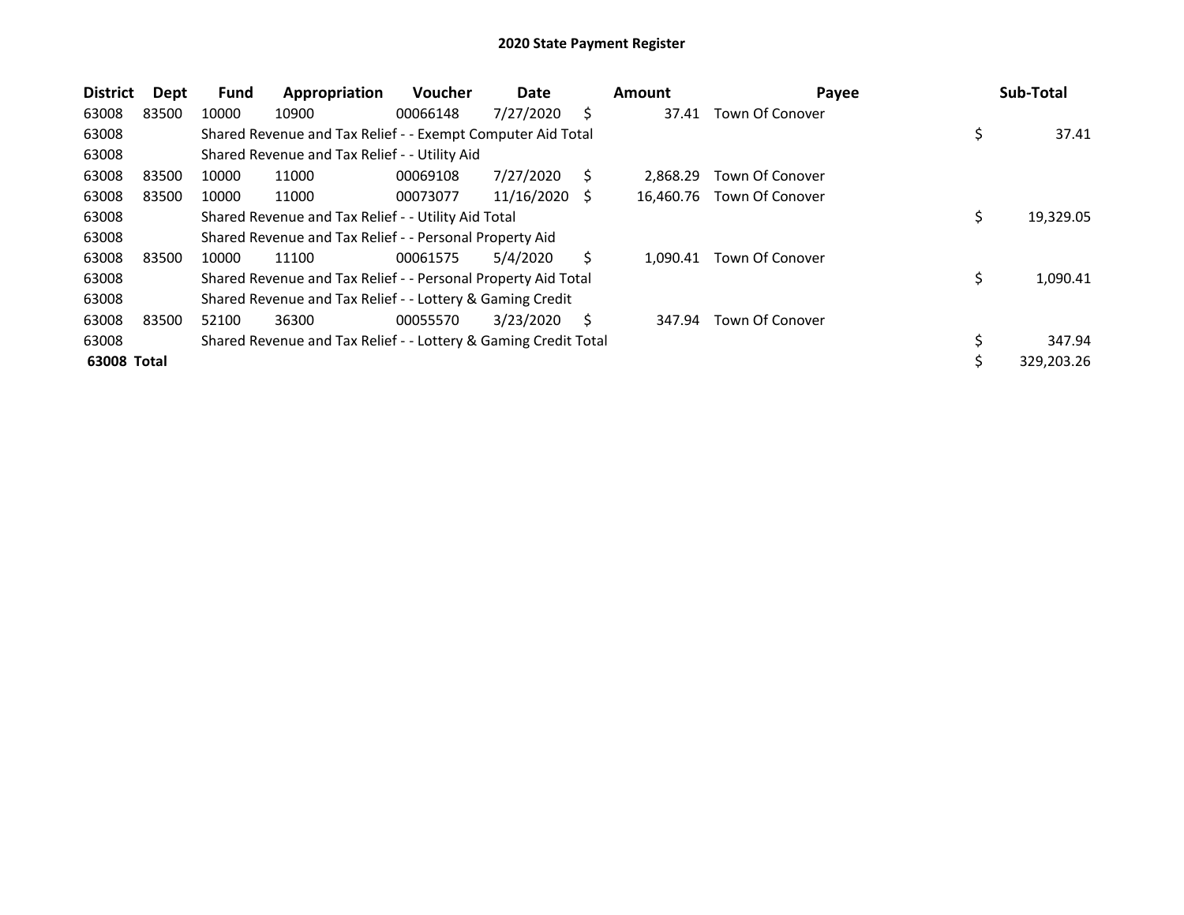# 2020 State Payment Register

| District | Dept | Fund | Appropriation | Voucher | Date | Amount | Payee | Sub-Total |
|---|---|---|---|---|---|---|---|---|
| 63008 | 83500 | 10000 | 10900 | 00066148 | 7/27/2020 | $ 37.41 | Town Of Conover | |
| 63008 | | Shared Revenue and Tax Relief - - Exempt Computer Aid Total | | | | | | $ 37.41 |
| 63008 | | Shared Revenue and Tax Relief - - Utility Aid | | | | | | |
| 63008 | 83500 | 10000 | 11000 | 00069108 | 7/27/2020 | $ 2,868.29 | Town Of Conover | |
| 63008 | 83500 | 10000 | 11000 | 00073077 | 11/16/2020 | $ 16,460.76 | Town Of Conover | |
| 63008 | | Shared Revenue and Tax Relief - - Utility Aid Total | | | | | | $ 19,329.05 |
| 63008 | | Shared Revenue and Tax Relief - - Personal Property Aid | | | | | | |
| 63008 | 83500 | 10000 | 11100 | 00061575 | 5/4/2020 | $ 1,090.41 | Town Of Conover | |
| 63008 | | Shared Revenue and Tax Relief - - Personal Property Aid Total | | | | | | $ 1,090.41 |
| 63008 | | Shared Revenue and Tax Relief - - Lottery & Gaming Credit | | | | | | |
| 63008 | 83500 | 52100 | 36300 | 00055570 | 3/23/2020 | $ 347.94 | Town Of Conover | |
| 63008 | | Shared Revenue and Tax Relief - - Lottery & Gaming Credit Total | | | | | | $ 347.94 |
| **63008 Total** | | | | | | | | $ 329,203.26 |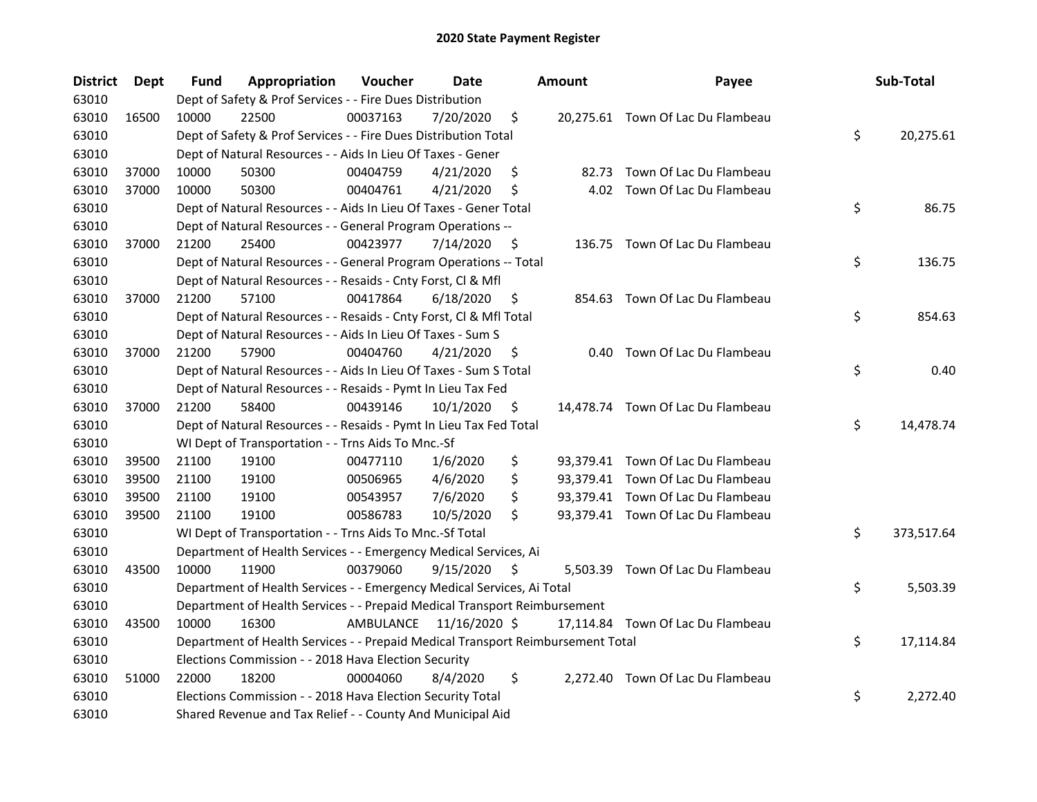# 2020 State Payment Register

| District | Dept | Fund | Appropriation | Voucher | Date | Amount | Payee | Sub-Total |
|---|---|---|---|---|---|---|---|---|
| 63010 | | Dept of Safety & Prof Services - - Fire Dues Distribution | | | | | | |
| 63010 | 16500 | 10000 | 22500 | 00037163 | 7/20/2020 | $ 20,275.61 | Town Of Lac Du Flambeau | |
| 63010 | | Dept of Safety & Prof Services - - Fire Dues Distribution Total | | | | | | $ 20,275.61 |
| 63010 | | Dept of Natural Resources - - Aids In Lieu Of Taxes - Gener | | | | | | |
| 63010 | 37000 | 10000 | 50300 | 00404759 | 4/21/2020 | $ 82.73 | Town Of Lac Du Flambeau | |
| 63010 | 37000 | 10000 | 50300 | 00404761 | 4/21/2020 | $ 4.02 | Town Of Lac Du Flambeau | |
| 63010 | | Dept of Natural Resources - - Aids In Lieu Of Taxes - Gener Total | | | | | | $ 86.75 |
| 63010 | | Dept of Natural Resources - - General Program Operations -- | | | | | | |
| 63010 | 37000 | 21200 | 25400 | 00423977 | 7/14/2020 | $ 136.75 | Town Of Lac Du Flambeau | |
| 63010 | | Dept of Natural Resources - - General Program Operations -- Total | | | | | | $ 136.75 |
| 63010 | | Dept of Natural Resources - - Resaids - Cnty Forst, Cl & Mfl | | | | | | |
| 63010 | 37000 | 21200 | 57100 | 00417864 | 6/18/2020 | $ 854.63 | Town Of Lac Du Flambeau | |
| 63010 | | Dept of Natural Resources - - Resaids - Cnty Forst, Cl & Mfl Total | | | | | | $ 854.63 |
| 63010 | | Dept of Natural Resources - - Aids In Lieu Of Taxes - Sum S | | | | | | |
| 63010 | 37000 | 21200 | 57900 | 00404760 | 4/21/2020 | $ 0.40 | Town Of Lac Du Flambeau | |
| 63010 | | Dept of Natural Resources - - Aids In Lieu Of Taxes - Sum S Total | | | | | | $ 0.40 |
| 63010 | | Dept of Natural Resources - - Resaids - Pymt In Lieu Tax Fed | | | | | | |
| 63010 | 37000 | 21200 | 58400 | 00439146 | 10/1/2020 | $ 14,478.74 | Town Of Lac Du Flambeau | |
| 63010 | | Dept of Natural Resources - - Resaids - Pymt In Lieu Tax Fed Total | | | | | | $ 14,478.74 |
| 63010 | | WI Dept of Transportation - - Trns Aids To Mnc.-Sf | | | | | | |
| 63010 | 39500 | 21100 | 19100 | 00477110 | 1/6/2020 | $ 93,379.41 | Town Of Lac Du Flambeau | |
| 63010 | 39500 | 21100 | 19100 | 00506965 | 4/6/2020 | $ 93,379.41 | Town Of Lac Du Flambeau | |
| 63010 | 39500 | 21100 | 19100 | 00543957 | 7/6/2020 | $ 93,379.41 | Town Of Lac Du Flambeau | |
| 63010 | 39500 | 21100 | 19100 | 00586783 | 10/5/2020 | $ 93,379.41 | Town Of Lac Du Flambeau | |
| 63010 | | WI Dept of Transportation - - Trns Aids To Mnc.-Sf Total | | | | | | $ 373,517.64 |
| 63010 | | Department of Health Services - - Emergency Medical Services, Ai | | | | | | |
| 63010 | 43500 | 10000 | 11900 | 00379060 | 9/15/2020 | $ 5,503.39 | Town Of Lac Du Flambeau | |
| 63010 | | Department of Health Services - - Emergency Medical Services, Ai Total | | | | | | $ 5,503.39 |
| 63010 | | Department of Health Services - - Prepaid Medical Transport Reimbursement | | | | | | |
| 63010 | 43500 | 10000 | 16300 | AMBULANCE | 11/16/2020 | $ 17,114.84 | Town Of Lac Du Flambeau | |
| 63010 | | Department of Health Services - - Prepaid Medical Transport Reimbursement Total | | | | | | $ 17,114.84 |
| 63010 | | Elections Commission - - 2018 Hava Election Security | | | | | | |
| 63010 | 51000 | 22000 | 18200 | 00004060 | 8/4/2020 | $ 2,272.40 | Town Of Lac Du Flambeau | |
| 63010 | | Elections Commission - - 2018 Hava Election Security Total | | | | | | $ 2,272.40 |
| 63010 | | Shared Revenue and Tax Relief - - County And Municipal Aid | | | | | | |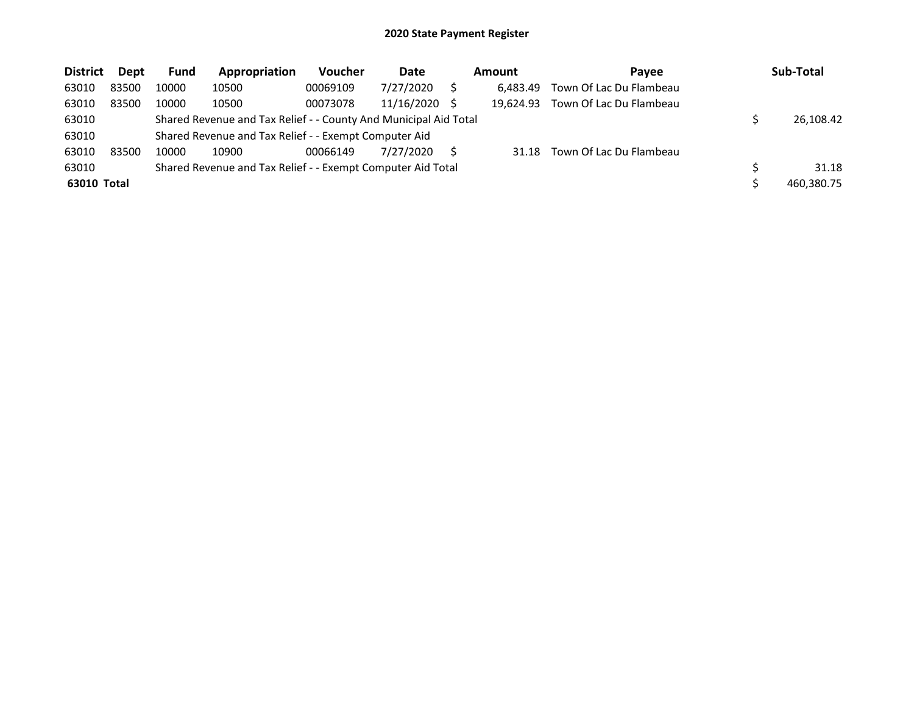# 2020 State Payment Register

| District | Dept | Fund | Appropriation | Voucher | Date | Amount | Payee | Sub-Total |
|---|---|---|---|---|---|---|---|---|
| 63010 | 83500 | 10000 | 10500 | 00069109 | 7/27/2020 | $ 6,483.49 | Town Of Lac Du Flambeau | |
| 63010 | 83500 | 10000 | 10500 | 00073078 | 11/16/2020 | $ 19,624.93 | Town Of Lac Du Flambeau | |
| 63010 | | Shared Revenue and Tax Relief - - County And Municipal Aid Total | | | | | | $ 26,108.42 |
| 63010 | | Shared Revenue and Tax Relief - - Exempt Computer Aid | | | | | | |
| 63010 | 83500 | 10000 | 10900 | 00066149 | 7/27/2020 | $ 31.18 | Town Of Lac Du Flambeau | |
| 63010 | | Shared Revenue and Tax Relief - - Exempt Computer Aid Total | | | | | | $ 31.18 |
| **63010 Total** | | | | | | | | $ 460,380.75 |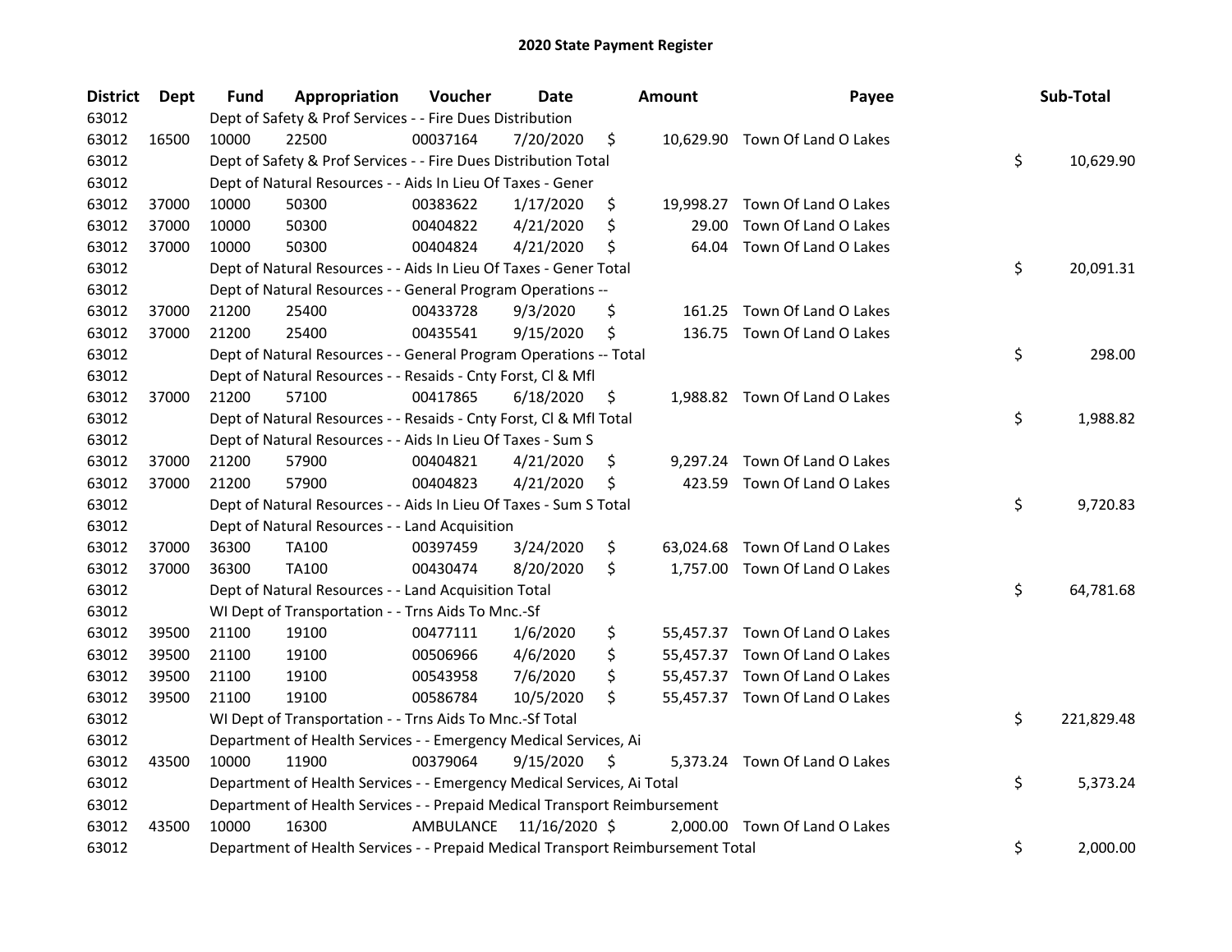# 2020 State Payment Register

| District | Dept | Fund | Appropriation | Voucher | Date | Amount | Payee | Sub-Total |
|---|---|---|---|---|---|---|---|---|
| 63012 | | Dept of Safety & Prof Services - - Fire Dues Distribution | | | | | | |
| 63012 | 16500 | 10000 | 22500 | 00037164 | 7/20/2020 | $ 10,629.90 | Town Of Land O Lakes | |
| 63012 | | Dept of Safety & Prof Services - - Fire Dues Distribution Total | | | | | | $ 10,629.90 |
| 63012 | | Dept of Natural Resources - - Aids In Lieu Of Taxes - Gener | | | | | | |
| 63012 | 37000 | 10000 | 50300 | 00383622 | 1/17/2020 | $ 19,998.27 | Town Of Land O Lakes | |
| 63012 | 37000 | 10000 | 50300 | 00404822 | 4/21/2020 | $ 29.00 | Town Of Land O Lakes | |
| 63012 | 37000 | 10000 | 50300 | 00404824 | 4/21/2020 | $ 64.04 | Town Of Land O Lakes | |
| 63012 | | Dept of Natural Resources - - Aids In Lieu Of Taxes - Gener Total | | | | | | $ 20,091.31 |
| 63012 | | Dept of Natural Resources - - General Program Operations -- | | | | | | |
| 63012 | 37000 | 21200 | 25400 | 00433728 | 9/3/2020 | $ 161.25 | Town Of Land O Lakes | |
| 63012 | 37000 | 21200 | 25400 | 00435541 | 9/15/2020 | $ 136.75 | Town Of Land O Lakes | |
| 63012 | | Dept of Natural Resources - - General Program Operations -- Total | | | | | | $ 298.00 |
| 63012 | | Dept of Natural Resources - - Resaids - Cnty Forst, Cl & Mfl | | | | | | |
| 63012 | 37000 | 21200 | 57100 | 00417865 | 6/18/2020 | $ 1,988.82 | Town Of Land O Lakes | |
| 63012 | | Dept of Natural Resources - - Resaids - Cnty Forst, Cl & Mfl Total | | | | | | $ 1,988.82 |
| 63012 | | Dept of Natural Resources - - Aids In Lieu Of Taxes - Sum S | | | | | | |
| 63012 | 37000 | 21200 | 57900 | 00404821 | 4/21/2020 | $ 9,297.24 | Town Of Land O Lakes | |
| 63012 | 37000 | 21200 | 57900 | 00404823 | 4/21/2020 | $ 423.59 | Town Of Land O Lakes | |
| 63012 | | Dept of Natural Resources - - Aids In Lieu Of Taxes - Sum S Total | | | | | | $ 9,720.83 |
| 63012 | | Dept of Natural Resources - - Land Acquisition | | | | | | |
| 63012 | 37000 | 36300 | TA100 | 00397459 | 3/24/2020 | $ 63,024.68 | Town Of Land O Lakes | |
| 63012 | 37000 | 36300 | TA100 | 00430474 | 8/20/2020 | $ 1,757.00 | Town Of Land O Lakes | |
| 63012 | | Dept of Natural Resources - - Land Acquisition Total | | | | | | $ 64,781.68 |
| 63012 | | WI Dept of Transportation - - Trns Aids To Mnc.-Sf | | | | | | |
| 63012 | 39500 | 21100 | 19100 | 00477111 | 1/6/2020 | $ 55,457.37 | Town Of Land O Lakes | |
| 63012 | 39500 | 21100 | 19100 | 00506966 | 4/6/2020 | $ 55,457.37 | Town Of Land O Lakes | |
| 63012 | 39500 | 21100 | 19100 | 00543958 | 7/6/2020 | $ 55,457.37 | Town Of Land O Lakes | |
| 63012 | 39500 | 21100 | 19100 | 00586784 | 10/5/2020 | $ 55,457.37 | Town Of Land O Lakes | |
| 63012 | | WI Dept of Transportation - - Trns Aids To Mnc.-Sf Total | | | | | | $ 221,829.48 |
| 63012 | | Department of Health Services - - Emergency Medical Services, Ai | | | | | | |
| 63012 | 43500 | 10000 | 11900 | 00379064 | 9/15/2020 | $ 5,373.24 | Town Of Land O Lakes | |
| 63012 | | Department of Health Services - - Emergency Medical Services, Ai Total | | | | | | $ 5,373.24 |
| 63012 | | Department of Health Services - - Prepaid Medical Transport Reimbursement | | | | | | |
| 63012 | 43500 | 10000 | 16300 | AMBULANCE | 11/16/2020 | $ 2,000.00 | Town Of Land O Lakes | |
| 63012 | | Department of Health Services - - Prepaid Medical Transport Reimbursement Total | | | | | | $ 2,000.00 |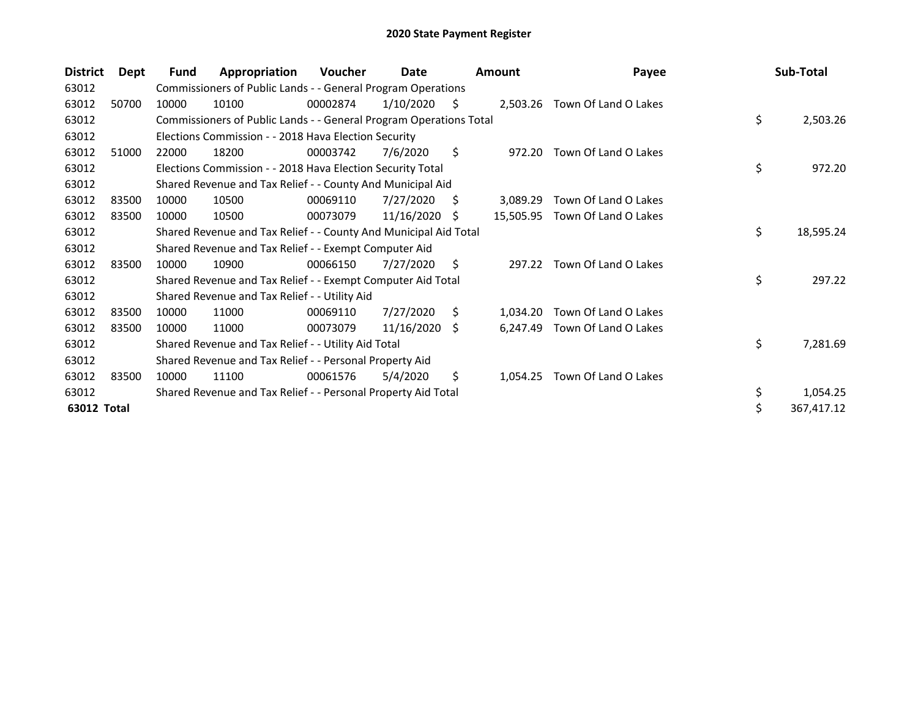# 2020 State Payment Register

| District | Dept | Fund | Appropriation | Voucher | Date | Amount | Payee | Sub-Total |
|---|---|---|---|---|---|---|---|---|
| 63012 | | Commissioners of Public Lands - - General Program Operations | | | | | | |
| 63012 | 50700 | 10000 | 10100 | 00002874 | 1/10/2020 | $ 2,503.26 | Town Of Land O Lakes | |
| 63012 | | Commissioners of Public Lands - - General Program Operations Total | | | | | | $ 2,503.26 |
| 63012 | | Elections Commission - - 2018 Hava Election Security | | | | | | |
| 63012 | 51000 | 22000 | 18200 | 00003742 | 7/6/2020 | $ 972.20 | Town Of Land O Lakes | |
| 63012 | | Elections Commission - - 2018 Hava Election Security Total | | | | | | $ 972.20 |
| 63012 | | Shared Revenue and Tax Relief - - County And Municipal Aid | | | | | | |
| 63012 | 83500 | 10000 | 10500 | 00069110 | 7/27/2020 | $ 3,089.29 | Town Of Land O Lakes | |
| 63012 | 83500 | 10000 | 10500 | 00073079 | 11/16/2020 | $ 15,505.95 | Town Of Land O Lakes | |
| 63012 | | Shared Revenue and Tax Relief - - County And Municipal Aid Total | | | | | | $ 18,595.24 |
| 63012 | | Shared Revenue and Tax Relief - - Exempt Computer Aid | | | | | | |
| 63012 | 83500 | 10000 | 10900 | 00066150 | 7/27/2020 | $ 297.22 | Town Of Land O Lakes | |
| 63012 | | Shared Revenue and Tax Relief - - Exempt Computer Aid Total | | | | | | $ 297.22 |
| 63012 | | Shared Revenue and Tax Relief - - Utility Aid | | | | | | |
| 63012 | 83500 | 10000 | 11000 | 00069110 | 7/27/2020 | $ 1,034.20 | Town Of Land O Lakes | |
| 63012 | 83500 | 10000 | 11000 | 00073079 | 11/16/2020 | $ 6,247.49 | Town Of Land O Lakes | |
| 63012 | | Shared Revenue and Tax Relief - - Utility Aid Total | | | | | | $ 7,281.69 |
| 63012 | | Shared Revenue and Tax Relief - - Personal Property Aid | | | | | | |
| 63012 | 83500 | 10000 | 11100 | 00061576 | 5/4/2020 | $ 1,054.25 | Town Of Land O Lakes | |
| 63012 | | Shared Revenue and Tax Relief - - Personal Property Aid Total | | | | | | $ 1,054.25 |
| **63012 Total** | | | | | | | | $ 367,417.12 |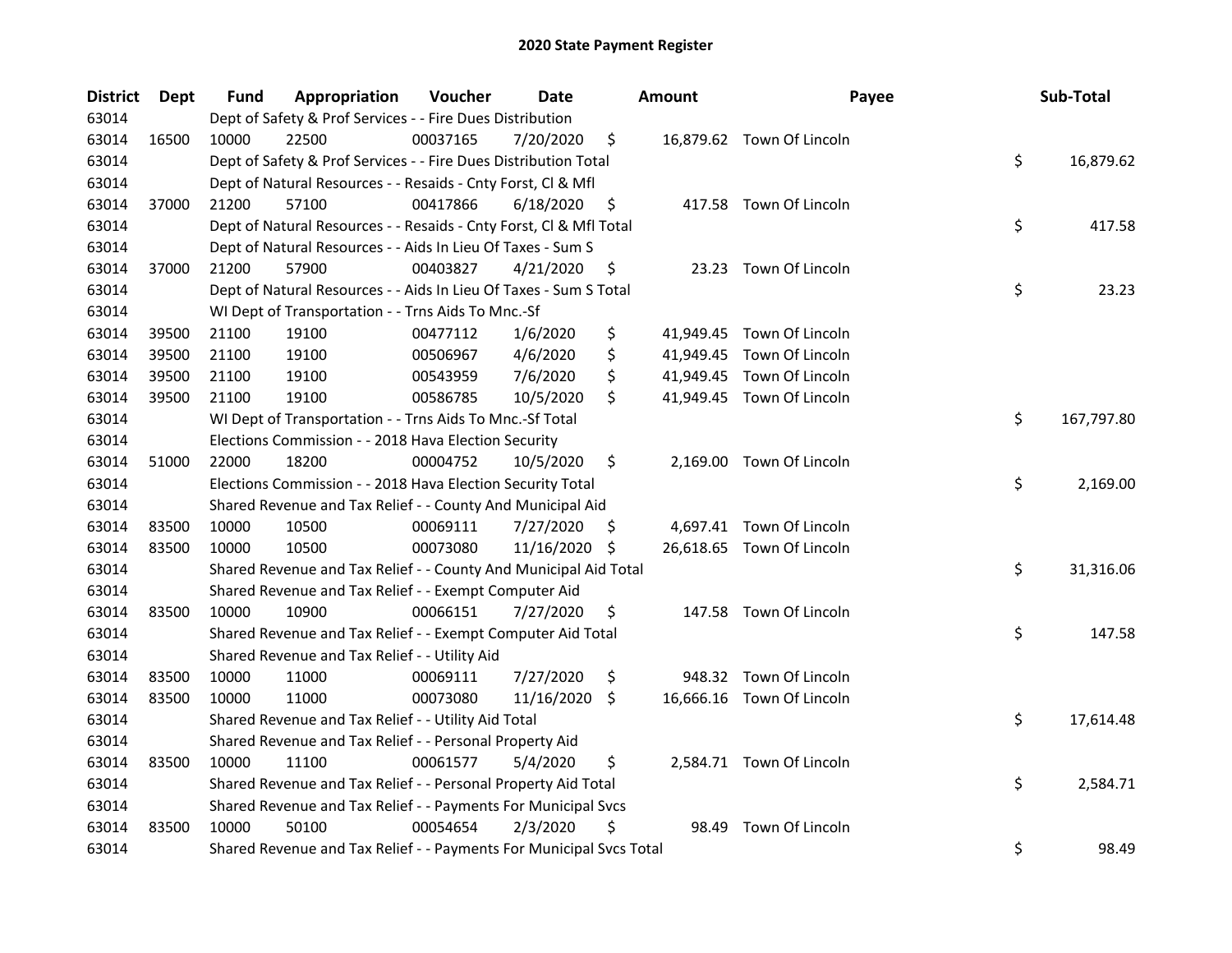# 2020 State Payment Register

| District | Dept | Fund | Appropriation | Voucher | Date | Amount | Payee | Sub-Total |
|---|---|---|---|---|---|---|---|---|
| 63014 | | Dept of Safety & Prof Services - - Fire Dues Distribution | | | | | | |
| 63014 | 16500 | 10000 | 22500 | 00037165 | 7/20/2020 | $ 16,879.62 | Town Of Lincoln | |
| 63014 | | Dept of Safety & Prof Services - - Fire Dues Distribution Total | | | | | | $ 16,879.62 |
| 63014 | | Dept of Natural Resources - - Resaids - Cnty Forst, Cl & Mfl | | | | | | |
| 63014 | 37000 | 21200 | 57100 | 00417866 | 6/18/2020 | $ 417.58 | Town Of Lincoln | |
| 63014 | | Dept of Natural Resources - - Resaids - Cnty Forst, Cl & Mfl Total | | | | | | $ 417.58 |
| 63014 | | Dept of Natural Resources - - Aids In Lieu Of Taxes - Sum S | | | | | | |
| 63014 | 37000 | 21200 | 57900 | 00403827 | 4/21/2020 | $ 23.23 | Town Of Lincoln | |
| 63014 | | Dept of Natural Resources - - Aids In Lieu Of Taxes - Sum S Total | | | | | | $ 23.23 |
| 63014 | | WI Dept of Transportation - - Trns Aids To Mnc.-Sf | | | | | | |
| 63014 | 39500 | 21100 | 19100 | 00477112 | 1/6/2020 | $ 41,949.45 | Town Of Lincoln | |
| 63014 | 39500 | 21100 | 19100 | 00506967 | 4/6/2020 | $ 41,949.45 | Town Of Lincoln | |
| 63014 | 39500 | 21100 | 19100 | 00543959 | 7/6/2020 | $ 41,949.45 | Town Of Lincoln | |
| 63014 | 39500 | 21100 | 19100 | 00586785 | 10/5/2020 | $ 41,949.45 | Town Of Lincoln | |
| 63014 | | WI Dept of Transportation - - Trns Aids To Mnc.-Sf Total | | | | | | $ 167,797.80 |
| 63014 | | Elections Commission - - 2018 Hava Election Security | | | | | | |
| 63014 | 51000 | 22000 | 18200 | 00004752 | 10/5/2020 | $ 2,169.00 | Town Of Lincoln | |
| 63014 | | Elections Commission - - 2018 Hava Election Security Total | | | | | | $ 2,169.00 |
| 63014 | | Shared Revenue and Tax Relief - - County And Municipal Aid | | | | | | |
| 63014 | 83500 | 10000 | 10500 | 00069111 | 7/27/2020 | $ 4,697.41 | Town Of Lincoln | |
| 63014 | 83500 | 10000 | 10500 | 00073080 | 11/16/2020 | $ 26,618.65 | Town Of Lincoln | |
| 63014 | | Shared Revenue and Tax Relief - - County And Municipal Aid Total | | | | | | $ 31,316.06 |
| 63014 | | Shared Revenue and Tax Relief - - Exempt Computer Aid | | | | | | |
| 63014 | 83500 | 10000 | 10900 | 00066151 | 7/27/2020 | $ 147.58 | Town Of Lincoln | |
| 63014 | | Shared Revenue and Tax Relief - - Exempt Computer Aid Total | | | | | | $ 147.58 |
| 63014 | | Shared Revenue and Tax Relief - - Utility Aid | | | | | | |
| 63014 | 83500 | 10000 | 11000 | 00069111 | 7/27/2020 | $ 948.32 | Town Of Lincoln | |
| 63014 | 83500 | 10000 | 11000 | 00073080 | 11/16/2020 | $ 16,666.16 | Town Of Lincoln | |
| 63014 | | Shared Revenue and Tax Relief - - Utility Aid Total | | | | | | $ 17,614.48 |
| 63014 | | Shared Revenue and Tax Relief - - Personal Property Aid | | | | | | |
| 63014 | 83500 | 10000 | 11100 | 00061577 | 5/4/2020 | $ 2,584.71 | Town Of Lincoln | |
| 63014 | | Shared Revenue and Tax Relief - - Personal Property Aid Total | | | | | | $ 2,584.71 |
| 63014 | | Shared Revenue and Tax Relief - - Payments For Municipal Svcs | | | | | | |
| 63014 | 83500 | 10000 | 50100 | 00054654 | 2/3/2020 | $ 98.49 | Town Of Lincoln | |
| 63014 | | Shared Revenue and Tax Relief - - Payments For Municipal Svcs Total | | | | | | $ 98.49 |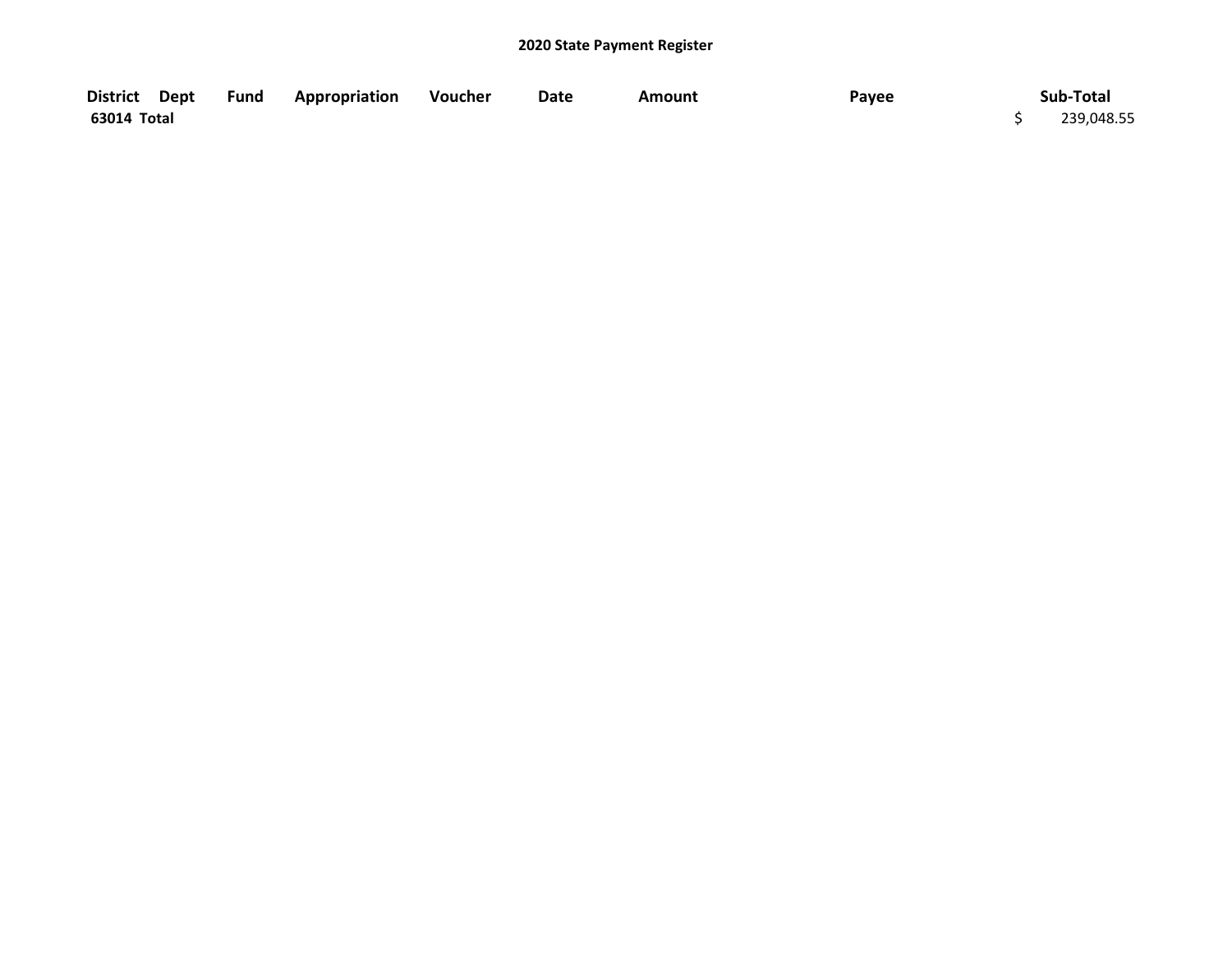**2020 State Payment Register**

| District | Dept | Fund | Appropriation | Voucher | Date | Amount | Payee | Sub-Total |
|---|---|---|---|---|---|---|---|---|
| **63014 Total** | | | | | | | | $ 239,048.55 |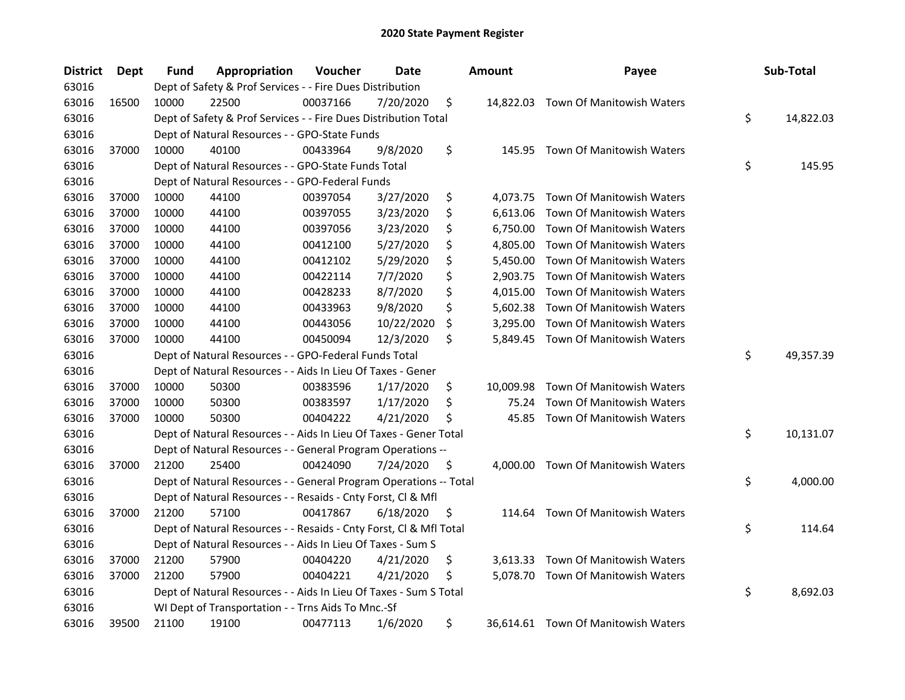# 2020 State Payment Register

| District | Dept | Fund | Appropriation | Voucher | Date | Amount | Payee | Sub-Total |
|---|---|---|---|---|---|---|---|---|
| 63016 | | Dept of Safety & Prof Services - - Fire Dues Distribution | | | | | | |
| 63016 | 16500 | 10000 | 22500 | 00037166 | 7/20/2020 | $ 14,822.03 | Town Of Manitowish Waters | |
| 63016 | | Dept of Safety & Prof Services - - Fire Dues Distribution Total | | | | | | $ 14,822.03 |
| 63016 | | Dept of Natural Resources - - GPO-State Funds | | | | | | |
| 63016 | 37000 | 10000 | 40100 | 00433964 | 9/8/2020 | $ 145.95 | Town Of Manitowish Waters | |
| 63016 | | Dept of Natural Resources - - GPO-State Funds Total | | | | | | $ 145.95 |
| 63016 | | Dept of Natural Resources - - GPO-Federal Funds | | | | | | |
| 63016 | 37000 | 10000 | 44100 | 00397054 | 3/27/2020 | $ 4,073.75 | Town Of Manitowish Waters | |
| 63016 | 37000 | 10000 | 44100 | 00397055 | 3/23/2020 | $ 6,613.06 | Town Of Manitowish Waters | |
| 63016 | 37000 | 10000 | 44100 | 00397056 | 3/23/2020 | $ 6,750.00 | Town Of Manitowish Waters | |
| 63016 | 37000 | 10000 | 44100 | 00412100 | 5/27/2020 | $ 4,805.00 | Town Of Manitowish Waters | |
| 63016 | 37000 | 10000 | 44100 | 00412102 | 5/29/2020 | $ 5,450.00 | Town Of Manitowish Waters | |
| 63016 | 37000 | 10000 | 44100 | 00422114 | 7/7/2020 | $ 2,903.75 | Town Of Manitowish Waters | |
| 63016 | 37000 | 10000 | 44100 | 00428233 | 8/7/2020 | $ 4,015.00 | Town Of Manitowish Waters | |
| 63016 | 37000 | 10000 | 44100 | 00433963 | 9/8/2020 | $ 5,602.38 | Town Of Manitowish Waters | |
| 63016 | 37000 | 10000 | 44100 | 00443056 | 10/22/2020 | $ 3,295.00 | Town Of Manitowish Waters | |
| 63016 | 37000 | 10000 | 44100 | 00450094 | 12/3/2020 | $ 5,849.45 | Town Of Manitowish Waters | |
| 63016 | | Dept of Natural Resources - - GPO-Federal Funds Total | | | | | | $ 49,357.39 |
| 63016 | | Dept of Natural Resources - - Aids In Lieu Of Taxes - Gener | | | | | | |
| 63016 | 37000 | 10000 | 50300 | 00383596 | 1/17/2020 | $ 10,009.98 | Town Of Manitowish Waters | |
| 63016 | 37000 | 10000 | 50300 | 00383597 | 1/17/2020 | $ 75.24 | Town Of Manitowish Waters | |
| 63016 | 37000 | 10000 | 50300 | 00404222 | 4/21/2020 | $ 45.85 | Town Of Manitowish Waters | |
| 63016 | | Dept of Natural Resources - - Aids In Lieu Of Taxes - Gener Total | | | | | | $ 10,131.07 |
| 63016 | | Dept of Natural Resources - - General Program Operations -- | | | | | | |
| 63016 | 37000 | 21200 | 25400 | 00424090 | 7/24/2020 | $ 4,000.00 | Town Of Manitowish Waters | |
| 63016 | | Dept of Natural Resources - - General Program Operations -- Total | | | | | | $ 4,000.00 |
| 63016 | | Dept of Natural Resources - - Resaids - Cnty Forst, Cl & Mfl | | | | | | |
| 63016 | 37000 | 21200 | 57100 | 00417867 | 6/18/2020 | $ 114.64 | Town Of Manitowish Waters | |
| 63016 | | Dept of Natural Resources - - Resaids - Cnty Forst, Cl & Mfl Total | | | | | | $ 114.64 |
| 63016 | | Dept of Natural Resources - - Aids In Lieu Of Taxes - Sum S | | | | | | |
| 63016 | 37000 | 21200 | 57900 | 00404220 | 4/21/2020 | $ 3,613.33 | Town Of Manitowish Waters | |
| 63016 | 37000 | 21200 | 57900 | 00404221 | 4/21/2020 | $ 5,078.70 | Town Of Manitowish Waters | |
| 63016 | | Dept of Natural Resources - - Aids In Lieu Of Taxes - Sum S Total | | | | | | $ 8,692.03 |
| 63016 | | WI Dept of Transportation - - Trns Aids To Mnc.-Sf | | | | | | |
| 63016 | 39500 | 21100 | 19100 | 00477113 | 1/6/2020 | $ 36,614.61 | Town Of Manitowish Waters | |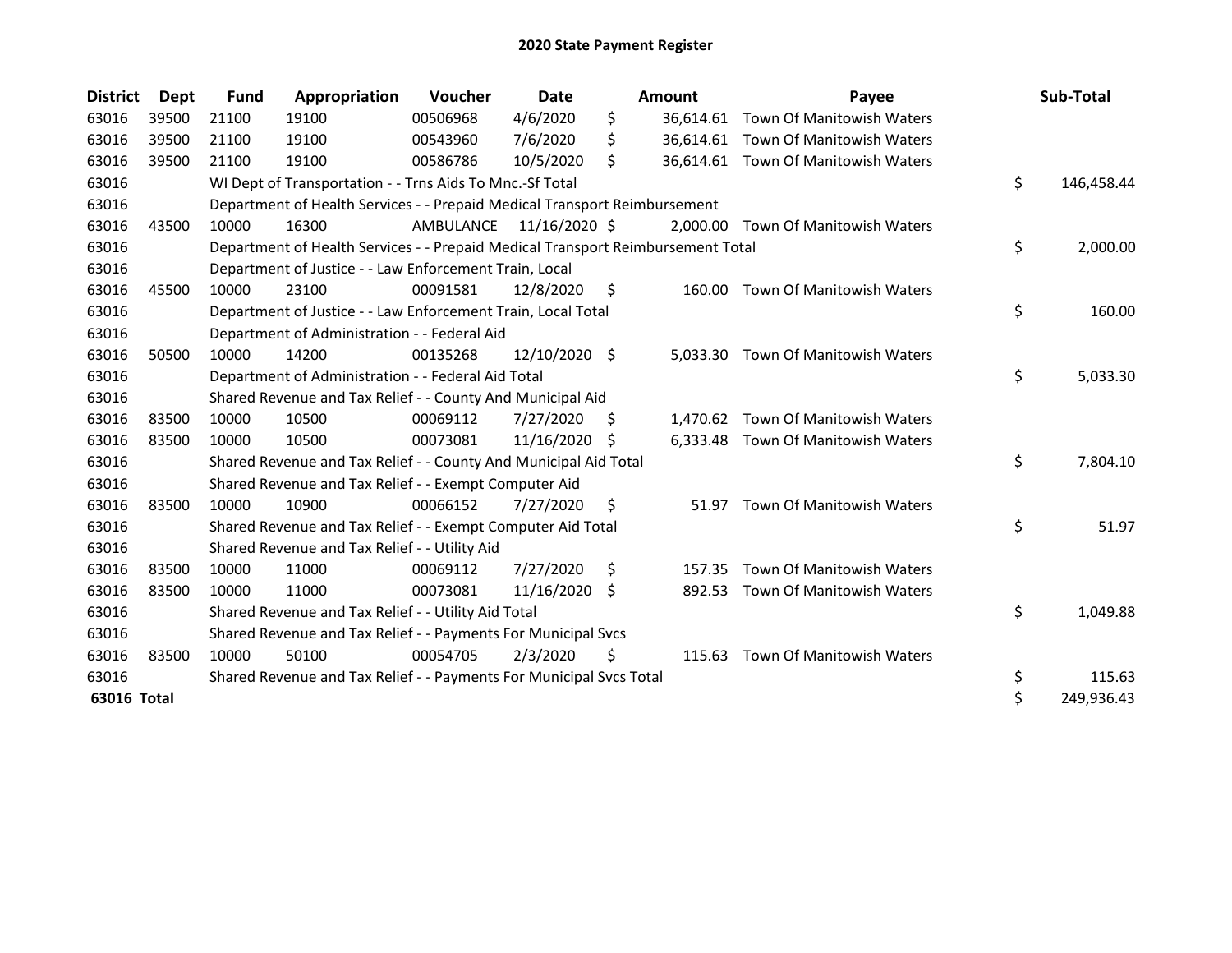# 2020 State Payment Register

| District | Dept | Fund | Appropriation | Voucher | Date | Amount | Payee | Sub-Total |
|---|---|---|---|---|---|---|---|---|
| 63016 | 39500 | 21100 | 19100 | 00506968 | 4/6/2020 | $ 36,614.61 | Town Of Manitowish Waters | |
| 63016 | 39500 | 21100 | 19100 | 00543960 | 7/6/2020 | $ 36,614.61 | Town Of Manitowish Waters | |
| 63016 | 39500 | 21100 | 19100 | 00586786 | 10/5/2020 | $ 36,614.61 | Town Of Manitowish Waters | |
| 63016 | | WI Dept of Transportation - - Trns Aids To Mnc.-Sf Total | | | | | | $ 146,458.44 |
| 63016 | | Department of Health Services - - Prepaid Medical Transport Reimbursement | | | | | | |
| 63016 | 43500 | 10000 | 16300 | AMBULANCE | 11/16/2020 | $ 2,000.00 | Town Of Manitowish Waters | |
| 63016 | | Department of Health Services - - Prepaid Medical Transport Reimbursement Total | | | | | | $ 2,000.00 |
| 63016 | | Department of Justice - - Law Enforcement Train, Local | | | | | | |
| 63016 | 45500 | 10000 | 23100 | 00091581 | 12/8/2020 | $ 160.00 | Town Of Manitowish Waters | |
| 63016 | | Department of Justice - - Law Enforcement Train, Local Total | | | | | | $ 160.00 |
| 63016 | | Department of Administration - - Federal Aid | | | | | | |
| 63016 | 50500 | 10000 | 14200 | 00135268 | 12/10/2020 | $ 5,033.30 | Town Of Manitowish Waters | |
| 63016 | | Department of Administration - - Federal Aid Total | | | | | | $ 5,033.30 |
| 63016 | | Shared Revenue and Tax Relief - - County And Municipal Aid | | | | | | |
| 63016 | 83500 | 10000 | 10500 | 00069112 | 7/27/2020 | $ 1,470.62 | Town Of Manitowish Waters | |
| 63016 | 83500 | 10000 | 10500 | 00073081 | 11/16/2020 | $ 6,333.48 | Town Of Manitowish Waters | |
| 63016 | | Shared Revenue and Tax Relief - - County And Municipal Aid Total | | | | | | $ 7,804.10 |
| 63016 | | Shared Revenue and Tax Relief - - Exempt Computer Aid | | | | | | |
| 63016 | 83500 | 10000 | 10900 | 00066152 | 7/27/2020 | $ 51.97 | Town Of Manitowish Waters | |
| 63016 | | Shared Revenue and Tax Relief - - Exempt Computer Aid Total | | | | | | $ 51.97 |
| 63016 | | Shared Revenue and Tax Relief - - Utility Aid | | | | | | |
| 63016 | 83500 | 10000 | 11000 | 00069112 | 7/27/2020 | $ 157.35 | Town Of Manitowish Waters | |
| 63016 | 83500 | 10000 | 11000 | 00073081 | 11/16/2020 | $ 892.53 | Town Of Manitowish Waters | |
| 63016 | | Shared Revenue and Tax Relief - - Utility Aid Total | | | | | | $ 1,049.88 |
| 63016 | | Shared Revenue and Tax Relief - - Payments For Municipal Svcs | | | | | | |
| 63016 | 83500 | 10000 | 50100 | 00054705 | 2/3/2020 | $ 115.63 | Town Of Manitowish Waters | |
| 63016 | | Shared Revenue and Tax Relief - - Payments For Municipal Svcs Total | | | | | | $ 115.63 |
| **63016 Total** | | | | | | | | $ 249,936.43 |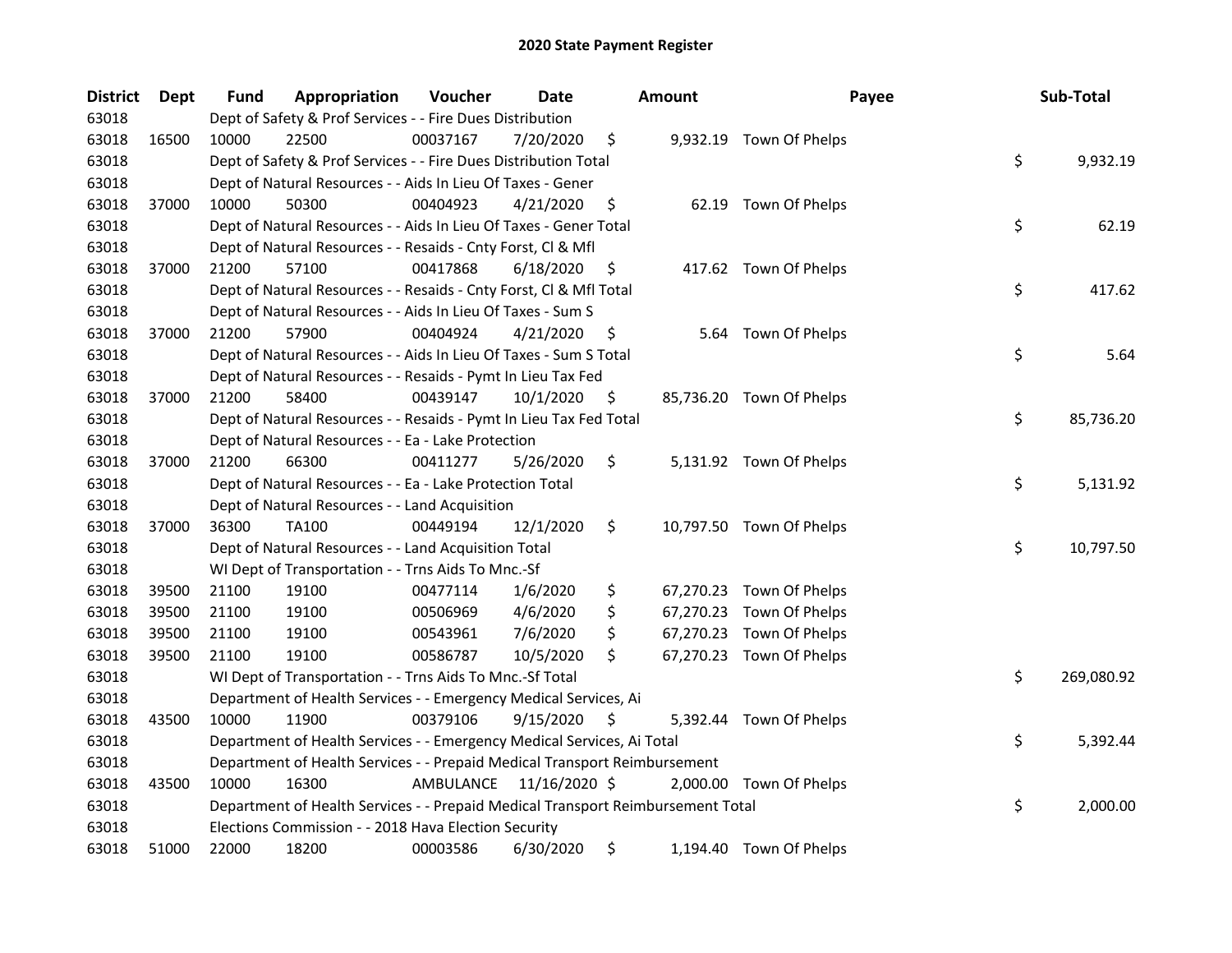## 2020 State Payment Register

| District | Dept | Fund | Appropriation | Voucher | Date | Amount | Payee | Sub-Total |
|---|---|---|---|---|---|---|---|---|
| 63018 | | Dept of Safety & Prof Services - - Fire Dues Distribution | | | | | | |
| 63018 | 16500 | 10000 | 22500 | 00037167 | 7/20/2020 | $ 9,932.19 | Town Of Phelps | |
| 63018 | | Dept of Safety & Prof Services - - Fire Dues Distribution Total | | | | | | $ 9,932.19 |
| 63018 | | Dept of Natural Resources - - Aids In Lieu Of Taxes - Gener | | | | | | |
| 63018 | 37000 | 10000 | 50300 | 00404923 | 4/21/2020 | $ 62.19 | Town Of Phelps | |
| 63018 | | Dept of Natural Resources - - Aids In Lieu Of Taxes - Gener Total | | | | | | $ 62.19 |
| 63018 | | Dept of Natural Resources - - Resaids - Cnty Forst, Cl & Mfl | | | | | | |
| 63018 | 37000 | 21200 | 57100 | 00417868 | 6/18/2020 | $ 417.62 | Town Of Phelps | |
| 63018 | | Dept of Natural Resources - - Resaids - Cnty Forst, Cl & Mfl Total | | | | | | $ 417.62 |
| 63018 | | Dept of Natural Resources - - Aids In Lieu Of Taxes - Sum S | | | | | | |
| 63018 | 37000 | 21200 | 57900 | 00404924 | 4/21/2020 | $ 5.64 | Town Of Phelps | |
| 63018 | | Dept of Natural Resources - - Aids In Lieu Of Taxes - Sum S Total | | | | | | $ 5.64 |
| 63018 | | Dept of Natural Resources - - Resaids - Pymt In Lieu Tax Fed | | | | | | |
| 63018 | 37000 | 21200 | 58400 | 00439147 | 10/1/2020 | $ 85,736.20 | Town Of Phelps | |
| 63018 | | Dept of Natural Resources - - Resaids - Pymt In Lieu Tax Fed Total | | | | | | $ 85,736.20 |
| 63018 | | Dept of Natural Resources - - Ea - Lake Protection | | | | | | |
| 63018 | 37000 | 21200 | 66300 | 00411277 | 5/26/2020 | $ 5,131.92 | Town Of Phelps | |
| 63018 | | Dept of Natural Resources - - Ea - Lake Protection Total | | | | | | $ 5,131.92 |
| 63018 | | Dept of Natural Resources - - Land Acquisition | | | | | | |
| 63018 | 37000 | 36300 | TA100 | 00449194 | 12/1/2020 | $ 10,797.50 | Town Of Phelps | |
| 63018 | | Dept of Natural Resources - - Land Acquisition Total | | | | | | $ 10,797.50 |
| 63018 | | WI Dept of Transportation - - Trns Aids To Mnc.-Sf | | | | | | |
| 63018 | 39500 | 21100 | 19100 | 00477114 | 1/6/2020 | $ 67,270.23 | Town Of Phelps | |
| 63018 | 39500 | 21100 | 19100 | 00506969 | 4/6/2020 | $ 67,270.23 | Town Of Phelps | |
| 63018 | 39500 | 21100 | 19100 | 00543961 | 7/6/2020 | $ 67,270.23 | Town Of Phelps | |
| 63018 | 39500 | 21100 | 19100 | 00586787 | 10/5/2020 | $ 67,270.23 | Town Of Phelps | |
| 63018 | | WI Dept of Transportation - - Trns Aids To Mnc.-Sf Total | | | | | | $ 269,080.92 |
| 63018 | | Department of Health Services - - Emergency Medical Services, Ai | | | | | | |
| 63018 | 43500 | 10000 | 11900 | 00379106 | 9/15/2020 | $ 5,392.44 | Town Of Phelps | |
| 63018 | | Department of Health Services - - Emergency Medical Services, Ai Total | | | | | | $ 5,392.44 |
| 63018 | | Department of Health Services - - Prepaid Medical Transport Reimbursement | | | | | | |
| 63018 | 43500 | 10000 | 16300 | AMBULANCE | 11/16/2020 | $ 2,000.00 | Town Of Phelps | |
| 63018 | | Department of Health Services - - Prepaid Medical Transport Reimbursement Total | | | | | | $ 2,000.00 |
| 63018 | | Elections Commission - - 2018 Hava Election Security | | | | | | |
| 63018 | 51000 | 22000 | 18200 | 00003586 | 6/30/2020 | $ 1,194.40 | Town Of Phelps | |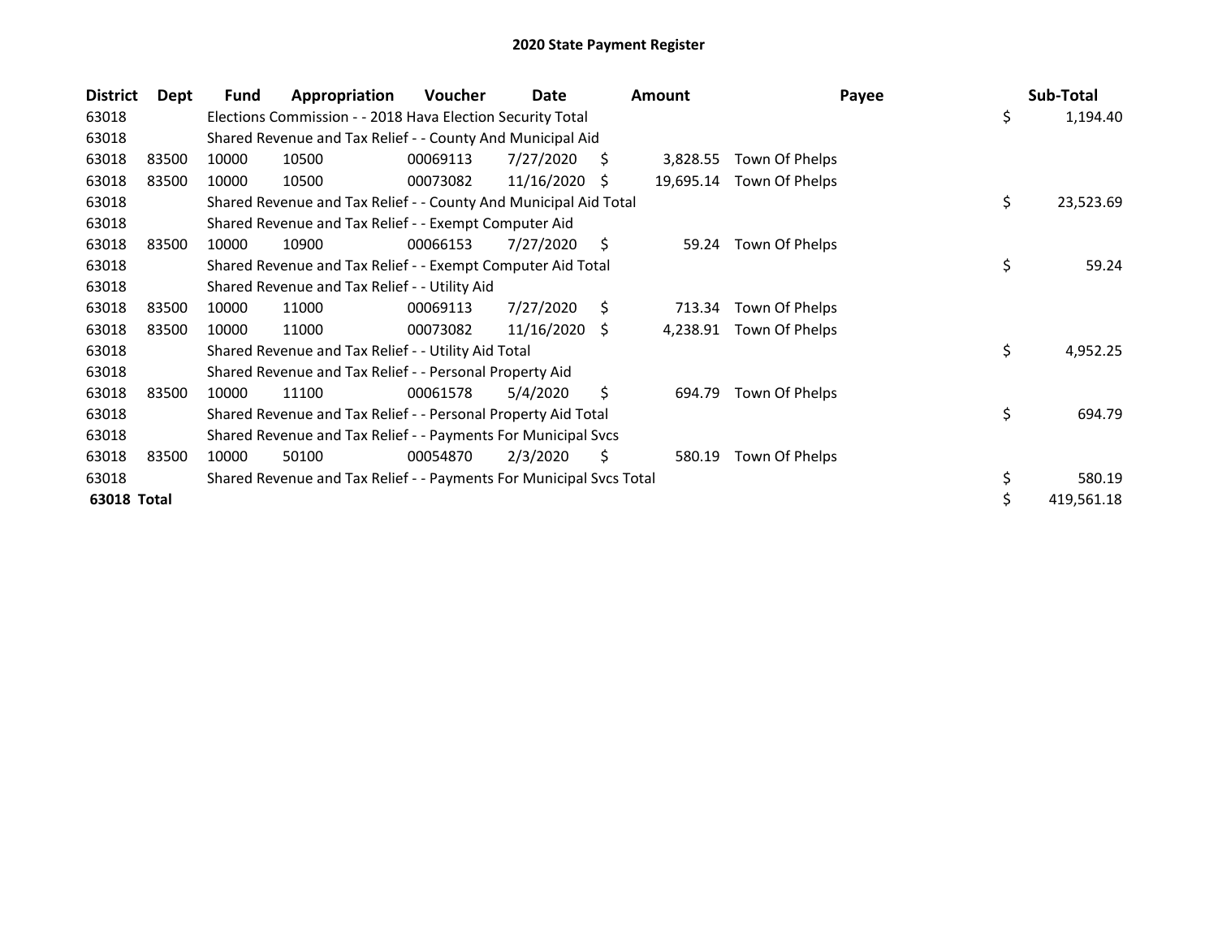# 2020 State Payment Register

| District | Dept | Fund | Appropriation | Voucher | Date | Amount | Payee | Sub-Total |
|---|---|---|---|---|---|---|---|---|
| 63018 | | Elections Commission - - 2018 Hava Election Security Total | | | | | | $ 1,194.40 |
| 63018 | | Shared Revenue and Tax Relief - - County And Municipal Aid | | | | | | |
| 63018 | 83500 | 10000 | 10500 | 00069113 | 7/27/2020 | $ 3,828.55 | Town Of Phelps | |
| 63018 | 83500 | 10000 | 10500 | 00073082 | 11/16/2020 | $ 19,695.14 | Town Of Phelps | |
| 63018 | | Shared Revenue and Tax Relief - - County And Municipal Aid Total | | | | | | $ 23,523.69 |
| 63018 | | Shared Revenue and Tax Relief - - Exempt Computer Aid | | | | | | |
| 63018 | 83500 | 10000 | 10900 | 00066153 | 7/27/2020 | $ 59.24 | Town Of Phelps | |
| 63018 | | Shared Revenue and Tax Relief - - Exempt Computer Aid Total | | | | | | $ 59.24 |
| 63018 | | Shared Revenue and Tax Relief - - Utility Aid | | | | | | |
| 63018 | 83500 | 10000 | 11000 | 00069113 | 7/27/2020 | $ 713.34 | Town Of Phelps | |
| 63018 | 83500 | 10000 | 11000 | 00073082 | 11/16/2020 | $ 4,238.91 | Town Of Phelps | |
| 63018 | | Shared Revenue and Tax Relief - - Utility Aid Total | | | | | | $ 4,952.25 |
| 63018 | | Shared Revenue and Tax Relief - - Personal Property Aid | | | | | | |
| 63018 | 83500 | 10000 | 11100 | 00061578 | 5/4/2020 | $ 694.79 | Town Of Phelps | |
| 63018 | | Shared Revenue and Tax Relief - - Personal Property Aid Total | | | | | | $ 694.79 |
| 63018 | | Shared Revenue and Tax Relief - - Payments For Municipal Svcs | | | | | | |
| 63018 | 83500 | 10000 | 50100 | 00054870 | 2/3/2020 | $ 580.19 | Town Of Phelps | |
| 63018 | | Shared Revenue and Tax Relief - - Payments For Municipal Svcs Total | | | | | | $ 580.19 |
| **63018 Total** | | | | | | | | $ 419,561.18 |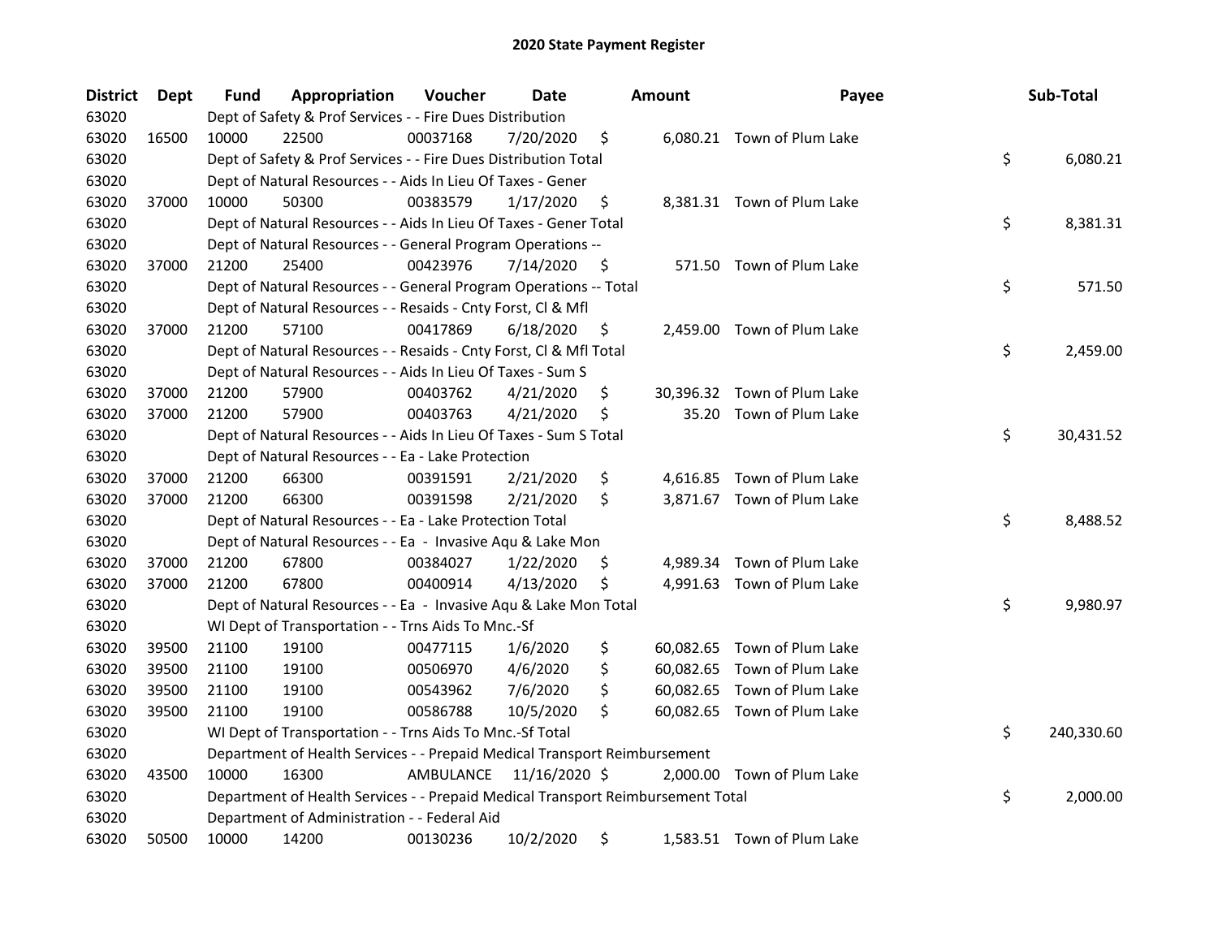# 2020 State Payment Register

| District | Dept | Fund | Appropriation | Voucher | Date | Amount | Payee | Sub-Total |
|---|---|---|---|---|---|---|---|---|
| 63020 | | Dept of Safety & Prof Services - - Fire Dues Distribution | | | | | | |
| 63020 | 16500 | 10000 | 22500 | 00037168 | 7/20/2020 | $ 6,080.21 | Town of Plum Lake | |
| 63020 | | Dept of Safety & Prof Services - - Fire Dues Distribution Total | | | | | | $ 6,080.21 |
| 63020 | | Dept of Natural Resources - - Aids In Lieu Of Taxes - Gener | | | | | | |
| 63020 | 37000 | 10000 | 50300 | 00383579 | 1/17/2020 | $ 8,381.31 | Town of Plum Lake | |
| 63020 | | Dept of Natural Resources - - Aids In Lieu Of Taxes - Gener Total | | | | | | $ 8,381.31 |
| 63020 | | Dept of Natural Resources - - General Program Operations -- | | | | | | |
| 63020 | 37000 | 21200 | 25400 | 00423976 | 7/14/2020 | $ 571.50 | Town of Plum Lake | |
| 63020 | | Dept of Natural Resources - - General Program Operations -- Total | | | | | | $ 571.50 |
| 63020 | | Dept of Natural Resources - - Resaids - Cnty Forst, Cl & Mfl | | | | | | |
| 63020 | 37000 | 21200 | 57100 | 00417869 | 6/18/2020 | $ 2,459.00 | Town of Plum Lake | |
| 63020 | | Dept of Natural Resources - - Resaids - Cnty Forst, Cl & Mfl Total | | | | | | $ 2,459.00 |
| 63020 | | Dept of Natural Resources - - Aids In Lieu Of Taxes - Sum S | | | | | | |
| 63020 | 37000 | 21200 | 57900 | 00403762 | 4/21/2020 | $ 30,396.32 | Town of Plum Lake | |
| 63020 | 37000 | 21200 | 57900 | 00403763 | 4/21/2020 | $ 35.20 | Town of Plum Lake | |
| 63020 | | Dept of Natural Resources - - Aids In Lieu Of Taxes - Sum S Total | | | | | | $ 30,431.52 |
| 63020 | | Dept of Natural Resources - - Ea - Lake Protection | | | | | | |
| 63020 | 37000 | 21200 | 66300 | 00391591 | 2/21/2020 | $ 4,616.85 | Town of Plum Lake | |
| 63020 | 37000 | 21200 | 66300 | 00391598 | 2/21/2020 | $ 3,871.67 | Town of Plum Lake | |
| 63020 | | Dept of Natural Resources - - Ea - Lake Protection Total | | | | | | $ 8,488.52 |
| 63020 | | Dept of Natural Resources - - Ea - Invasive Aqu & Lake Mon | | | | | | |
| 63020 | 37000 | 21200 | 67800 | 00384027 | 1/22/2020 | $ 4,989.34 | Town of Plum Lake | |
| 63020 | 37000 | 21200 | 67800 | 00400914 | 4/13/2020 | $ 4,991.63 | Town of Plum Lake | |
| 63020 | | Dept of Natural Resources - - Ea - Invasive Aqu & Lake Mon Total | | | | | | $ 9,980.97 |
| 63020 | | WI Dept of Transportation - - Trns Aids To Mnc.-Sf | | | | | | |
| 63020 | 39500 | 21100 | 19100 | 00477115 | 1/6/2020 | $ 60,082.65 | Town of Plum Lake | |
| 63020 | 39500 | 21100 | 19100 | 00506970 | 4/6/2020 | $ 60,082.65 | Town of Plum Lake | |
| 63020 | 39500 | 21100 | 19100 | 00543962 | 7/6/2020 | $ 60,082.65 | Town of Plum Lake | |
| 63020 | 39500 | 21100 | 19100 | 00586788 | 10/5/2020 | $ 60,082.65 | Town of Plum Lake | |
| 63020 | | WI Dept of Transportation - - Trns Aids To Mnc.-Sf Total | | | | | | $ 240,330.60 |
| 63020 | | Department of Health Services - - Prepaid Medical Transport Reimbursement | | | | | | |
| 63020 | 43500 | 10000 | 16300 | AMBULANCE | 11/16/2020 | $ 2,000.00 | Town of Plum Lake | |
| 63020 | | Department of Health Services - - Prepaid Medical Transport Reimbursement Total | | | | | | $ 2,000.00 |
| 63020 | | Department of Administration - - Federal Aid | | | | | | |
| 63020 | 50500 | 10000 | 14200 | 00130236 | 10/2/2020 | $ 1,583.51 | Town of Plum Lake | |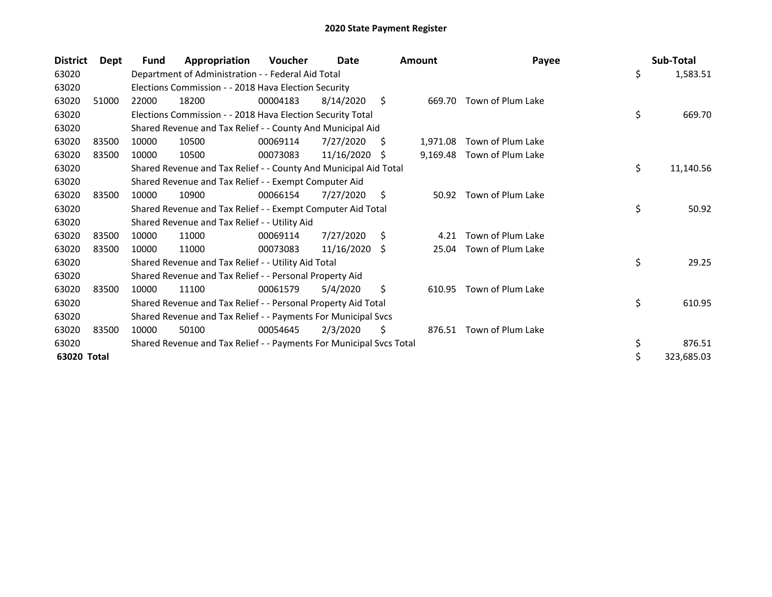# 2020 State Payment Register

| District | Dept | Fund | Appropriation | Voucher | Date | Amount | Payee | Sub-Total |
|---|---|---|---|---|---|---|---|---|
| 63020 | | Department of Administration - - Federal Aid Total | | | | | | $ 1,583.51 |
| 63020 | | Elections Commission - - 2018 Hava Election Security | | | | | | |
| 63020 | 51000 | 22000 | 18200 | 00004183 | 8/14/2020 | $ 669.70 | Town of Plum Lake | |
| 63020 | | Elections Commission - - 2018 Hava Election Security Total | | | | | | $ 669.70 |
| 63020 | | Shared Revenue and Tax Relief - - County And Municipal Aid | | | | | | |
| 63020 | 83500 | 10000 | 10500 | 00069114 | 7/27/2020 | $ 1,971.08 | Town of Plum Lake | |
| 63020 | 83500 | 10000 | 10500 | 00073083 | 11/16/2020 | $ 9,169.48 | Town of Plum Lake | |
| 63020 | | Shared Revenue and Tax Relief - - County And Municipal Aid Total | | | | | | $ 11,140.56 |
| 63020 | | Shared Revenue and Tax Relief - - Exempt Computer Aid | | | | | | |
| 63020 | 83500 | 10000 | 10900 | 00066154 | 7/27/2020 | $ 50.92 | Town of Plum Lake | |
| 63020 | | Shared Revenue and Tax Relief - - Exempt Computer Aid Total | | | | | | $ 50.92 |
| 63020 | | Shared Revenue and Tax Relief - - Utility Aid | | | | | | |
| 63020 | 83500 | 10000 | 11000 | 00069114 | 7/27/2020 | $ 4.21 | Town of Plum Lake | |
| 63020 | 83500 | 10000 | 11000 | 00073083 | 11/16/2020 | $ 25.04 | Town of Plum Lake | |
| 63020 | | Shared Revenue and Tax Relief - - Utility Aid Total | | | | | | $ 29.25 |
| 63020 | | Shared Revenue and Tax Relief - - Personal Property Aid | | | | | | |
| 63020 | 83500 | 10000 | 11100 | 00061579 | 5/4/2020 | $ 610.95 | Town of Plum Lake | |
| 63020 | | Shared Revenue and Tax Relief - - Personal Property Aid Total | | | | | | $ 610.95 |
| 63020 | | Shared Revenue and Tax Relief - - Payments For Municipal Svcs | | | | | | |
| 63020 | 83500 | 10000 | 50100 | 00054645 | 2/3/2020 | $ 876.51 | Town of Plum Lake | |
| 63020 | | Shared Revenue and Tax Relief - - Payments For Municipal Svcs Total | | | | | | $ 876.51 |
| **63020 Total** | | | | | | | | $ 323,685.03 |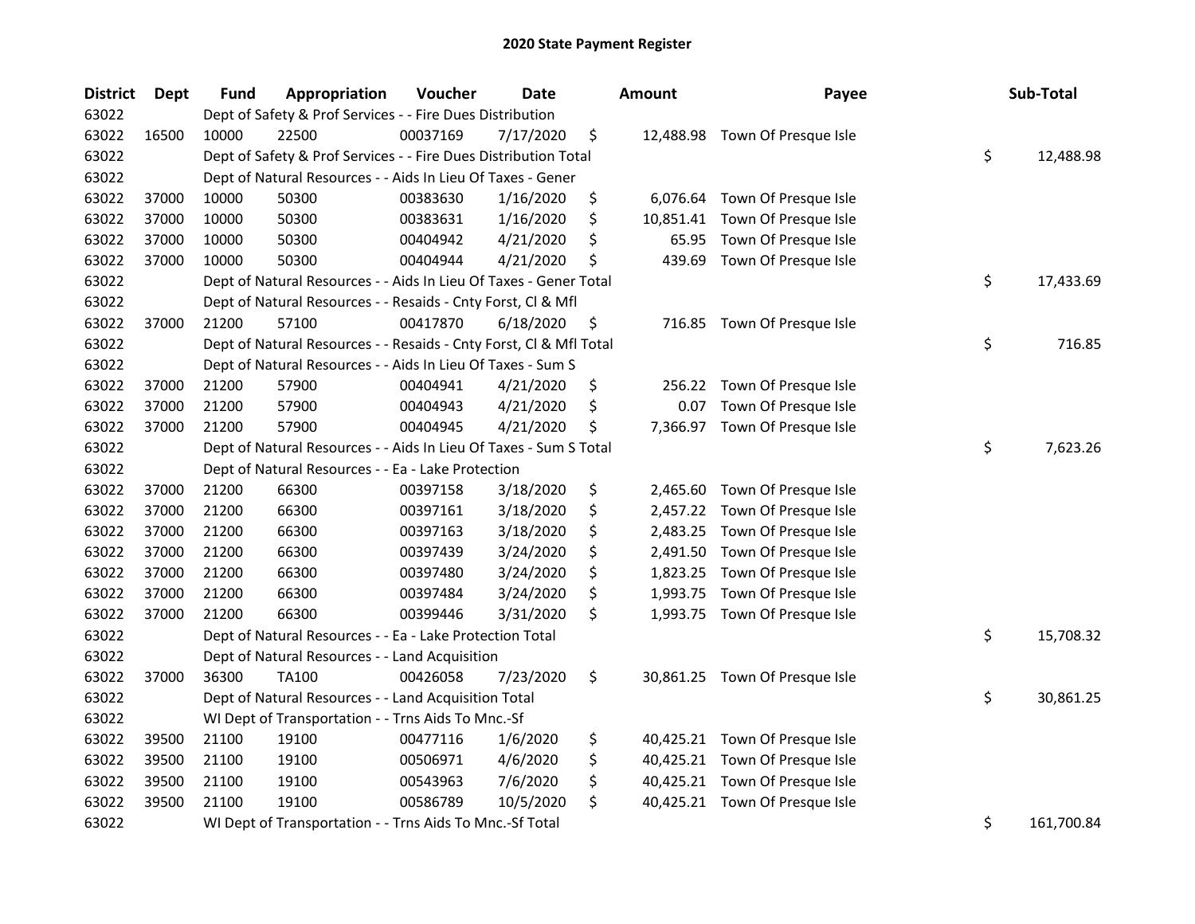# 2020 State Payment Register

| District | Dept | Fund | Appropriation | Voucher | Date | Amount | Payee | Sub-Total |
|---|---|---|---|---|---|---|---|---|
| 63022 | | Dept of Safety & Prof Services - - Fire Dues Distribution | | | | | | |
| 63022 | 16500 | 10000 | 22500 | 00037169 | 7/17/2020 | $ 12,488.98 | Town Of Presque Isle | |
| 63022 | | Dept of Safety & Prof Services - - Fire Dues Distribution Total | | | | | | $ 12,488.98 |
| 63022 | | Dept of Natural Resources - - Aids In Lieu Of Taxes - Gener | | | | | | |
| 63022 | 37000 | 10000 | 50300 | 00383630 | 1/16/2020 | $ 6,076.64 | Town Of Presque Isle | |
| 63022 | 37000 | 10000 | 50300 | 00383631 | 1/16/2020 | $ 10,851.41 | Town Of Presque Isle | |
| 63022 | 37000 | 10000 | 50300 | 00404942 | 4/21/2020 | $ 65.95 | Town Of Presque Isle | |
| 63022 | 37000 | 10000 | 50300 | 00404944 | 4/21/2020 | $ 439.69 | Town Of Presque Isle | |
| 63022 | | Dept of Natural Resources - - Aids In Lieu Of Taxes - Gener Total | | | | | | $ 17,433.69 |
| 63022 | | Dept of Natural Resources - - Resaids - Cnty Forst, Cl & Mfl | | | | | | |
| 63022 | 37000 | 21200 | 57100 | 00417870 | 6/18/2020 | $ 716.85 | Town Of Presque Isle | |
| 63022 | | Dept of Natural Resources - - Resaids - Cnty Forst, Cl & Mfl Total | | | | | | $ 716.85 |
| 63022 | | Dept of Natural Resources - - Aids In Lieu Of Taxes - Sum S | | | | | | |
| 63022 | 37000 | 21200 | 57900 | 00404941 | 4/21/2020 | $ 256.22 | Town Of Presque Isle | |
| 63022 | 37000 | 21200 | 57900 | 00404943 | 4/21/2020 | $ 0.07 | Town Of Presque Isle | |
| 63022 | 37000 | 21200 | 57900 | 00404945 | 4/21/2020 | $ 7,366.97 | Town Of Presque Isle | |
| 63022 | | Dept of Natural Resources - - Aids In Lieu Of Taxes - Sum S Total | | | | | | $ 7,623.26 |
| 63022 | | Dept of Natural Resources - - Ea - Lake Protection | | | | | | |
| 63022 | 37000 | 21200 | 66300 | 00397158 | 3/18/2020 | $ 2,465.60 | Town Of Presque Isle | |
| 63022 | 37000 | 21200 | 66300 | 00397161 | 3/18/2020 | $ 2,457.22 | Town Of Presque Isle | |
| 63022 | 37000 | 21200 | 66300 | 00397163 | 3/18/2020 | $ 2,483.25 | Town Of Presque Isle | |
| 63022 | 37000 | 21200 | 66300 | 00397439 | 3/24/2020 | $ 2,491.50 | Town Of Presque Isle | |
| 63022 | 37000 | 21200 | 66300 | 00397480 | 3/24/2020 | $ 1,823.25 | Town Of Presque Isle | |
| 63022 | 37000 | 21200 | 66300 | 00397484 | 3/24/2020 | $ 1,993.75 | Town Of Presque Isle | |
| 63022 | 37000 | 21200 | 66300 | 00399446 | 3/31/2020 | $ 1,993.75 | Town Of Presque Isle | |
| 63022 | | Dept of Natural Resources - - Ea - Lake Protection Total | | | | | | $ 15,708.32 |
| 63022 | | Dept of Natural Resources - - Land Acquisition | | | | | | |
| 63022 | 37000 | 36300 | TA100 | 00426058 | 7/23/2020 | $ 30,861.25 | Town Of Presque Isle | |
| 63022 | | Dept of Natural Resources - - Land Acquisition Total | | | | | | $ 30,861.25 |
| 63022 | | WI Dept of Transportation - - Trns Aids To Mnc.-Sf | | | | | | |
| 63022 | 39500 | 21100 | 19100 | 00477116 | 1/6/2020 | $ 40,425.21 | Town Of Presque Isle | |
| 63022 | 39500 | 21100 | 19100 | 00506971 | 4/6/2020 | $ 40,425.21 | Town Of Presque Isle | |
| 63022 | 39500 | 21100 | 19100 | 00543963 | 7/6/2020 | $ 40,425.21 | Town Of Presque Isle | |
| 63022 | 39500 | 21100 | 19100 | 00586789 | 10/5/2020 | $ 40,425.21 | Town Of Presque Isle | |
| 63022 | | WI Dept of Transportation - - Trns Aids To Mnc.-Sf Total | | | | | | $ 161,700.84 |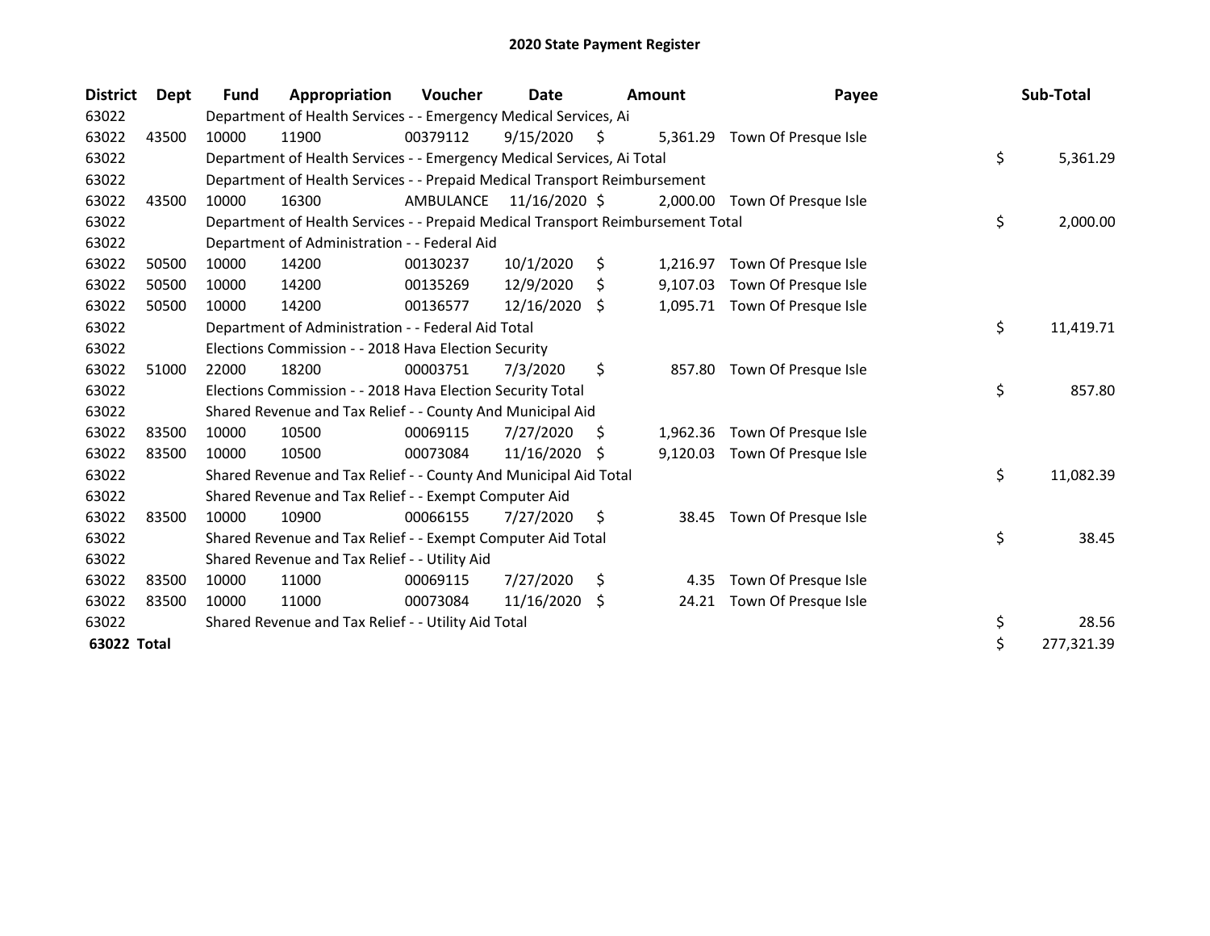# 2020 State Payment Register

| District | Dept | Fund | Appropriation | Voucher | Date | Amount | Payee | Sub-Total |
|---|---|---|---|---|---|---|---|---|
| 63022 | | Department of Health Services - - Emergency Medical Services, Ai | | | | | | |
| 63022 | 43500 | 10000 | 11900 | 00379112 | 9/15/2020 | $ 5,361.29 | Town Of Presque Isle | |
| 63022 | | Department of Health Services - - Emergency Medical Services, Ai Total | | | | | | $ 5,361.29 |
| 63022 | | Department of Health Services - - Prepaid Medical Transport Reimbursement | | | | | | |
| 63022 | 43500 | 10000 | 16300 | AMBULANCE | 11/16/2020 | $ 2,000.00 | Town Of Presque Isle | |
| 63022 | | Department of Health Services - - Prepaid Medical Transport Reimbursement Total | | | | | | $ 2,000.00 |
| 63022 | | Department of Administration - - Federal Aid | | | | | | |
| 63022 | 50500 | 10000 | 14200 | 00130237 | 10/1/2020 | $ 1,216.97 | Town Of Presque Isle | |
| 63022 | 50500 | 10000 | 14200 | 00135269 | 12/9/2020 | $ 9,107.03 | Town Of Presque Isle | |
| 63022 | 50500 | 10000 | 14200 | 00136577 | 12/16/2020 | $ 1,095.71 | Town Of Presque Isle | |
| 63022 | | Department of Administration - - Federal Aid Total | | | | | | $ 11,419.71 |
| 63022 | | Elections Commission - - 2018 Hava Election Security | | | | | | |
| 63022 | 51000 | 22000 | 18200 | 00003751 | 7/3/2020 | $ 857.80 | Town Of Presque Isle | |
| 63022 | | Elections Commission - - 2018 Hava Election Security Total | | | | | | $ 857.80 |
| 63022 | | Shared Revenue and Tax Relief - - County And Municipal Aid | | | | | | |
| 63022 | 83500 | 10000 | 10500 | 00069115 | 7/27/2020 | $ 1,962.36 | Town Of Presque Isle | |
| 63022 | 83500 | 10000 | 10500 | 00073084 | 11/16/2020 | $ 9,120.03 | Town Of Presque Isle | |
| 63022 | | Shared Revenue and Tax Relief - - County And Municipal Aid Total | | | | | | $ 11,082.39 |
| 63022 | | Shared Revenue and Tax Relief - - Exempt Computer Aid | | | | | | |
| 63022 | 83500 | 10000 | 10900 | 00066155 | 7/27/2020 | $ 38.45 | Town Of Presque Isle | |
| 63022 | | Shared Revenue and Tax Relief - - Exempt Computer Aid Total | | | | | | $ 38.45 |
| 63022 | | Shared Revenue and Tax Relief - - Utility Aid | | | | | | |
| 63022 | 83500 | 10000 | 11000 | 00069115 | 7/27/2020 | $ 4.35 | Town Of Presque Isle | |
| 63022 | 83500 | 10000 | 11000 | 00073084 | 11/16/2020 | $ 24.21 | Town Of Presque Isle | |
| 63022 | | Shared Revenue and Tax Relief - - Utility Aid Total | | | | | | $ 28.56 |
| **63022 Total** | | | | | | | | $ 277,321.39 |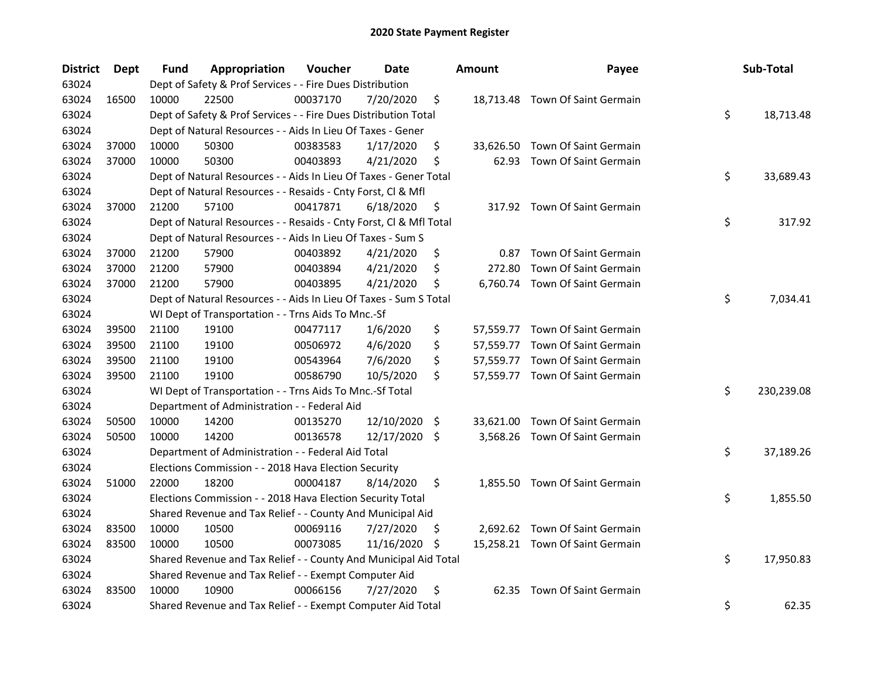# 2020 State Payment Register

| District | Dept | Fund | Appropriation | Voucher | Date | Amount | Payee | Sub-Total |
|---|---|---|---|---|---|---|---|---|
| 63024 | | Dept of Safety & Prof Services - - Fire Dues Distribution | | | | | | |
| 63024 | 16500 | 10000 | 22500 | 00037170 | 7/20/2020 | $ 18,713.48 | Town Of Saint Germain | |
| 63024 | | Dept of Safety & Prof Services - - Fire Dues Distribution Total | | | | | | $ 18,713.48 |
| 63024 | | Dept of Natural Resources - - Aids In Lieu Of Taxes - Gener | | | | | | |
| 63024 | 37000 | 10000 | 50300 | 00383583 | 1/17/2020 | $ 33,626.50 | Town Of Saint Germain | |
| 63024 | 37000 | 10000 | 50300 | 00403893 | 4/21/2020 | $ 62.93 | Town Of Saint Germain | |
| 63024 | | Dept of Natural Resources - - Aids In Lieu Of Taxes - Gener Total | | | | | | $ 33,689.43 |
| 63024 | | Dept of Natural Resources - - Resaids - Cnty Forst, Cl & Mfl | | | | | | |
| 63024 | 37000 | 21200 | 57100 | 00417871 | 6/18/2020 | $ 317.92 | Town Of Saint Germain | |
| 63024 | | Dept of Natural Resources - - Resaids - Cnty Forst, Cl & Mfl Total | | | | | | $ 317.92 |
| 63024 | | Dept of Natural Resources - - Aids In Lieu Of Taxes - Sum S | | | | | | |
| 63024 | 37000 | 21200 | 57900 | 00403892 | 4/21/2020 | $ 0.87 | Town Of Saint Germain | |
| 63024 | 37000 | 21200 | 57900 | 00403894 | 4/21/2020 | $ 272.80 | Town Of Saint Germain | |
| 63024 | 37000 | 21200 | 57900 | 00403895 | 4/21/2020 | $ 6,760.74 | Town Of Saint Germain | |
| 63024 | | Dept of Natural Resources - - Aids In Lieu Of Taxes - Sum S Total | | | | | | $ 7,034.41 |
| 63024 | | WI Dept of Transportation - - Trns Aids To Mnc.-Sf | | | | | | |
| 63024 | 39500 | 21100 | 19100 | 00477117 | 1/6/2020 | $ 57,559.77 | Town Of Saint Germain | |
| 63024 | 39500 | 21100 | 19100 | 00506972 | 4/6/2020 | $ 57,559.77 | Town Of Saint Germain | |
| 63024 | 39500 | 21100 | 19100 | 00543964 | 7/6/2020 | $ 57,559.77 | Town Of Saint Germain | |
| 63024 | 39500 | 21100 | 19100 | 00586790 | 10/5/2020 | $ 57,559.77 | Town Of Saint Germain | |
| 63024 | | WI Dept of Transportation - - Trns Aids To Mnc.-Sf Total | | | | | | $ 230,239.08 |
| 63024 | | Department of Administration - - Federal Aid | | | | | | |
| 63024 | 50500 | 10000 | 14200 | 00135270 | 12/10/2020 | $ 33,621.00 | Town Of Saint Germain | |
| 63024 | 50500 | 10000 | 14200 | 00136578 | 12/17/2020 | $ 3,568.26 | Town Of Saint Germain | |
| 63024 | | Department of Administration - - Federal Aid Total | | | | | | $ 37,189.26 |
| 63024 | | Elections Commission - - 2018 Hava Election Security | | | | | | |
| 63024 | 51000 | 22000 | 18200 | 00004187 | 8/14/2020 | $ 1,855.50 | Town Of Saint Germain | |
| 63024 | | Elections Commission - - 2018 Hava Election Security Total | | | | | | $ 1,855.50 |
| 63024 | | Shared Revenue and Tax Relief - - County And Municipal Aid | | | | | | |
| 63024 | 83500 | 10000 | 10500 | 00069116 | 7/27/2020 | $ 2,692.62 | Town Of Saint Germain | |
| 63024 | 83500 | 10000 | 10500 | 00073085 | 11/16/2020 | $ 15,258.21 | Town Of Saint Germain | |
| 63024 | | Shared Revenue and Tax Relief - - County And Municipal Aid Total | | | | | | $ 17,950.83 |
| 63024 | | Shared Revenue and Tax Relief - - Exempt Computer Aid | | | | | | |
| 63024 | 83500 | 10000 | 10900 | 00066156 | 7/27/2020 | $ 62.35 | Town Of Saint Germain | |
| 63024 | | Shared Revenue and Tax Relief - - Exempt Computer Aid Total | | | | | | $ 62.35 |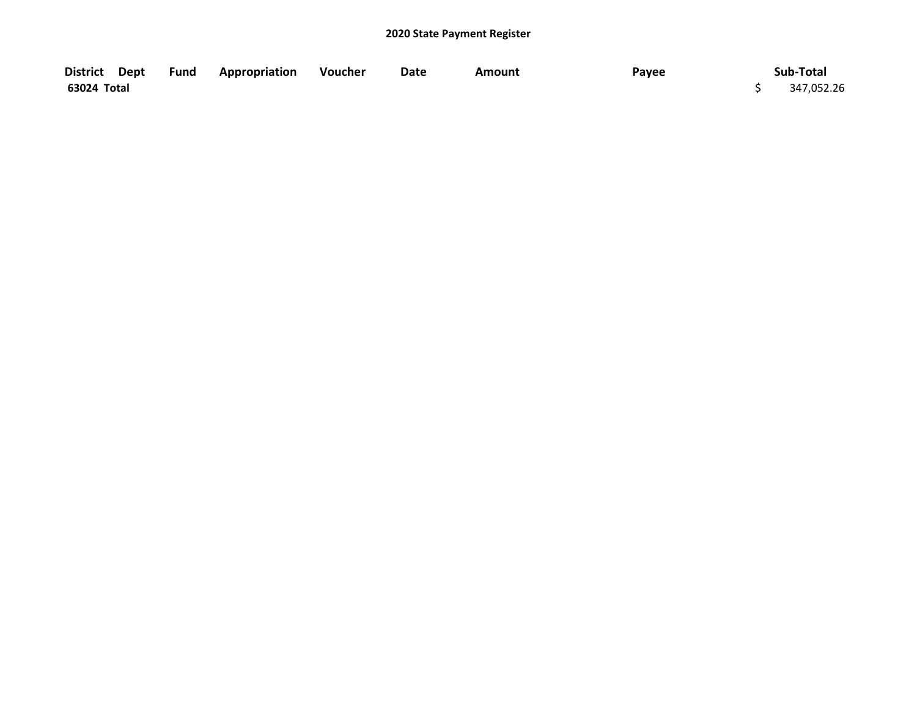# 2020 State Payment Register

| District | Dept | Fund | Appropriation | Voucher | Date | Amount | Payee | Sub-Total |
|---|---|---|---|---|---|---|---|---|
| 63024 Total | | | | | | | | $ 347,052.26 |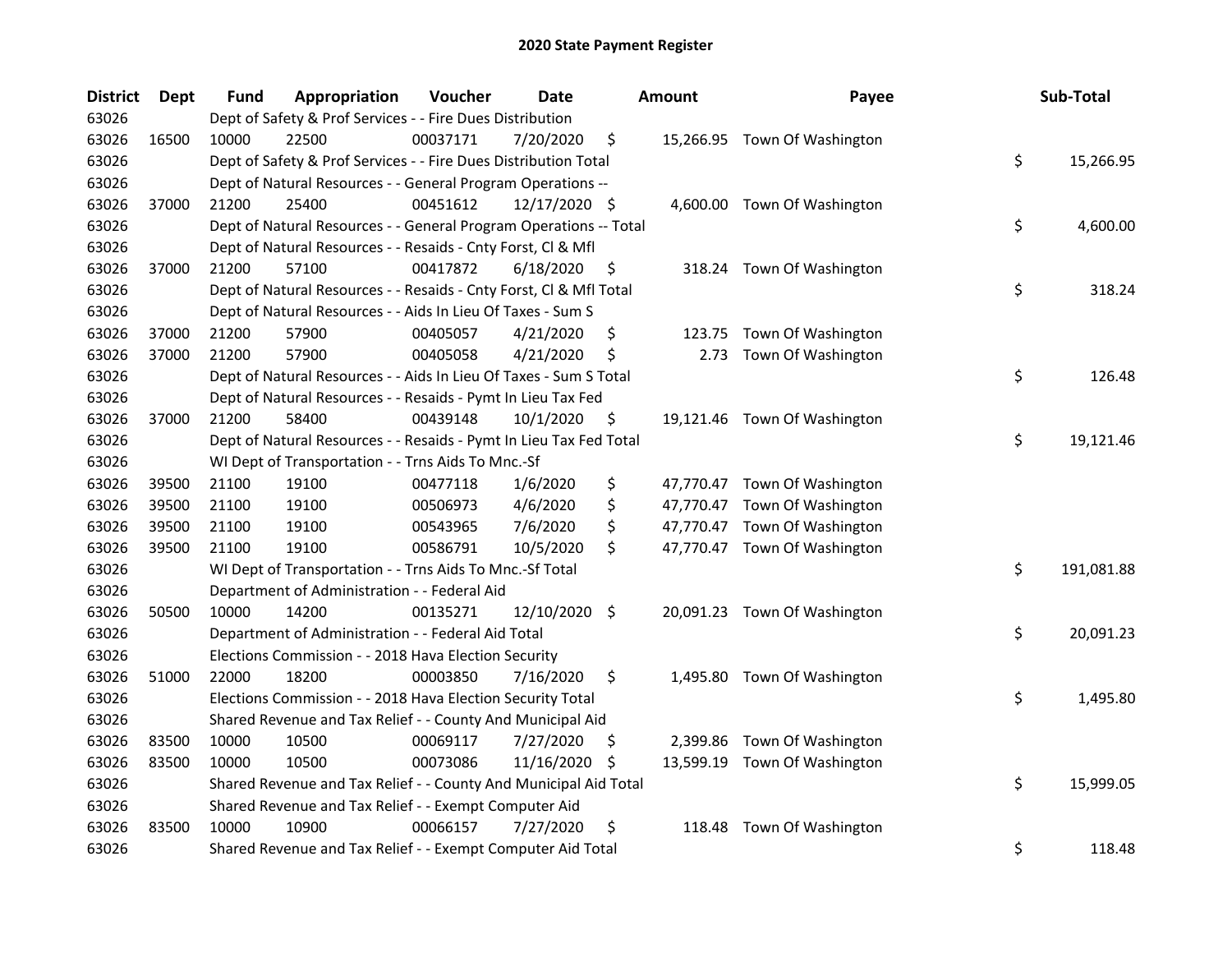# 2020 State Payment Register

| District | Dept | Fund | Appropriation | Voucher | Date | Amount | Payee | Sub-Total |
|---|---|---|---|---|---|---|---|---|
| 63026 | | Dept of Safety & Prof Services - - Fire Dues Distribution | | | | | | |
| 63026 | 16500 | 10000 | 22500 | 00037171 | 7/20/2020 | $ 15,266.95 | Town Of Washington | |
| 63026 | | Dept of Safety & Prof Services - - Fire Dues Distribution Total | | | | | | $ 15,266.95 |
| 63026 | | Dept of Natural Resources - - General Program Operations -- | | | | | | |
| 63026 | 37000 | 21200 | 25400 | 00451612 | 12/17/2020 | $ 4,600.00 | Town Of Washington | |
| 63026 | | Dept of Natural Resources - - General Program Operations -- Total | | | | | | $ 4,600.00 |
| 63026 | | Dept of Natural Resources - - Resaids - Cnty Forst, Cl & Mfl | | | | | | |
| 63026 | 37000 | 21200 | 57100 | 00417872 | 6/18/2020 | $ 318.24 | Town Of Washington | |
| 63026 | | Dept of Natural Resources - - Resaids - Cnty Forst, Cl & Mfl Total | | | | | | $ 318.24 |
| 63026 | | Dept of Natural Resources - - Aids In Lieu Of Taxes - Sum S | | | | | | |
| 63026 | 37000 | 21200 | 57900 | 00405057 | 4/21/2020 | $ 123.75 | Town Of Washington | |
| 63026 | 37000 | 21200 | 57900 | 00405058 | 4/21/2020 | $ 2.73 | Town Of Washington | |
| 63026 | | Dept of Natural Resources - - Aids In Lieu Of Taxes - Sum S Total | | | | | | $ 126.48 |
| 63026 | | Dept of Natural Resources - - Resaids - Pymt In Lieu Tax Fed | | | | | | |
| 63026 | 37000 | 21200 | 58400 | 00439148 | 10/1/2020 | $ 19,121.46 | Town Of Washington | |
| 63026 | | Dept of Natural Resources - - Resaids - Pymt In Lieu Tax Fed Total | | | | | | $ 19,121.46 |
| 63026 | | WI Dept of Transportation - - Trns Aids To Mnc.-Sf | | | | | | |
| 63026 | 39500 | 21100 | 19100 | 00477118 | 1/6/2020 | $ 47,770.47 | Town Of Washington | |
| 63026 | 39500 | 21100 | 19100 | 00506973 | 4/6/2020 | $ 47,770.47 | Town Of Washington | |
| 63026 | 39500 | 21100 | 19100 | 00543965 | 7/6/2020 | $ 47,770.47 | Town Of Washington | |
| 63026 | 39500 | 21100 | 19100 | 00586791 | 10/5/2020 | $ 47,770.47 | Town Of Washington | |
| 63026 | | WI Dept of Transportation - - Trns Aids To Mnc.-Sf Total | | | | | | $ 191,081.88 |
| 63026 | | Department of Administration - - Federal Aid | | | | | | |
| 63026 | 50500 | 10000 | 14200 | 00135271 | 12/10/2020 | $ 20,091.23 | Town Of Washington | |
| 63026 | | Department of Administration - - Federal Aid Total | | | | | | $ 20,091.23 |
| 63026 | | Elections Commission - - 2018 Hava Election Security | | | | | | |
| 63026 | 51000 | 22000 | 18200 | 00003850 | 7/16/2020 | $ 1,495.80 | Town Of Washington | |
| 63026 | | Elections Commission - - 2018 Hava Election Security Total | | | | | | $ 1,495.80 |
| 63026 | | Shared Revenue and Tax Relief - - County And Municipal Aid | | | | | | |
| 63026 | 83500 | 10000 | 10500 | 00069117 | 7/27/2020 | $ 2,399.86 | Town Of Washington | |
| 63026 | 83500 | 10000 | 10500 | 00073086 | 11/16/2020 | $ 13,599.19 | Town Of Washington | |
| 63026 | | Shared Revenue and Tax Relief - - County And Municipal Aid Total | | | | | | $ 15,999.05 |
| 63026 | | Shared Revenue and Tax Relief - - Exempt Computer Aid | | | | | | |
| 63026 | 83500 | 10000 | 10900 | 00066157 | 7/27/2020 | $ 118.48 | Town Of Washington | |
| 63026 | | Shared Revenue and Tax Relief - - Exempt Computer Aid Total | | | | | | $ 118.48 |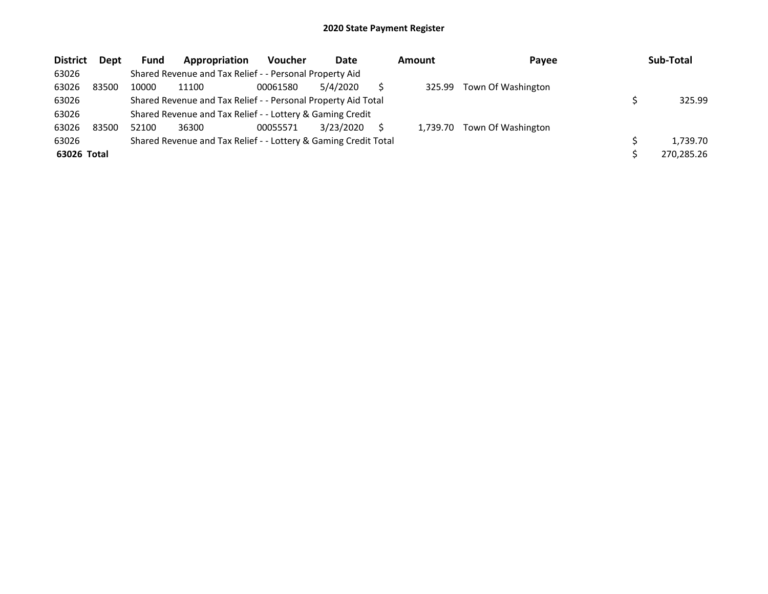# 2020 State Payment Register

| District | Dept | Fund | Appropriation | Voucher | Date | Amount | Payee | Sub-Total |
|---|---|---|---|---|---|---|---|---|
| 63026 | | Shared Revenue and Tax Relief - - Personal Property Aid | | | | | | |
| 63026 | 83500 | 10000 | 11100 | 00061580 | 5/4/2020 | $ 325.99 | Town Of Washington | |
| 63026 | | Shared Revenue and Tax Relief - - Personal Property Aid Total | | | | | | $ 325.99 |
| 63026 | | Shared Revenue and Tax Relief - - Lottery & Gaming Credit | | | | | | |
| 63026 | 83500 | 52100 | 36300 | 00055571 | 3/23/2020 | $ 1,739.70 | Town Of Washington | |
| 63026 | | Shared Revenue and Tax Relief - - Lottery & Gaming Credit Total | | | | | | $ 1,739.70 |
| **63026 Total** | | | | | | | | $ 270,285.26 |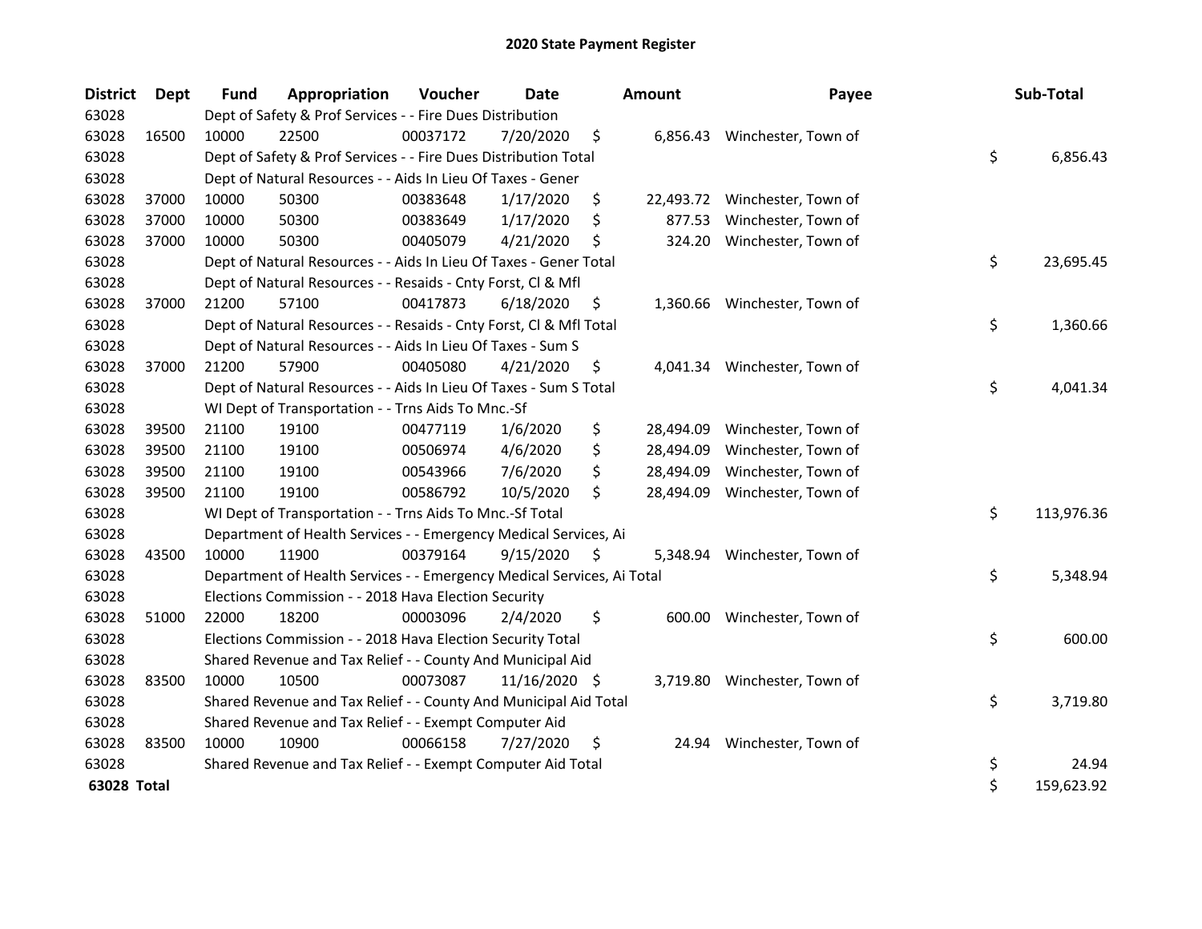# 2020 State Payment Register

| District | Dept | Fund | Appropriation | Voucher | Date | Amount | Payee | Sub-Total |
|---|---|---|---|---|---|---|---|---|
| 63028 | Dept of Safety & Prof Services - - Fire Dues Distribution | | | | | | | |
| 63028 | 16500 | 10000 | 22500 | 00037172 | 7/20/2020 | $ 6,856.43 | Winchester, Town of | |
| 63028 | Dept of Safety & Prof Services - - Fire Dues Distribution Total | | | | | | | $ 6,856.43 |
| 63028 | Dept of Natural Resources - - Aids In Lieu Of Taxes - Gener | | | | | | | |
| 63028 | 37000 | 10000 | 50300 | 00383648 | 1/17/2020 | $ 22,493.72 | Winchester, Town of | |
| 63028 | 37000 | 10000 | 50300 | 00383649 | 1/17/2020 | $ 877.53 | Winchester, Town of | |
| 63028 | 37000 | 10000 | 50300 | 00405079 | 4/21/2020 | $ 324.20 | Winchester, Town of | |
| 63028 | Dept of Natural Resources - - Aids In Lieu Of Taxes - Gener Total | | | | | | | $ 23,695.45 |
| 63028 | Dept of Natural Resources - - Resaids - Cnty Forst, Cl & Mfl | | | | | | | |
| 63028 | 37000 | 21200 | 57100 | 00417873 | 6/18/2020 | $ 1,360.66 | Winchester, Town of | |
| 63028 | Dept of Natural Resources - - Resaids - Cnty Forst, Cl & Mfl Total | | | | | | | $ 1,360.66 |
| 63028 | Dept of Natural Resources - - Aids In Lieu Of Taxes - Sum S | | | | | | | |
| 63028 | 37000 | 21200 | 57900 | 00405080 | 4/21/2020 | $ 4,041.34 | Winchester, Town of | |
| 63028 | Dept of Natural Resources - - Aids In Lieu Of Taxes - Sum S Total | | | | | | | $ 4,041.34 |
| 63028 | WI Dept of Transportation - - Trns Aids To Mnc.-Sf | | | | | | | |
| 63028 | 39500 | 21100 | 19100 | 00477119 | 1/6/2020 | $ 28,494.09 | Winchester, Town of | |
| 63028 | 39500 | 21100 | 19100 | 00506974 | 4/6/2020 | $ 28,494.09 | Winchester, Town of | |
| 63028 | 39500 | 21100 | 19100 | 00543966 | 7/6/2020 | $ 28,494.09 | Winchester, Town of | |
| 63028 | 39500 | 21100 | 19100 | 00586792 | 10/5/2020 | $ 28,494.09 | Winchester, Town of | |
| 63028 | WI Dept of Transportation - - Trns Aids To Mnc.-Sf Total | | | | | | | $ 113,976.36 |
| 63028 | Department of Health Services - - Emergency Medical Services, Ai | | | | | | | |
| 63028 | 43500 | 10000 | 11900 | 00379164 | 9/15/2020 | $ 5,348.94 | Winchester, Town of | |
| 63028 | Department of Health Services - - Emergency Medical Services, Ai Total | | | | | | | $ 5,348.94 |
| 63028 | Elections Commission - - 2018 Hava Election Security | | | | | | | |
| 63028 | 51000 | 22000 | 18200 | 00003096 | 2/4/2020 | $ 600.00 | Winchester, Town of | |
| 63028 | Elections Commission - - 2018 Hava Election Security Total | | | | | | | $ 600.00 |
| 63028 | Shared Revenue and Tax Relief - - County And Municipal Aid | | | | | | | |
| 63028 | 83500 | 10000 | 10500 | 00073087 | 11/16/2020 | $ 3,719.80 | Winchester, Town of | |
| 63028 | Shared Revenue and Tax Relief - - County And Municipal Aid Total | | | | | | | $ 3,719.80 |
| 63028 | Shared Revenue and Tax Relief - - Exempt Computer Aid | | | | | | | |
| 63028 | 83500 | 10000 | 10900 | 00066158 | 7/27/2020 | $ 24.94 | Winchester, Town of | |
| 63028 | Shared Revenue and Tax Relief - - Exempt Computer Aid Total | | | | | | | $ 24.94 |
| **63028 Total** | | | | | | | | $ 159,623.92 |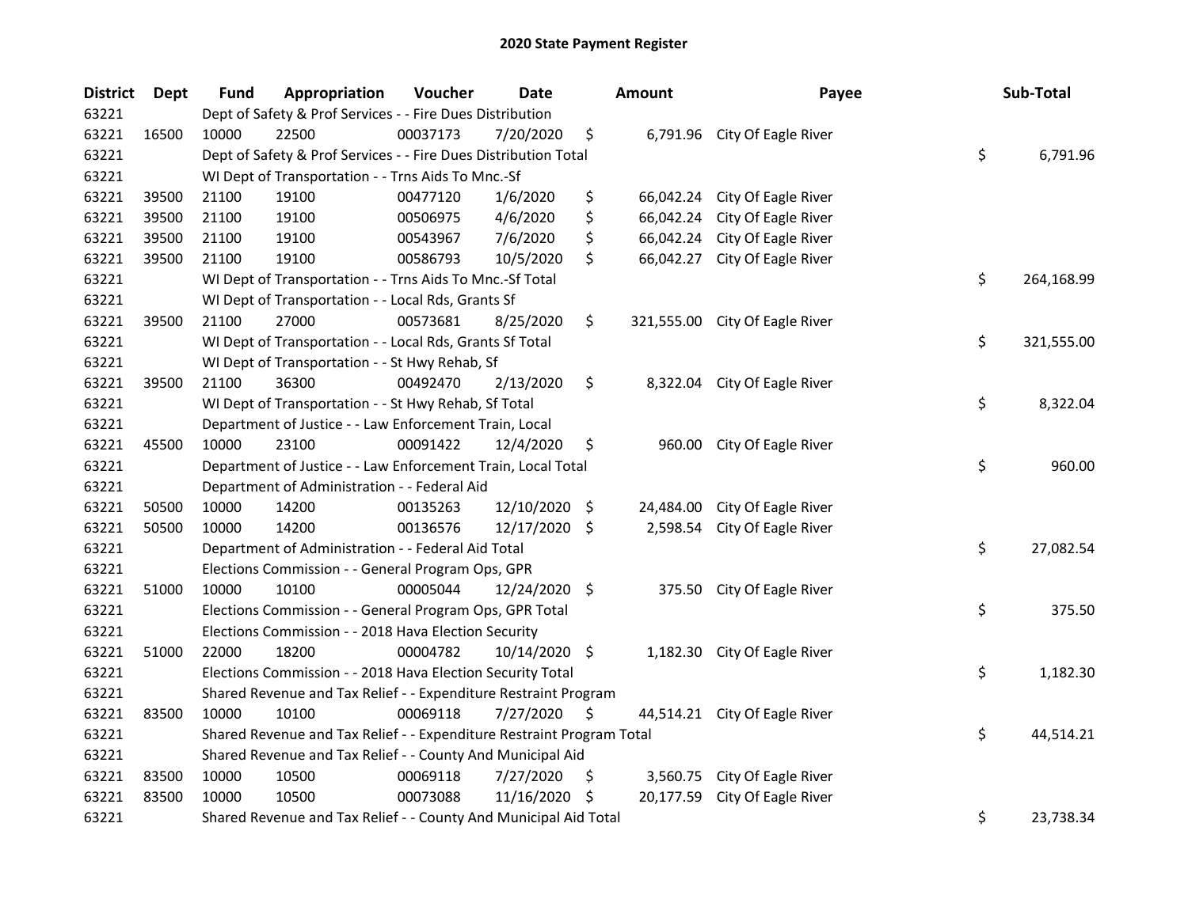## 2020 State Payment Register

| District | Dept | Fund | Appropriation | Voucher | Date | Amount | Payee | Sub-Total |
|---|---|---|---|---|---|---|---|---|
| 63221 | | Dept of Safety & Prof Services - - Fire Dues Distribution | | | | | | |
| 63221 | 16500 | 10000 | 22500 | 00037173 | 7/20/2020 | $ 6,791.96 | City Of Eagle River | |
| 63221 | | Dept of Safety & Prof Services - - Fire Dues Distribution Total | | | | | | $ 6,791.96 |
| 63221 | | WI Dept of Transportation - - Trns Aids To Mnc.-Sf | | | | | | |
| 63221 | 39500 | 21100 | 19100 | 00477120 | 1/6/2020 | $ 66,042.24 | City Of Eagle River | |
| 63221 | 39500 | 21100 | 19100 | 00506975 | 4/6/2020 | $ 66,042.24 | City Of Eagle River | |
| 63221 | 39500 | 21100 | 19100 | 00543967 | 7/6/2020 | $ 66,042.24 | City Of Eagle River | |
| 63221 | 39500 | 21100 | 19100 | 00586793 | 10/5/2020 | $ 66,042.27 | City Of Eagle River | |
| 63221 | | WI Dept of Transportation - - Trns Aids To Mnc.-Sf Total | | | | | | $ 264,168.99 |
| 63221 | | WI Dept of Transportation - - Local Rds, Grants Sf | | | | | | |
| 63221 | 39500 | 21100 | 27000 | 00573681 | 8/25/2020 | $ 321,555.00 | City Of Eagle River | |
| 63221 | | WI Dept of Transportation - - Local Rds, Grants Sf Total | | | | | | $ 321,555.00 |
| 63221 | | WI Dept of Transportation - - St Hwy Rehab, Sf | | | | | | |
| 63221 | 39500 | 21100 | 36300 | 00492470 | 2/13/2020 | $ 8,322.04 | City Of Eagle River | |
| 63221 | | WI Dept of Transportation - - St Hwy Rehab, Sf Total | | | | | | $ 8,322.04 |
| 63221 | | Department of Justice - - Law Enforcement Train, Local | | | | | | |
| 63221 | 45500 | 10000 | 23100 | 00091422 | 12/4/2020 | $ 960.00 | City Of Eagle River | |
| 63221 | | Department of Justice - - Law Enforcement Train, Local Total | | | | | | $ 960.00 |
| 63221 | | Department of Administration - - Federal Aid | | | | | | |
| 63221 | 50500 | 10000 | 14200 | 00135263 | 12/10/2020 | $ 24,484.00 | City Of Eagle River | |
| 63221 | 50500 | 10000 | 14200 | 00136576 | 12/17/2020 | $ 2,598.54 | City Of Eagle River | |
| 63221 | | Department of Administration - - Federal Aid Total | | | | | | $ 27,082.54 |
| 63221 | | Elections Commission - - General Program Ops, GPR | | | | | | |
| 63221 | 51000 | 10000 | 10100 | 00005044 | 12/24/2020 | $ 375.50 | City Of Eagle River | |
| 63221 | | Elections Commission - - General Program Ops, GPR Total | | | | | | $ 375.50 |
| 63221 | | Elections Commission - - 2018 Hava Election Security | | | | | | |
| 63221 | 51000 | 22000 | 18200 | 00004782 | 10/14/2020 | $ 1,182.30 | City Of Eagle River | |
| 63221 | | Elections Commission - - 2018 Hava Election Security Total | | | | | | $ 1,182.30 |
| 63221 | | Shared Revenue and Tax Relief - - Expenditure Restraint Program | | | | | | |
| 63221 | 83500 | 10000 | 10100 | 00069118 | 7/27/2020 | $ 44,514.21 | City Of Eagle River | |
| 63221 | | Shared Revenue and Tax Relief - - Expenditure Restraint Program Total | | | | | | $ 44,514.21 |
| 63221 | | Shared Revenue and Tax Relief - - County And Municipal Aid | | | | | | |
| 63221 | 83500 | 10000 | 10500 | 00069118 | 7/27/2020 | $ 3,560.75 | City Of Eagle River | |
| 63221 | 83500 | 10000 | 10500 | 00073088 | 11/16/2020 | $ 20,177.59 | City Of Eagle River | |
| 63221 | | Shared Revenue and Tax Relief - - County And Municipal Aid Total | | | | | | $ 23,738.34 |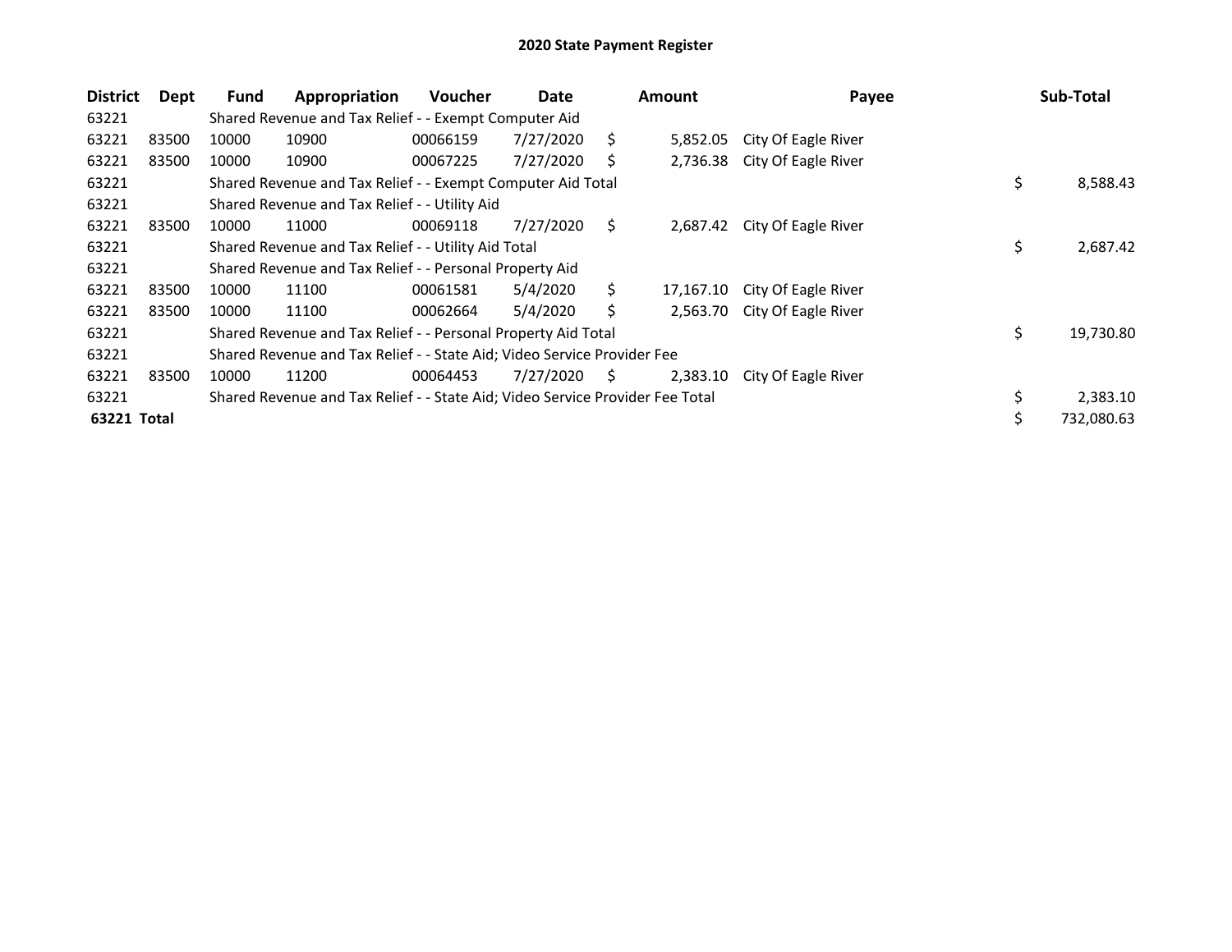# 2020 State Payment Register

| District | Dept | Fund | Appropriation | Voucher | Date | Amount | Payee | Sub-Total |
|---|---|---|---|---|---|---|---|---|
| 63221 | | Shared Revenue and Tax Relief - - Exempt Computer Aid | | | | | | |
| 63221 | 83500 | 10000 | 10900 | 00066159 | 7/27/2020 | $ 5,852.05 | City Of Eagle River | |
| 63221 | 83500 | 10000 | 10900 | 00067225 | 7/27/2020 | $ 2,736.38 | City Of Eagle River | |
| 63221 | | Shared Revenue and Tax Relief - - Exempt Computer Aid Total | | | | | | $ 8,588.43 |
| 63221 | | Shared Revenue and Tax Relief - - Utility Aid | | | | | | |
| 63221 | 83500 | 10000 | 11000 | 00069118 | 7/27/2020 | $ 2,687.42 | City Of Eagle River | |
| 63221 | | Shared Revenue and Tax Relief - - Utility Aid Total | | | | | | $ 2,687.42 |
| 63221 | | Shared Revenue and Tax Relief - - Personal Property Aid | | | | | | |
| 63221 | 83500 | 10000 | 11100 | 00061581 | 5/4/2020 | $ 17,167.10 | City Of Eagle River | |
| 63221 | 83500 | 10000 | 11100 | 00062664 | 5/4/2020 | $ 2,563.70 | City Of Eagle River | |
| 63221 | | Shared Revenue and Tax Relief - - Personal Property Aid Total | | | | | | $ 19,730.80 |
| 63221 | | Shared Revenue and Tax Relief - - State Aid; Video Service Provider Fee | | | | | | |
| 63221 | 83500 | 10000 | 11200 | 00064453 | 7/27/2020 | $ 2,383.10 | City Of Eagle River | |
| 63221 | | Shared Revenue and Tax Relief - - State Aid; Video Service Provider Fee Total | | | | | | $ 2,383.10 |
| **63221 Total** | | | | | | | | $ 732,080.63 |